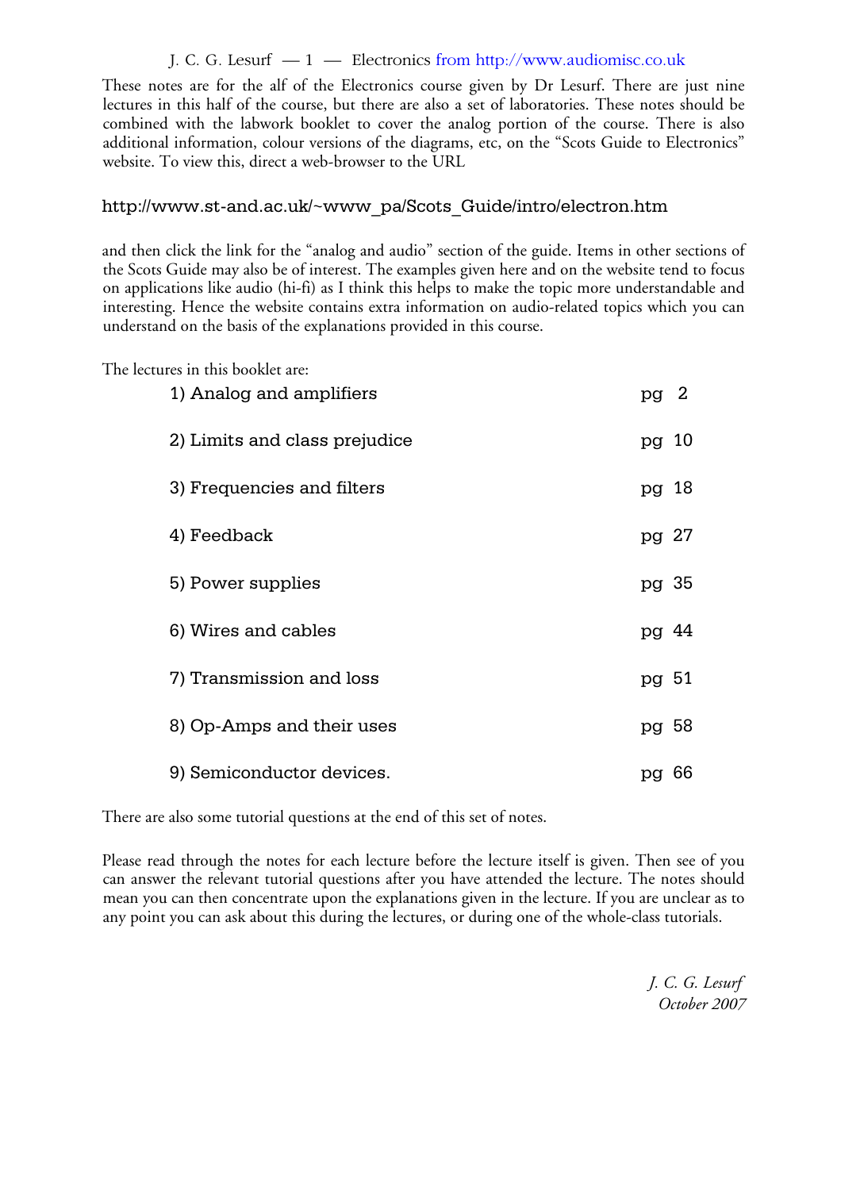These notes are for the alf of the Electronics course given by Dr Lesurf. There are just nine lectures in this half of the course, but there are also a set of laboratories. These notes should be combined with the labwork booklet to cover the analog portion of the course. There is also additional information, colour versions of the diagrams, etc, on the "Scots Guide to Electronics" website. To view this, direct a web-browser to the URL

http://www.st-and.ac.uk/~www_pa/Scots_Guide/intro/electron.htm

and then click the link for the "analog and audio" section of the guide. Items in other sections of the Scots Guide may also be of interest. The examples given here and on the website tend to focus on applications like audio (hi-fi) as I think this helps to make the topic more understandable and interesting. Hence the website contains extra information on audio-related topics which you can understand on the basis of the explanations provided in this course.

The lectures in this booklet are:

| | |
|---|---|
| 1) Analog and amplifiers | pg 2 |
| 2) Limits and class prejudice | pg 10 |
| 3) Frequencies and filters | pg 18 |
| 4) Feedback | pg 27 |
| 5) Power supplies | pg 35 |
| 6) Wires and cables | pg 44 |
| 7) Transmission and loss | pg 51 |
| 8) Op-Amps and their uses | pg 58 |
| 9) Semiconductor devices. | pg 66 |

There are also some tutorial questions at the end of this set of notes.

Please read through the notes for each lecture before the lecture itself is given. Then see of you can answer the relevant tutorial questions after you have attended the lecture. The notes should mean you can then concentrate upon the explanations given in the lecture. If you are unclear as to any point you can ask about this during the lectures, or during one of the whole-class tutorials.

*J. C. G. Lesurf*
*October 2007*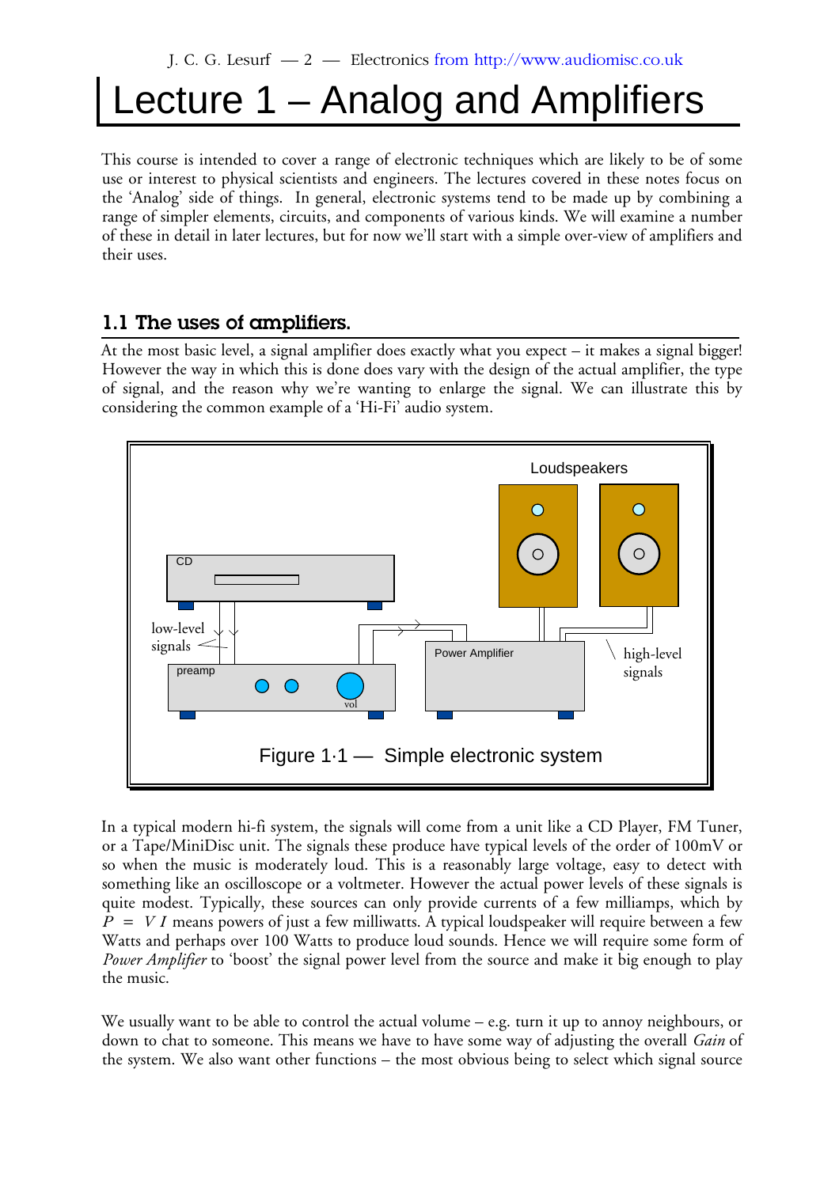# Lecture 1 – Analog and Amplifiers

This course is intended to cover a range of electronic techniques which are likely to be of some use or interest to physical scientists and engineers. The lectures covered in these notes focus on the 'Analog' side of things. In general, electronic systems tend to be made up by combining a range of simpler elements, circuits, and components of various kinds. We will examine a number of these in detail in later lectures, but for now we'll start with a simple over-view of amplifiers and their uses.

## 1.1 The uses of amplifiers.

At the most basic level, a signal amplifier does exactly what you expect – it makes a signal bigger! However the way in which this is done does vary with the design of the actual amplifier, the type of signal, and the reason why we're wanting to enlarge the signal. We can illustrate this by considering the common example of a 'Hi-Fi' audio system.

Figure 1·1 — Simple electronic system

In a typical modern hi-fi system, the signals will come from a unit like a CD Player, FM Tuner, or a Tape/MiniDisc unit. The signals these produce have typical levels of the order of 100mV or so when the music is moderately loud. This is a reasonably large voltage, easy to detect with something like an oscilloscope or a voltmeter. However the actual power levels of these signals is quite modest. Typically, these sources can only provide currents of a few milliamps, which by $P = VI$ means powers of just a few milliwatts. A typical loudspeaker will require between a few Watts and perhaps over 100 Watts to produce loud sounds. Hence we will require some form of *Power Amplifier* to 'boost' the signal power level from the source and make it big enough to play the music.

We usually want to be able to control the actual volume – e.g. turn it up to annoy neighbours, or down to chat to someone. This means we have to have some way of adjusting the overall *Gain* of the system. We also want other functions – the most obvious being to select which signal source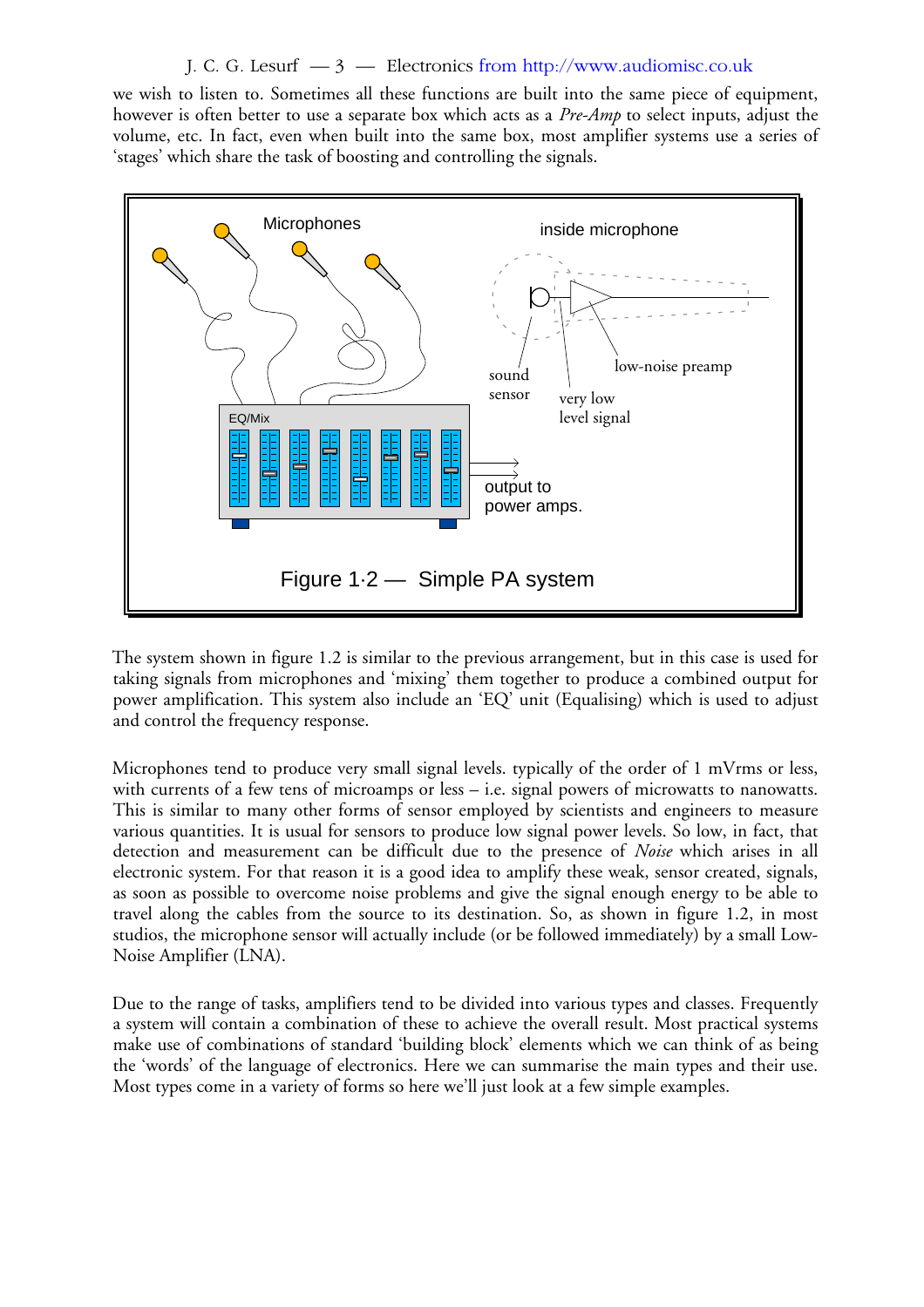we wish to listen to. Sometimes all these functions are built into the same piece of equipment, however is often better to use a separate box which acts as a *Pre-Amp* to select inputs, adjust the volume, etc. In fact, even when built into the same box, most amplifier systems use a series of 'stages' which share the task of boosting and controlling the signals.

Figure 1·2 — Simple PA system

The system shown in figure 1.2 is similar to the previous arrangement, but in this case is used for taking signals from microphones and 'mixing' them together to produce a combined output for power amplification. This system also include an 'EQ' unit (Equalising) which is used to adjust and control the frequency response.

Microphones tend to produce very small signal levels. typically of the order of 1 mVrms or less, with currents of a few tens of microamps or less – i.e. signal powers of microwatts to nanowatts. This is similar to many other forms of sensor employed by scientists and engineers to measure various quantities. It is usual for sensors to produce low signal power levels. So low, in fact, that detection and measurement can be difficult due to the presence of *Noise* which arises in all electronic system. For that reason it is a good idea to amplify these weak, sensor created, signals, as soon as possible to overcome noise problems and give the signal enough energy to be able to travel along the cables from the source to its destination. So, as shown in figure 1.2, in most studios, the microphone sensor will actually include (or be followed immediately) by a small Low-Noise Amplifier (LNA).

Due to the range of tasks, amplifiers tend to be divided into various types and classes. Frequently a system will contain a combination of these to achieve the overall result. Most practical systems make use of combinations of standard 'building block' elements which we can think of as being the 'words' of the language of electronics. Here we can summarise the main types and their use. Most types come in a variety of forms so here we'll just look at a few simple examples.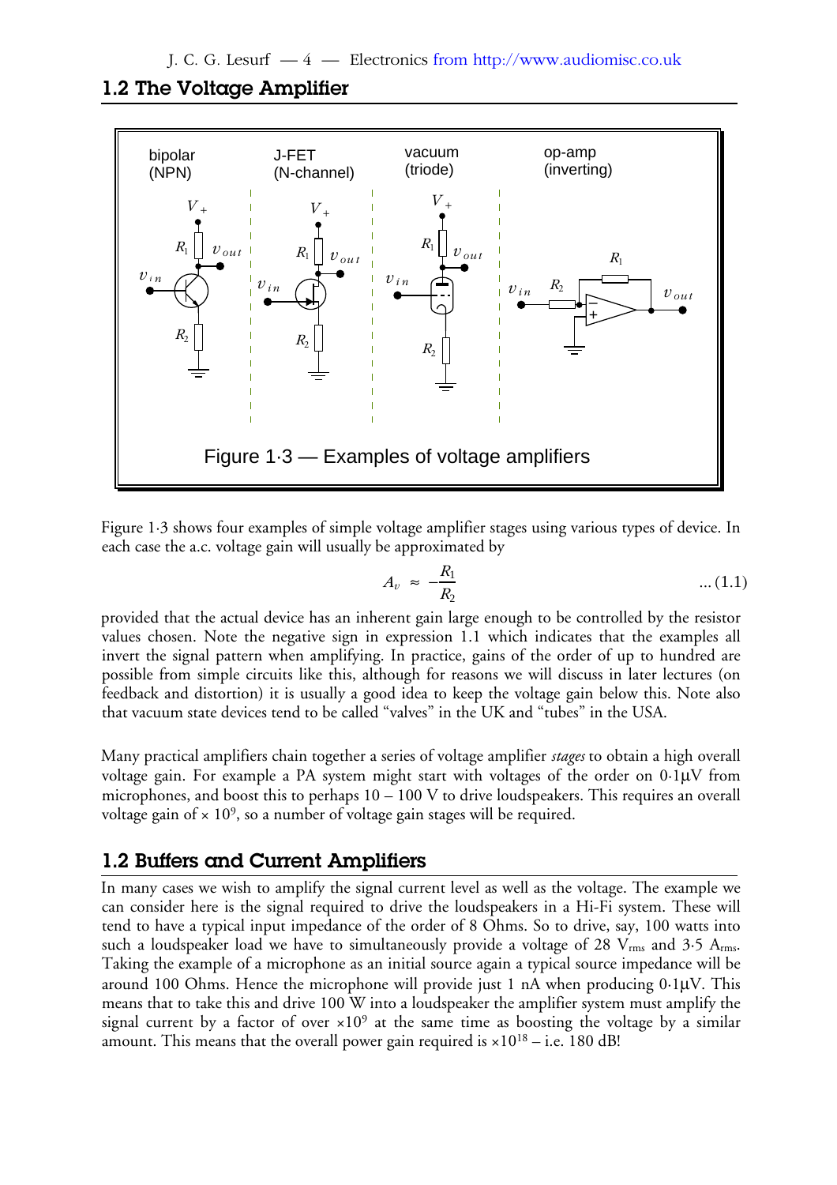## 1.2 The Voltage Amplifier

Figure 1·3 — Examples of voltage amplifiers

Figure 1·3 shows four examples of simple voltage amplifier stages using various types of device. In each case the a.c. voltage gain will usually be approximated by

$$A_v \approx -\frac{R_1}{R_2} \qquad \ldots (1.1)$$

provided that the actual device has an inherent gain large enough to be controlled by the resistor values chosen. Note the negative sign in expression 1.1 which indicates that the examples all invert the signal pattern when amplifying. In practice, gains of the order of up to hundred are possible from simple circuits like this, although for reasons we will discuss in later lectures (on feedback and distortion) it is usually a good idea to keep the voltage gain below this. Note also that vacuum state devices tend to be called "valves" in the UK and "tubes" in the USA.

Many practical amplifiers chain together a series of voltage amplifier *stages* to obtain a high overall voltage gain. For example a PA system might start with voltages of the order on 0·1μV from microphones, and boost this to perhaps 10 – 100 V to drive loudspeakers. This requires an overall voltage gain of $\times 10^9$, so a number of voltage gain stages will be required.

## 1.2 Buffers and Current Amplifiers

In many cases we wish to amplify the signal current level as well as the voltage. The example we can consider here is the signal required to drive the loudspeakers in a Hi-Fi system. These will tend to have a typical input impedance of the order of 8 Ohms. So to drive, say, 100 watts into such a loudspeaker load we have to simultaneously provide a voltage of 28 $V_{rms}$ and 3·5 $A_{rms}$. Taking the example of a microphone as an initial source again a typical source impedance will be around 100 Ohms. Hence the microphone will provide just 1 nA when producing 0·1μV. This means that to take this and drive 100 W into a loudspeaker the amplifier system must amplify the signal current by a factor of over $\times 10^9$ at the same time as boosting the voltage by a similar amount. This means that the overall power gain required is $\times 10^{18}$ – i.e. 180 dB!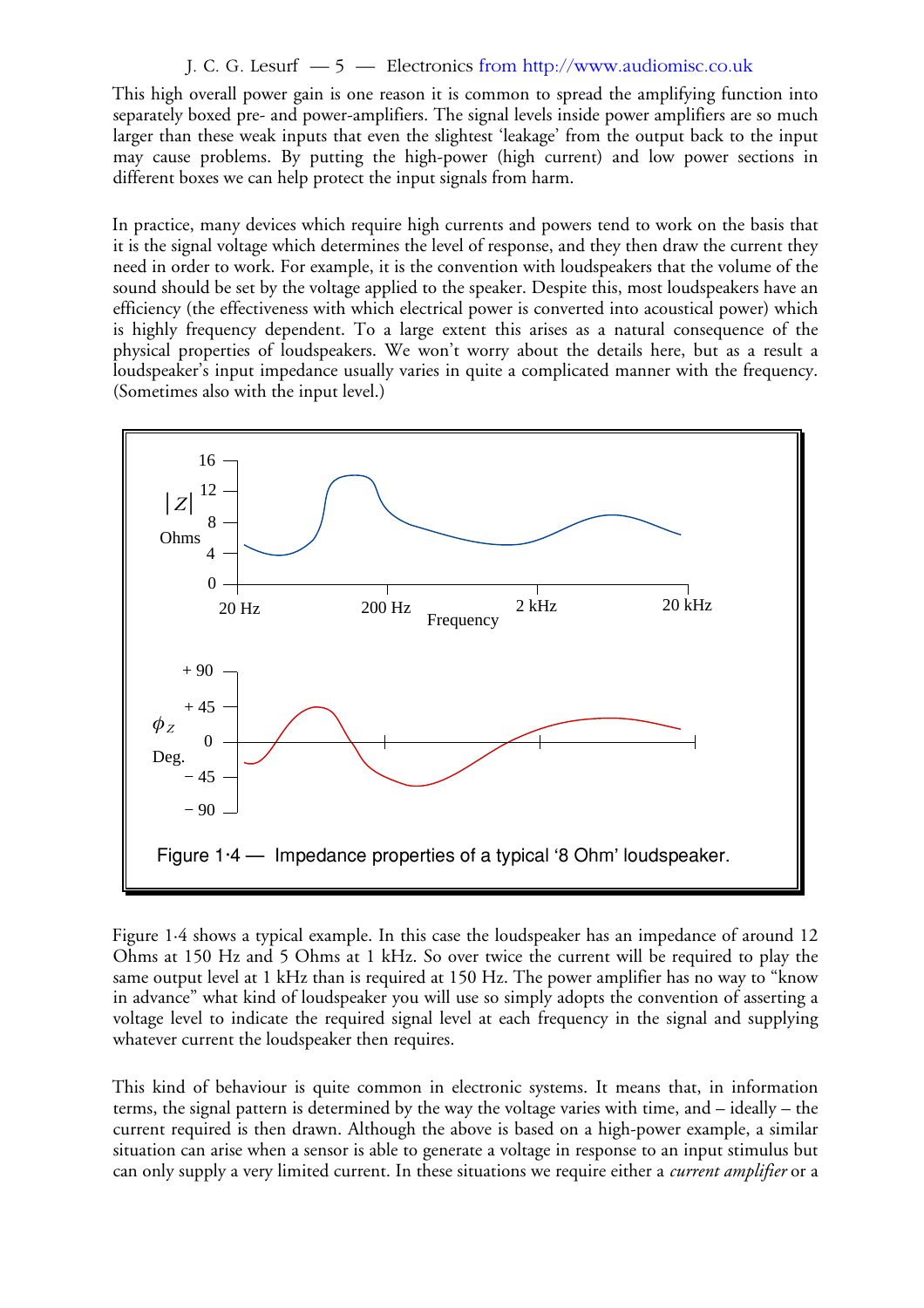This high overall power gain is one reason it is common to spread the amplifying function into separately boxed pre- and power-amplifiers. The signal levels inside power amplifiers are so much larger than these weak inputs that even the slightest 'leakage' from the output back to the input may cause problems. By putting the high-power (high current) and low power sections in different boxes we can help protect the input signals from harm.

In practice, many devices which require high currents and powers tend to work on the basis that it is the signal voltage which determines the level of response, and they then draw the current they need in order to work. For example, it is the convention with loudspeakers that the volume of the sound should be set by the voltage applied to the speaker. Despite this, most loudspeakers have an efficiency (the effectiveness with which electrical power is converted into acoustical power) which is highly frequency dependent. To a large extent this arises as a natural consequence of the physical properties of loudspeakers. We won't worry about the details here, but as a result a loudspeaker's input impedance usually varies in quite a complicated manner with the frequency. (Sometimes also with the input level.)

Figure 1·4 — Impedance properties of a typical '8 Ohm' loudspeaker.

Figure 1·4 shows a typical example. In this case the loudspeaker has an impedance of around 12 Ohms at 150 Hz and 5 Ohms at 1 kHz. So over twice the current will be required to play the same output level at 1 kHz than is required at 150 Hz. The power amplifier has no way to "know in advance" what kind of loudspeaker you will use so simply adopts the convention of asserting a voltage level to indicate the required signal level at each frequency in the signal and supplying whatever current the loudspeaker then requires.

This kind of behaviour is quite common in electronic systems. It means that, in information terms, the signal pattern is determined by the way the voltage varies with time, and – ideally – the current required is then drawn. Although the above is based on a high-power example, a similar situation can arise when a sensor is able to generate a voltage in response to an input stimulus but can only supply a very limited current. In these situations we require either a *current amplifier* or a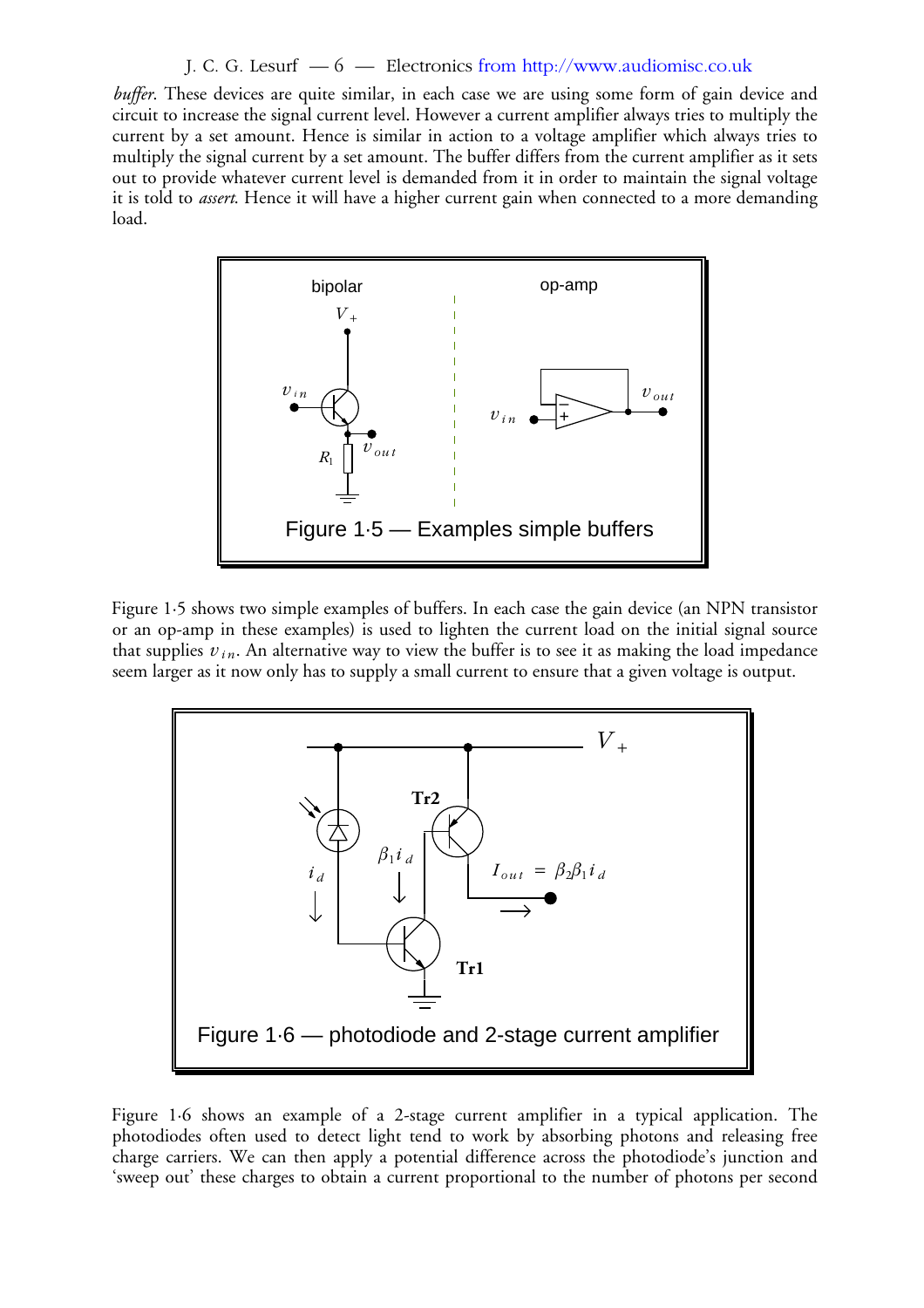*buffer*. These devices are quite similar, in each case we are using some form of gain device and circuit to increase the signal current level. However a current amplifier always tries to multiply the current by a set amount. Hence is similar in action to a voltage amplifier which always tries to multiply the signal current by a set amount. The buffer differs from the current amplifier as it sets out to provide whatever current level is demanded from it in order to maintain the signal voltage it is told to *assert*. Hence it will have a higher current gain when connected to a more demanding load.

Figure 1·5 — Examples simple buffers

Figure 1·5 shows two simple examples of buffers. In each case the gain device (an NPN transistor or an op-amp in these examples) is used to lighten the current load on the initial signal source that supplies $v_{in}$. An alternative way to view the buffer is to see it as making the load impedance seem larger as it now only has to supply a small current to ensure that a given voltage is output.

Figure 1·6 — photodiode and 2-stage current amplifier

Figure 1·6 shows an example of a 2-stage current amplifier in a typical application. The photodiodes often used to detect light tend to work by absorbing photons and releasing free charge carriers. We can then apply a potential difference across the photodiode's junction and 'sweep out' these charges to obtain a current proportional to the number of photons per second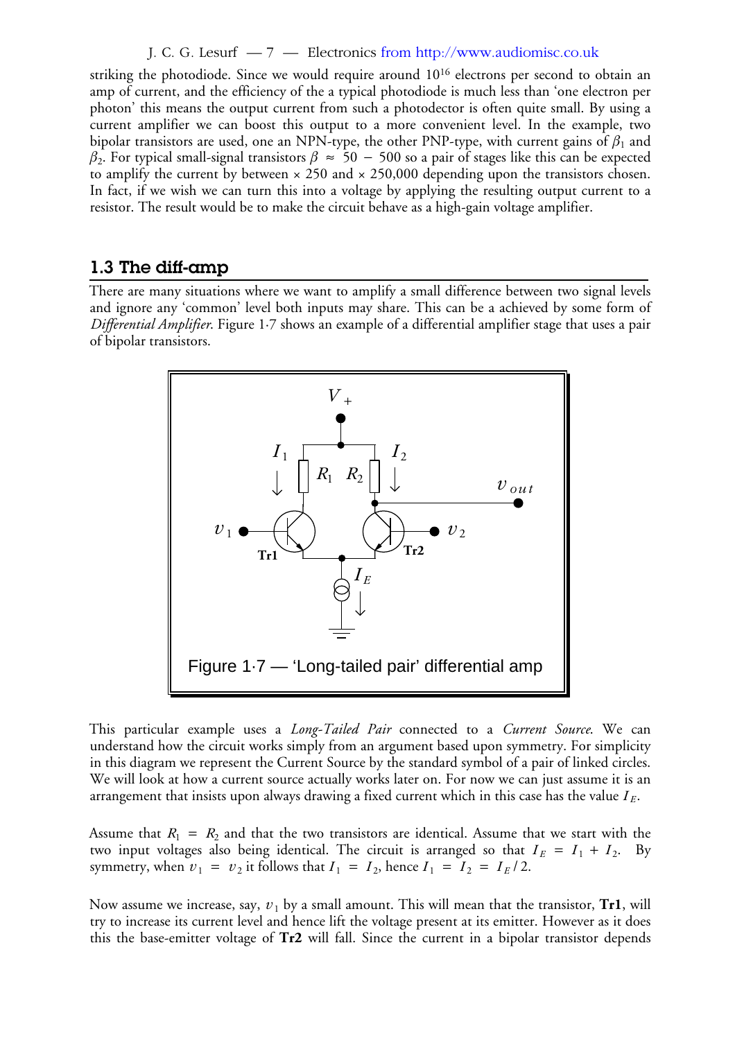striking the photodiode. Since we would require around $10^{16}$ electrons per second to obtain an amp of current, and the efficiency of the a typical photodiode is much less than 'one electron per photon' this means the output current from such a photodector is often quite small. By using a current amplifier we can boost this output to a more convenient level. In the example, two bipolar transistors are used, one an NPN-type, the other PNP-type, with current gains of $\beta_1$ and $\beta_2$. For typical small-signal transistors $\beta \approx 50 - 500$ so a pair of stages like this can be expected to amplify the current by between × 250 and × 250,000 depending upon the transistors chosen. In fact, if we wish we can turn this into a voltage by applying the resulting output current to a resistor. The result would be to make the circuit behave as a high-gain voltage amplifier.

## 1.3 The diff-amp

There are many situations where we want to amplify a small difference between two signal levels and ignore any 'common' level both inputs may share. This can be a achieved by some form of *Differential Amplifier*. Figure 1·7 shows an example of a differential amplifier stage that uses a pair of bipolar transistors.

Figure 1·7 — 'Long-tailed pair' differential amp

This particular example uses a *Long-Tailed Pair* connected to a *Current Source*. We can understand how the circuit works simply from an argument based upon symmetry. For simplicity in this diagram we represent the Current Source by the standard symbol of a pair of linked circles. We will look at how a current source actually works later on. For now we can just assume it is an arrangement that insists upon always drawing a fixed current which in this case has the value $I_E$.

Assume that $R_1 = R_2$ and that the two transistors are identical. Assume that we start with the two input voltages also being identical. The circuit is arranged so that $I_E = I_1 + I_2$. By symmetry, when $v_1 = v_2$ it follows that $I_1 = I_2$, hence $I_1 = I_2 = I_E / 2$.

Now assume we increase, say, $v_1$ by a small amount. This will mean that the transistor, **Tr1**, will try to increase its current level and hence lift the voltage present at its emitter. However as it does this the base-emitter voltage of **Tr2** will fall. Since the current in a bipolar transistor depends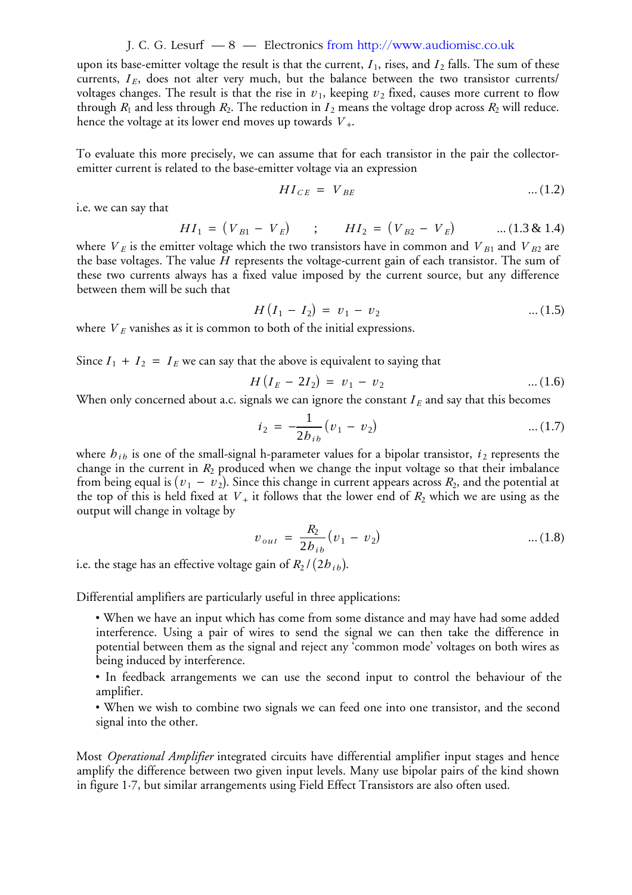upon its base-emitter voltage the result is that the current, $I_1$, rises, and $I_2$ falls. The sum of these currents, $I_E$, does not alter very much, but the balance between the two transistor currents/voltages changes. The result is that the rise in $v_1$, keeping $v_2$ fixed, causes more current to flow through $R_1$ and less through $R_2$. The reduction in $I_2$ means the voltage drop across $R_2$ will reduce. hence the voltage at its lower end moves up towards $V_+$.

To evaluate this more precisely, we can assume that for each transistor in the pair the collector-emitter current is related to the base-emitter voltage via an expression

$$H I_{CE} = V_{BE} \qquad \text{... (1.2)}$$

i.e. we can say that

$$H I_1 = (V_{B1} - V_E) \quad ; \quad H I_2 = (V_{B2} - V_E) \qquad \text{... (1.3 \& 1.4)}$$

where $V_E$ is the emitter voltage which the two transistors have in common and $V_{B1}$ and $V_{B2}$ are the base voltages. The value $H$ represents the voltage-current gain of each transistor. The sum of these two currents always has a fixed value imposed by the current source, but any difference between them will be such that

$$H(I_1 - I_2) = v_1 - v_2 \qquad \text{... (1.5)}$$

where $V_E$ vanishes as it is common to both of the initial expressions.

Since $I_1 + I_2 = I_E$ we can say that the above is equivalent to saying that

$$H(I_E - 2I_2) = v_1 - v_2 \qquad \text{... (1.6)}$$

When only concerned about a.c. signals we can ignore the constant $I_E$ and say that this becomes

$$i_2 = -\frac{1}{2h_{ib}}(v_1 - v_2) \qquad \text{... (1.7)}$$

where $h_{ib}$ is one of the small-signal h-parameter values for a bipolar transistor, $i_2$ represents the change in the current in $R_2$ produced when we change the input voltage so that their imbalance from being equal is $(v_1 - v_2)$. Since this change in current appears across $R_2$, and the potential at the top of this is held fixed at $V_+$ it follows that the lower end of $R_2$ which we are using as the output will change in voltage by

$$v_{out} = \frac{R_2}{2h_{ib}}(v_1 - v_2) \qquad \text{... (1.8)}$$

i.e. the stage has an effective voltage gain of $R_2/(2h_{ib})$.

Differential amplifiers are particularly useful in three applications:

- When we have an input which has come from some distance and may have had some added interference. Using a pair of wires to send the signal we can then take the difference in potential between them as the signal and reject any 'common mode' voltages on both wires as being induced by interference.
- In feedback arrangements we can use the second input to control the behaviour of the amplifier.
- When we wish to combine two signals we can feed one into one transistor, and the second signal into the other.

Most *Operational Amplifier* integrated circuits have differential amplifier input stages and hence amplify the difference between two given input levels. Many use bipolar pairs of the kind shown in figure 1·7, but similar arrangements using Field Effect Transistors are also often used.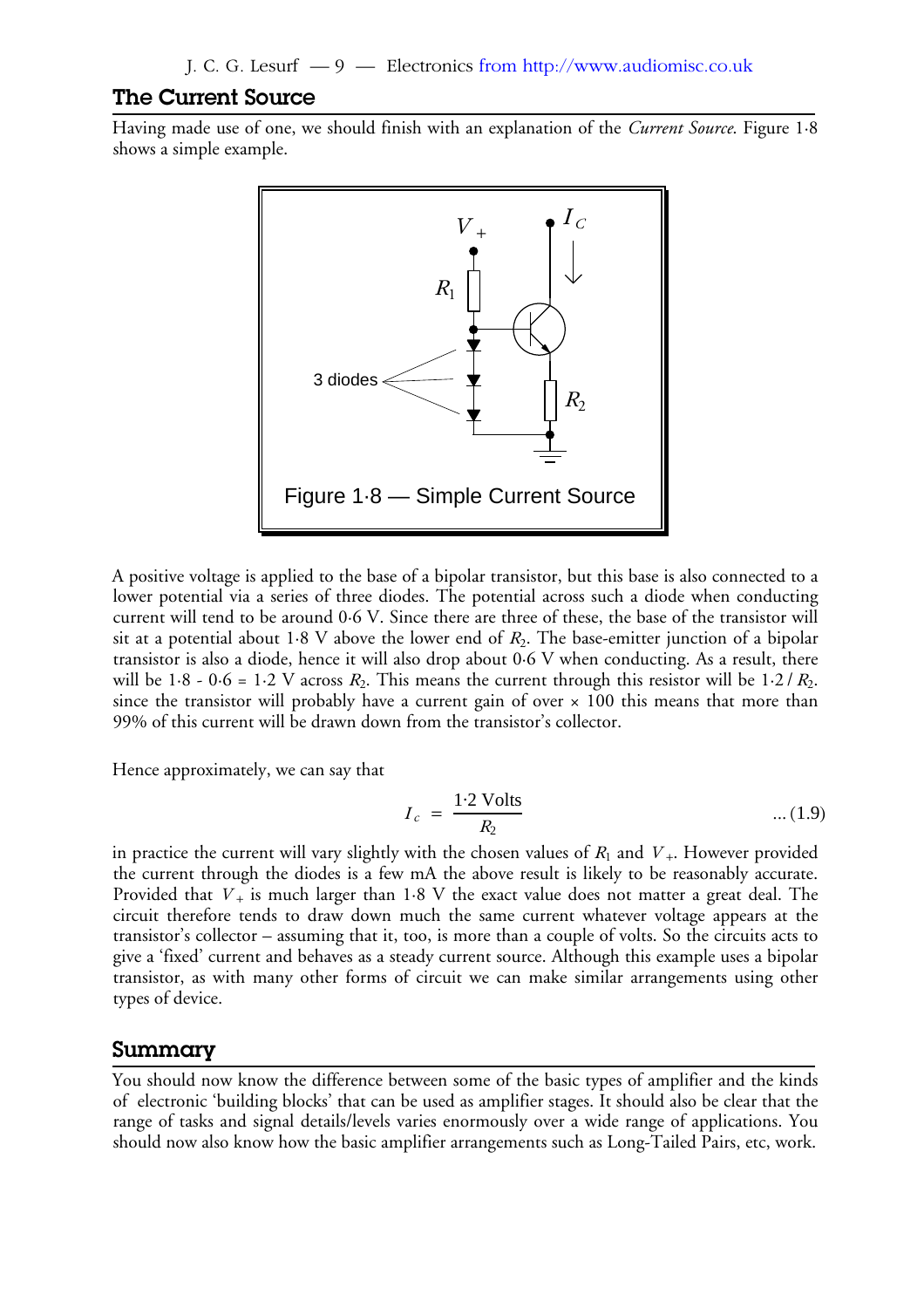## The Current Source

Having made use of one, we should finish with an explanation of the *Current Source*. Figure 1·8 shows a simple example.

Figure 1·8 — Simple Current Source

A positive voltage is applied to the base of a bipolar transistor, but this base is also connected to a lower potential via a series of three diodes. The potential across such a diode when conducting current will tend to be around 0·6 V. Since there are three of these, the base of the transistor will sit at a potential about 1·8 V above the lower end of $R_2$. The base-emitter junction of a bipolar transistor is also a diode, hence it will also drop about 0·6 V when conducting. As a result, there will be 1·8 - 0·6 = 1·2 V across $R_2$. This means the current through this resistor will be $1{\cdot}2 / R_2$. since the transistor will probably have a current gain of over × 100 this means that more than 99% of this current will be drawn down from the transistor's collector.

Hence approximately, we can say that

$$I_c = \frac{1{\cdot}2 \text{ Volts}}{R_2} \qquad \text{... (1.9)}$$

in practice the current will vary slightly with the chosen values of $R_1$ and $V_+$. However provided the current through the diodes is a few mA the above result is likely to be reasonably accurate. Provided that $V_+$ is much larger than 1·8 V the exact value does not matter a great deal. The circuit therefore tends to draw down much the same current whatever voltage appears at the transistor's collector – assuming that it, too, is more than a couple of volts. So the circuits acts to give a 'fixed' current and behaves as a steady current source. Although this example uses a bipolar transistor, as with many other forms of circuit we can make similar arrangements using other types of device.

## Summary

You should now know the difference between some of the basic types of amplifier and the kinds of electronic 'building blocks' that can be used as amplifier stages. It should also be clear that the range of tasks and signal details/levels varies enormously over a wide range of applications. You should now also know how the basic amplifier arrangements such as Long-Tailed Pairs, etc, work.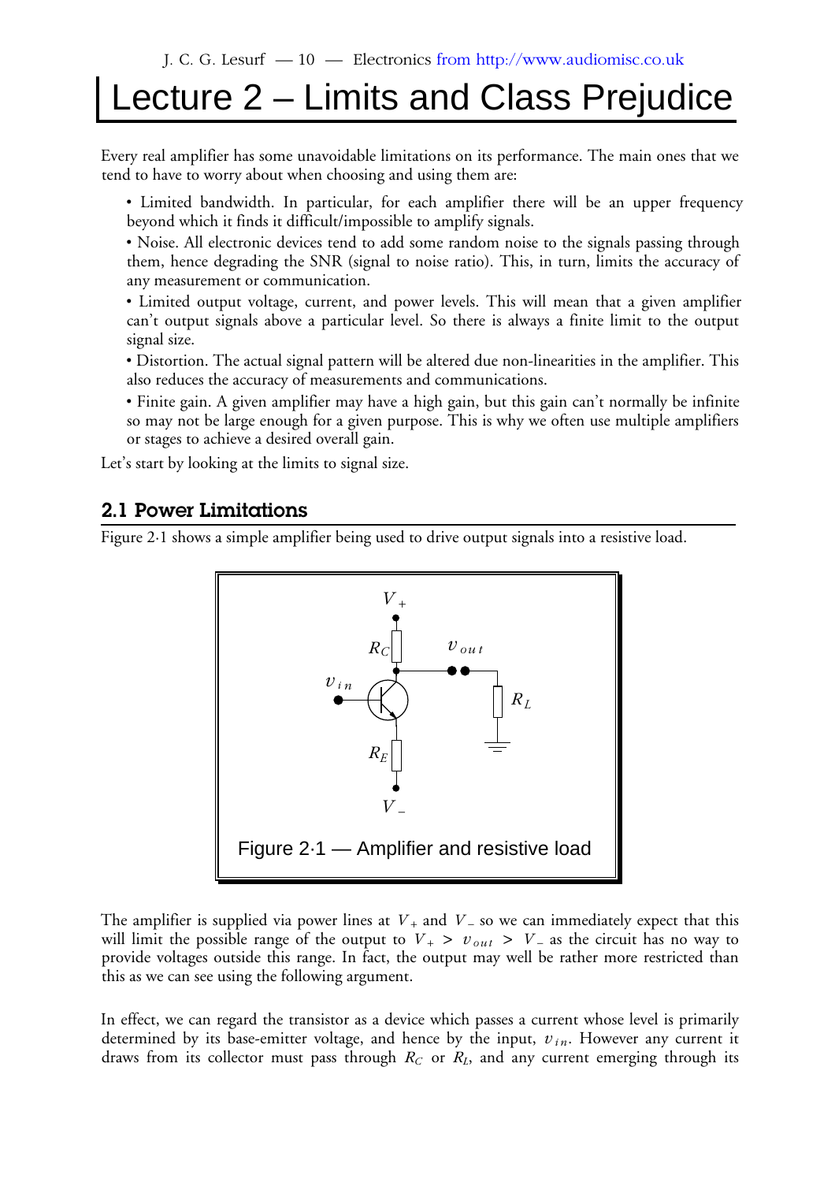# Lecture 2 – Limits and Class Prejudice

Every real amplifier has some unavoidable limitations on its performance. The main ones that we tend to have to worry about when choosing and using them are:

- Limited bandwidth. In particular, for each amplifier there will be an upper frequency beyond which it finds it difficult/impossible to amplify signals.
- Noise. All electronic devices tend to add some random noise to the signals passing through them, hence degrading the SNR (signal to noise ratio). This, in turn, limits the accuracy of any measurement or communication.
- Limited output voltage, current, and power levels. This will mean that a given amplifier can't output signals above a particular level. So there is always a finite limit to the output signal size.
- Distortion. The actual signal pattern will be altered due non-linearities in the amplifier. This also reduces the accuracy of measurements and communications.
- Finite gain. A given amplifier may have a high gain, but this gain can't normally be infinite so may not be large enough for a given purpose. This is why we often use multiple amplifiers or stages to achieve a desired overall gain.

Let's start by looking at the limits to signal size.

## 2.1 Power Limitations

Figure 2·1 shows a simple amplifier being used to drive output signals into a resistive load.

Figure 2·1 — Amplifier and resistive load

The amplifier is supplied via power lines at $V_+$ and $V_-$ so we can immediately expect that this will limit the possible range of the output to $V_+ > v_{out} > V_-$ as the circuit has no way to provide voltages outside this range. In fact, the output may well be rather more restricted than this as we can see using the following argument.

In effect, we can regard the transistor as a device which passes a current whose level is primarily determined by its base-emitter voltage, and hence by the input, $v_{in}$. However any current it draws from its collector must pass through $R_C$ or $R_L$, and any current emerging through its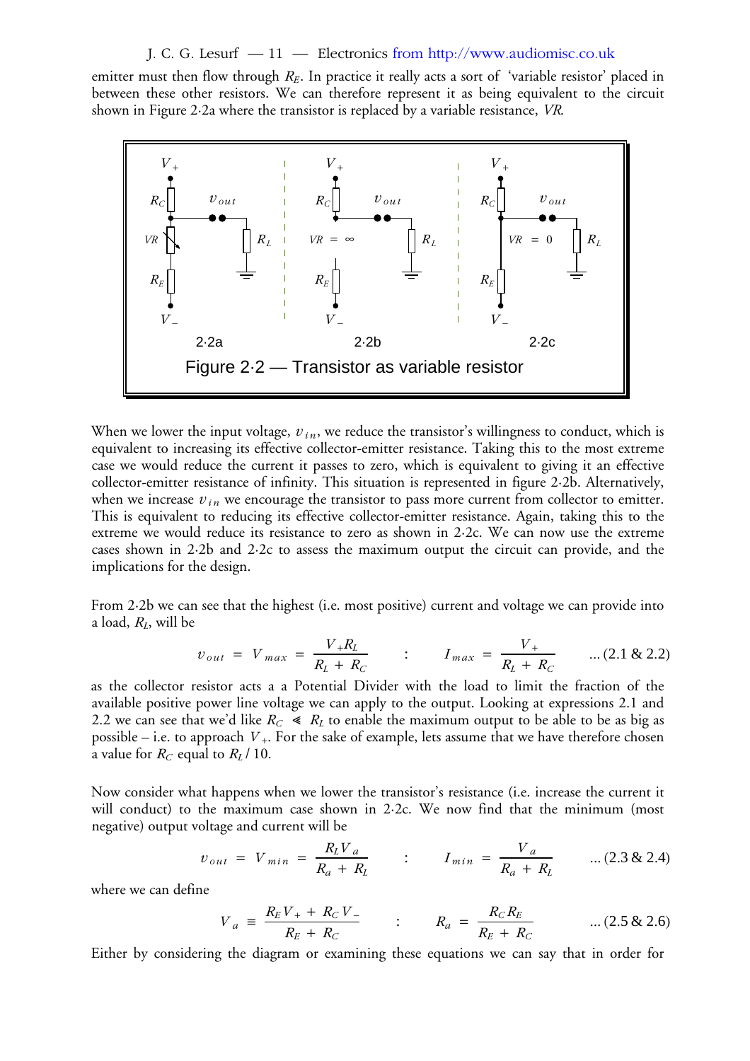emitter must then flow through $R_E$. In practice it really acts a sort of 'variable resistor' placed in between these other resistors. We can therefore represent it as being equivalent to the circuit shown in Figure 2·2a where the transistor is replaced by a variable resistance, *VR*.

Figure 2·2 — Transistor as variable resistor

When we lower the input voltage, $v_{in}$, we reduce the transistor's willingness to conduct, which is equivalent to increasing its effective collector-emitter resistance. Taking this to the most extreme case we would reduce the current it passes to zero, which is equivalent to giving it an effective collector-emitter resistance of infinity. This situation is represented in figure 2·2b. Alternatively, when we increase $v_{in}$ we encourage the transistor to pass more current from collector to emitter. This is equivalent to reducing its effective collector-emitter resistance. Again, taking this to the extreme we would reduce its resistance to zero as shown in 2·2c. We can now use the extreme cases shown in 2·2b and 2·2c to assess the maximum output the circuit can provide, and the implications for the design.

From 2·2b we can see that the highest (i.e. most positive) current and voltage we can provide into a load, $R_L$, will be

$$v_{out} = V_{max} = \frac{V_+ R_L}{R_L + R_C} \quad : \quad I_{max} = \frac{V_+}{R_L + R_C} \qquad \text{... (2.1 \& 2.2)}$$

as the collector resistor acts a a Potential Divider with the load to limit the fraction of the available positive power line voltage we can apply to the output. Looking at expressions 2.1 and 2.2 we can see that we'd like $R_C \ll R_L$ to enable the maximum output to be able to be as big as possible – i.e. to approach $V_+$. For the sake of example, lets assume that we have therefore chosen a value for $R_C$ equal to $R_L / 10$.

Now consider what happens when we lower the transistor's resistance (i.e. increase the current it will conduct) to the maximum case shown in 2·2c. We now find that the minimum (most negative) output voltage and current will be

$$v_{out} = V_{min} = \frac{R_L V_a}{R_a + R_L} \quad : \quad I_{min} = \frac{V_a}{R_a + R_L} \qquad \text{... (2.3 \& 2.4)}$$

where we can define

$$V_a \equiv \frac{R_E V_+ + R_C V_-}{R_E + R_C} \quad : \quad R_a = \frac{R_C R_E}{R_E + R_C} \qquad \text{... (2.5 \& 2.6)}$$

Either by considering the diagram or examining these equations we can say that in order for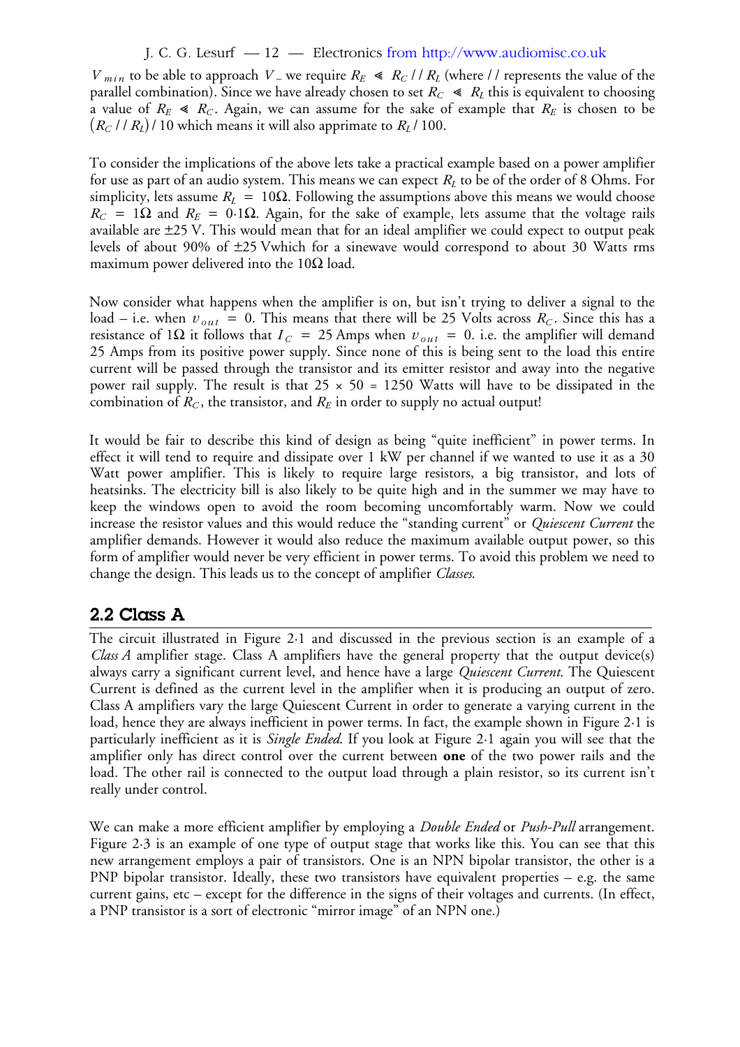$V_{min}$ to be able to approach $V_-$ we require $R_E \ll R_C // R_L$ (where // represents the value of the parallel combination). Since we have already chosen to set $R_C \ll R_L$ this is equivalent to choosing a value of $R_E \ll R_C$. Again, we can assume for the sake of example that $R_E$ is chosen to be $(R_C // R_L) / 10$ which means it will also apprimate to $R_L / 100$.

To consider the implications of the above lets take a practical example based on a power amplifier for use as part of an audio system. This means we can expect $R_L$ to be of the order of 8 Ohms. For simplicity, lets assume $R_L = 10\Omega$. Following the assumptions above this means we would choose $R_C = 1\Omega$ and $R_E = 0{\cdot}1\Omega$. Again, for the sake of example, lets assume that the voltage rails available are ±25 V. This would mean that for an ideal amplifier we could expect to output peak levels of about 90% of ±25 Vwhich for a sinewave would correspond to about 30 Watts rms maximum power delivered into the 10Ω load.

Now consider what happens when the amplifier is on, but isn't trying to deliver a signal to the load – i.e. when $v_{out} = 0$. This means that there will be 25 Volts across $R_C$. Since this has a resistance of 1Ω it follows that $I_C = 25$ Amps when $v_{out} = 0$. i.e. the amplifier will demand 25 Amps from its positive power supply. Since none of this is being sent to the load this entire current will be passed through the transistor and its emitter resistor and away into the negative power rail supply. The result is that $25 \times 50 = 1250$ Watts will have to be dissipated in the combination of $R_C$, the transistor, and $R_E$ in order to supply no actual output!

It would be fair to describe this kind of design as being "quite inefficient" in power terms. In effect it will tend to require and dissipate over 1 kW per channel if we wanted to use it as a 30 Watt power amplifier. This is likely to require large resistors, a big transistor, and lots of heatsinks. The electricity bill is also likely to be quite high and in the summer we may have to keep the windows open to avoid the room becoming uncomfortably warm. Now we could increase the resistor values and this would reduce the "standing current" or *Quiescent Current* the amplifier demands. However it would also reduce the maximum available output power, so this form of amplifier would never be very efficient in power terms. To avoid this problem we need to change the design. This leads us to the concept of amplifier *Classes*.

## 2.2 Class A

The circuit illustrated in Figure 2·1 and discussed in the previous section is an example of a *Class A* amplifier stage. Class A amplifiers have the general property that the output device(s) always carry a significant current level, and hence have a large *Quiescent Current*. The Quiescent Current is defined as the current level in the amplifier when it is producing an output of zero. Class A amplifiers vary the large Quiescent Current in order to generate a varying current in the load, hence they are always inefficient in power terms. In fact, the example shown in Figure 2·1 is particularly inefficient as it is *Single Ended*. If you look at Figure 2·1 again you will see that the amplifier only has direct control over the current between **one** of the two power rails and the load. The other rail is connected to the output load through a plain resistor, so its current isn't really under control.

We can make a more efficient amplifier by employing a *Double Ended* or *Push-Pull* arrangement. Figure 2·3 is an example of one type of output stage that works like this. You can see that this new arrangement employs a pair of transistors. One is an NPN bipolar transistor, the other is a PNP bipolar transistor. Ideally, these two transistors have equivalent properties – e.g. the same current gains, etc – except for the difference in the signs of their voltages and currents. (In effect, a PNP transistor is a sort of electronic "mirror image" of an NPN one.)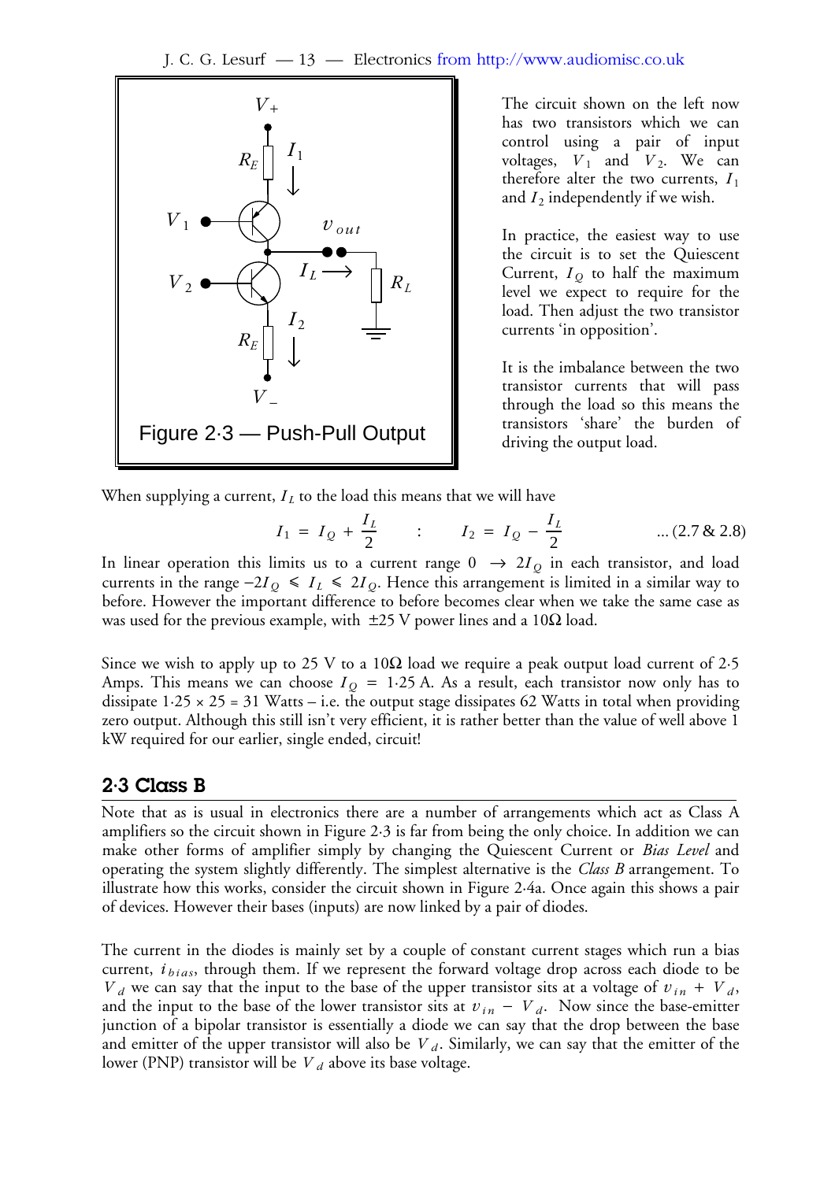Figure 2·3 — Push-Pull Output

The circuit shown on the left now has two transistors which we can control using a pair of input voltages, $V_1$ and $V_2$. We can therefore alter the two currents, $I_1$ and $I_2$ independently if we wish.

In practice, the easiest way to use the circuit is to set the Quiescent Current, $I_Q$ to half the maximum level we expect to require for the load. Then adjust the two transistor currents 'in opposition'.

It is the imbalance between the two transistor currents that will pass through the load so this means the transistors 'share' the burden of driving the output load.

When supplying a current, $I_L$ to the load this means that we will have

$$I_1 = I_Q + \frac{I_L}{2} \quad : \quad I_2 = I_Q - \frac{I_L}{2} \qquad \text{... (2.7 \& 2.8)}$$

In linear operation this limits us to a current range $0 \rightarrow 2I_Q$ in each transistor, and load currents in the range $-2I_Q \leq I_L \leq 2I_Q$. Hence this arrangement is limited in a similar way to before. However the important difference to before becomes clear when we take the same case as was used for the previous example, with $\pm 25$ V power lines and a $10\Omega$ load.

Since we wish to apply up to 25 V to a $10\Omega$ load we require a peak output load current of 2·5 Amps. This means we can choose $I_Q = 1{\cdot}25$ A. As a result, each transistor now only has to dissipate $1{\cdot}25 \times 25 = 31$ Watts – i.e. the output stage dissipates 62 Watts in total when providing zero output. Although this still isn't very efficient, it is rather better than the value of well above 1 kW required for our earlier, single ended, circuit!

## 2·3 Class B

Note that as is usual in electronics there are a number of arrangements which act as Class A amplifiers so the circuit shown in Figure 2·3 is far from being the only choice. In addition we can make other forms of amplifier simply by changing the Quiescent Current or *Bias Level* and operating the system slightly differently. The simplest alternative is the *Class B* arrangement. To illustrate how this works, consider the circuit shown in Figure 2·4a. Once again this shows a pair of devices. However their bases (inputs) are now linked by a pair of diodes.

The current in the diodes is mainly set by a couple of constant current stages which run a bias current, $i_{bias}$, through them. If we represent the forward voltage drop across each diode to be $V_d$ we can say that the input to the base of the upper transistor sits at a voltage of $v_{in} + V_d$, and the input to the base of the lower transistor sits at $v_{in} - V_d$. Now since the base-emitter junction of a bipolar transistor is essentially a diode we can say that the drop between the base and emitter of the upper transistor will also be $V_d$. Similarly, we can say that the emitter of the lower (PNP) transistor will be $V_d$ above its base voltage.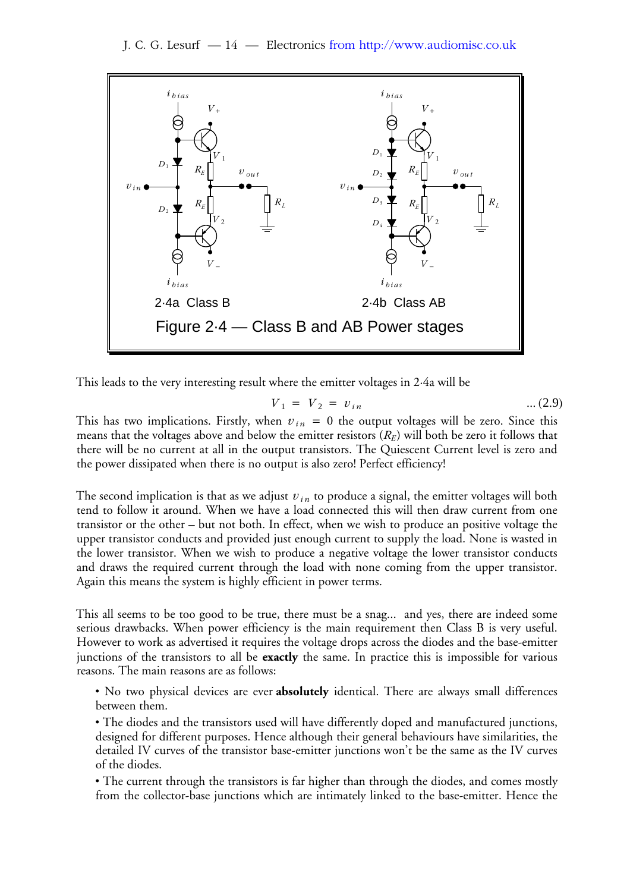2·4a Class B

2·4b Class AB

Figure 2·4 — Class B and AB Power stages

This leads to the very interesting result where the emitter voltages in 2·4a will be

$$V_1 = V_2 = v_{in} \quad \text{... (2.9)}$$

This has two implications. Firstly, when $v_{in} = 0$ the output voltages will be zero. Since this means that the voltages above and below the emitter resistors ($R_E$) will both be zero it follows that there will be no current at all in the output transistors. The Quiescent Current level is zero and the power dissipated when there is no output is also zero! Perfect efficiency!

The second implication is that as we adjust $v_{in}$ to produce a signal, the emitter voltages will both tend to follow it around. When we have a load connected this will then draw current from one transistor or the other – but not both. In effect, when we wish to produce an positive voltage the upper transistor conducts and provided just enough current to supply the load. None is wasted in the lower transistor. When we wish to produce a negative voltage the lower transistor conducts and draws the required current through the load with none coming from the upper transistor. Again this means the system is highly efficient in power terms.

This all seems to be too good to be true, there must be a snag... and yes, there are indeed some serious drawbacks. When power efficiency is the main requirement then Class B is very useful. However to work as advertised it requires the voltage drops across the diodes and the base-emitter junctions of the transistors to all be **exactly** the same. In practice this is impossible for various reasons. The main reasons are as follows:

- No two physical devices are ever **absolutely** identical. There are always small differences between them.
- The diodes and the transistors used will have differently doped and manufactured junctions, designed for different purposes. Hence although their general behaviours have similarities, the detailed IV curves of the transistor base-emitter junctions won't be the same as the IV curves of the diodes.
- The current through the transistors is far higher than through the diodes, and comes mostly from the collector-base junctions which are intimately linked to the base-emitter. Hence the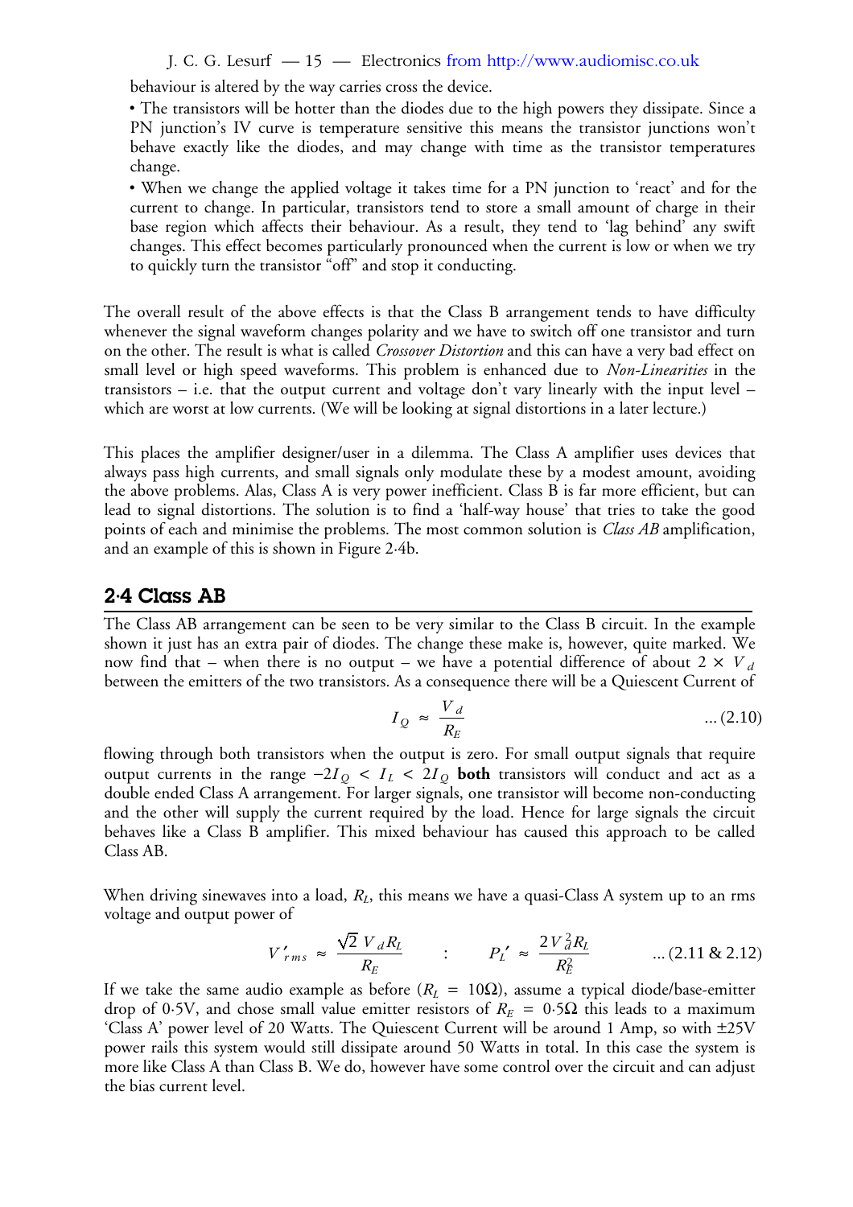behaviour is altered by the way carries cross the device.

- The transistors will be hotter than the diodes due to the high powers they dissipate. Since a PN junction's IV curve is temperature sensitive this means the transistor junctions won't behave exactly like the diodes, and may change with time as the transistor temperatures change.
- When we change the applied voltage it takes time for a PN junction to 'react' and for the current to change. In particular, transistors tend to store a small amount of charge in their base region which affects their behaviour. As a result, they tend to 'lag behind' any swift changes. This effect becomes particularly pronounced when the current is low or when we try to quickly turn the transistor "off" and stop it conducting.

The overall result of the above effects is that the Class B arrangement tends to have difficulty whenever the signal waveform changes polarity and we have to switch off one transistor and turn on the other. The result is what is called *Crossover Distortion* and this can have a very bad effect on small level or high speed waveforms. This problem is enhanced due to *Non-Linearities* in the transistors – i.e. that the output current and voltage don't vary linearly with the input level – which are worst at low currents. (We will be looking at signal distortions in a later lecture.)

This places the amplifier designer/user in a dilemma. The Class A amplifier uses devices that always pass high currents, and small signals only modulate these by a modest amount, avoiding the above problems. Alas, Class A is very power inefficient. Class B is far more efficient, but can lead to signal distortions. The solution is to find a 'half-way house' that tries to take the good points of each and minimise the problems. The most common solution is *Class AB* amplification, and an example of this is shown in Figure 2·4b.

## 2·4 Class AB

The Class AB arrangement can be seen to be very similar to the Class B circuit. In the example shown it just has an extra pair of diodes. The change these make is, however, quite marked. We now find that – when there is no output – we have a potential difference of about $2 \times V_d$ between the emitters of the two transistors. As a consequence there will be a Quiescent Current of

$$I_Q \approx \frac{V_d}{R_E} \qquad \text{... (2.10)}$$

flowing through both transistors when the output is zero. For small output signals that require output currents in the range $-2I_Q < I_L < 2I_Q$ **both** transistors will conduct and act as a double ended Class A arrangement. For larger signals, one transistor will become non-conducting and the other will supply the current required by the load. Hence for large signals the circuit behaves like a Class B amplifier. This mixed behaviour has caused this approach to be called Class AB.

When driving sinewaves into a load, $R_L$, this means we have a quasi-Class A system up to an rms voltage and output power of

$$V'_{rms} \approx \frac{\sqrt{2}\, V_d R_L}{R_E} \quad : \quad P'_L \approx \frac{2 V_d^2 R_L}{R_E^2} \qquad \text{... (2.11 \& 2.12)}$$

If we take the same audio example as before ($R_L = 10\Omega$), assume a typical diode/base-emitter drop of 0·5V, and chose small value emitter resistors of $R_E = 0{\cdot}5\Omega$ this leads to a maximum 'Class A' power level of 20 Watts. The Quiescent Current will be around 1 Amp, so with ±25V power rails this system would still dissipate around 50 Watts in total. In this case the system is more like Class A than Class B. We do, however have some control over the circuit and can adjust the bias current level.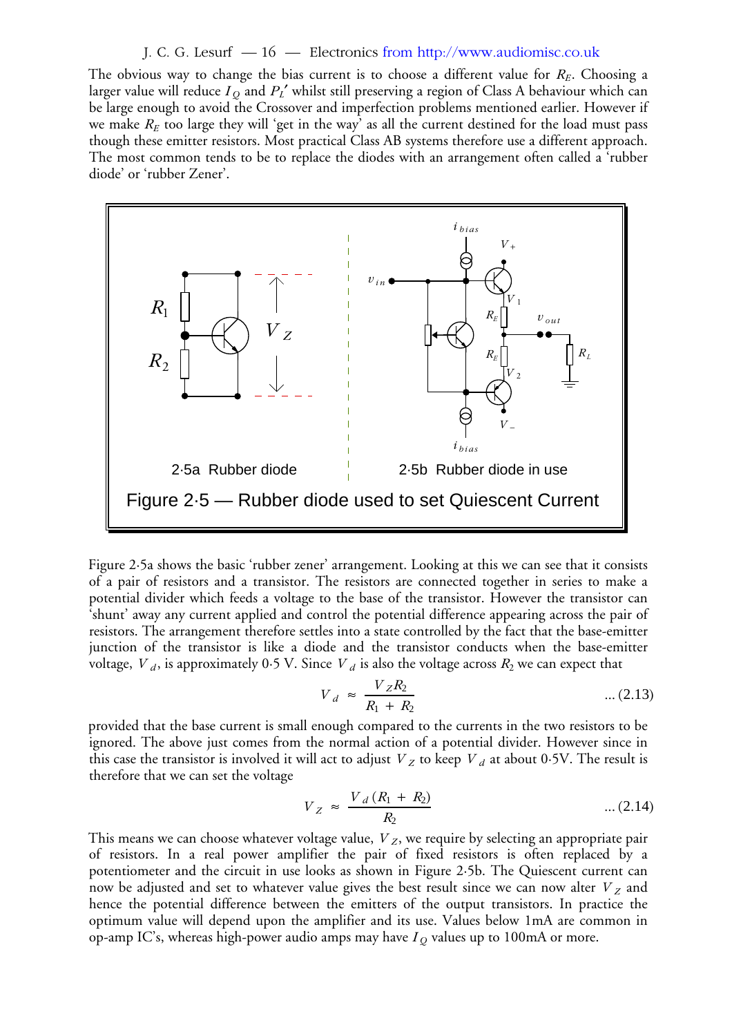The obvious way to change the bias current is to choose a different value for $R_E$. Choosing a larger value will reduce $I_Q$ and $P_L'$ whilst still preserving a region of Class A behaviour which can be large enough to avoid the Crossover and imperfection problems mentioned earlier. However if we make $R_E$ too large they will 'get in the way' as all the current destined for the load must pass though these emitter resistors. Most practical Class AB systems therefore use a different approach. The most common tends to be to replace the diodes with an arrangement often called a 'rubber diode' or 'rubber Zener'.

2·5a Rubber diode

2·5b Rubber diode in use

Figure 2·5 — Rubber diode used to set Quiescent Current

Figure 2·5a shows the basic 'rubber zener' arrangement. Looking at this we can see that it consists of a pair of resistors and a transistor. The resistors are connected together in series to make a potential divider which feeds a voltage to the base of the transistor. However the transistor can 'shunt' away any current applied and control the potential difference appearing across the pair of resistors. The arrangement therefore settles into a state controlled by the fact that the base-emitter junction of the transistor is like a diode and the transistor conducts when the base-emitter voltage, $V_d$, is approximately 0·5 V. Since $V_d$ is also the voltage across $R_2$ we can expect that

$$V_d \approx \frac{V_Z R_2}{R_1 + R_2} \qquad \text{... (2.13)}$$

provided that the base current is small enough compared to the currents in the two resistors to be ignored. The above just comes from the normal action of a potential divider. However since in this case the transistor is involved it will act to adjust $V_Z$ to keep $V_d$ at about 0·5V. The result is therefore that we can set the voltage

$$V_Z \approx \frac{V_d (R_1 + R_2)}{R_2} \qquad \text{... (2.14)}$$

This means we can choose whatever voltage value, $V_Z$, we require by selecting an appropriate pair of resistors. In a real power amplifier the pair of fixed resistors is often replaced by a potentiometer and the circuit in use looks as shown in Figure 2·5b. The Quiescent current can now be adjusted and set to whatever value gives the best result since we can now alter $V_Z$ and hence the potential difference between the emitters of the output transistors. In practice the optimum value will depend upon the amplifier and its use. Values below 1mA are common in op-amp IC's, whereas high-power audio amps may have $I_Q$ values up to 100mA or more.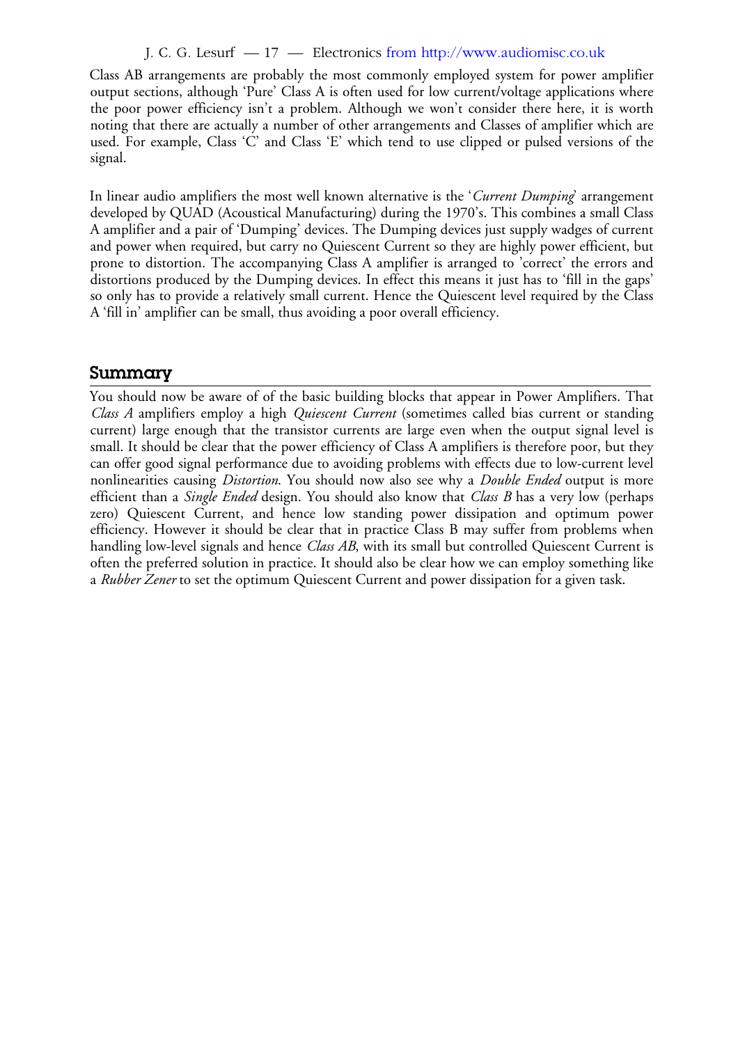Class AB arrangements are probably the most commonly employed system for power amplifier output sections, although 'Pure' Class A is often used for low current/voltage applications where the poor power efficiency isn't a problem. Although we won't consider there here, it is worth noting that there are actually a number of other arrangements and Classes of amplifier which are used. For example, Class 'C' and Class 'E' which tend to use clipped or pulsed versions of the signal.

In linear audio amplifiers the most well known alternative is the '*Current Dumping*' arrangement developed by QUAD (Acoustical Manufacturing) during the 1970's. This combines a small Class A amplifier and a pair of 'Dumping' devices. The Dumping devices just supply wadges of current and power when required, but carry no Quiescent Current so they are highly power efficient, but prone to distortion. The accompanying Class A amplifier is arranged to 'correct' the errors and distortions produced by the Dumping devices. In effect this means it just has to 'fill in the gaps' so only has to provide a relatively small current. Hence the Quiescent level required by the Class A 'fill in' amplifier can be small, thus avoiding a poor overall efficiency.

## Summary

You should now be aware of of the basic building blocks that appear in Power Amplifiers. That *Class A* amplifiers employ a high *Quiescent Current* (sometimes called bias current or standing current) large enough that the transistor currents are large even when the output signal level is small. It should be clear that the power efficiency of Class A amplifiers is therefore poor, but they can offer good signal performance due to avoiding problems with effects due to low-current level nonlinearities causing *Distortion*. You should now also see why a *Double Ended* output is more efficient than a *Single Ended* design. You should also know that *Class B* has a very low (perhaps zero) Quiescent Current, and hence low standing power dissipation and optimum power efficiency. However it should be clear that in practice Class B may suffer from problems when handling low-level signals and hence *Class AB*, with its small but controlled Quiescent Current is often the preferred solution in practice. It should also be clear how we can employ something like a *Rubber Zener* to set the optimum Quiescent Current and power dissipation for a given task.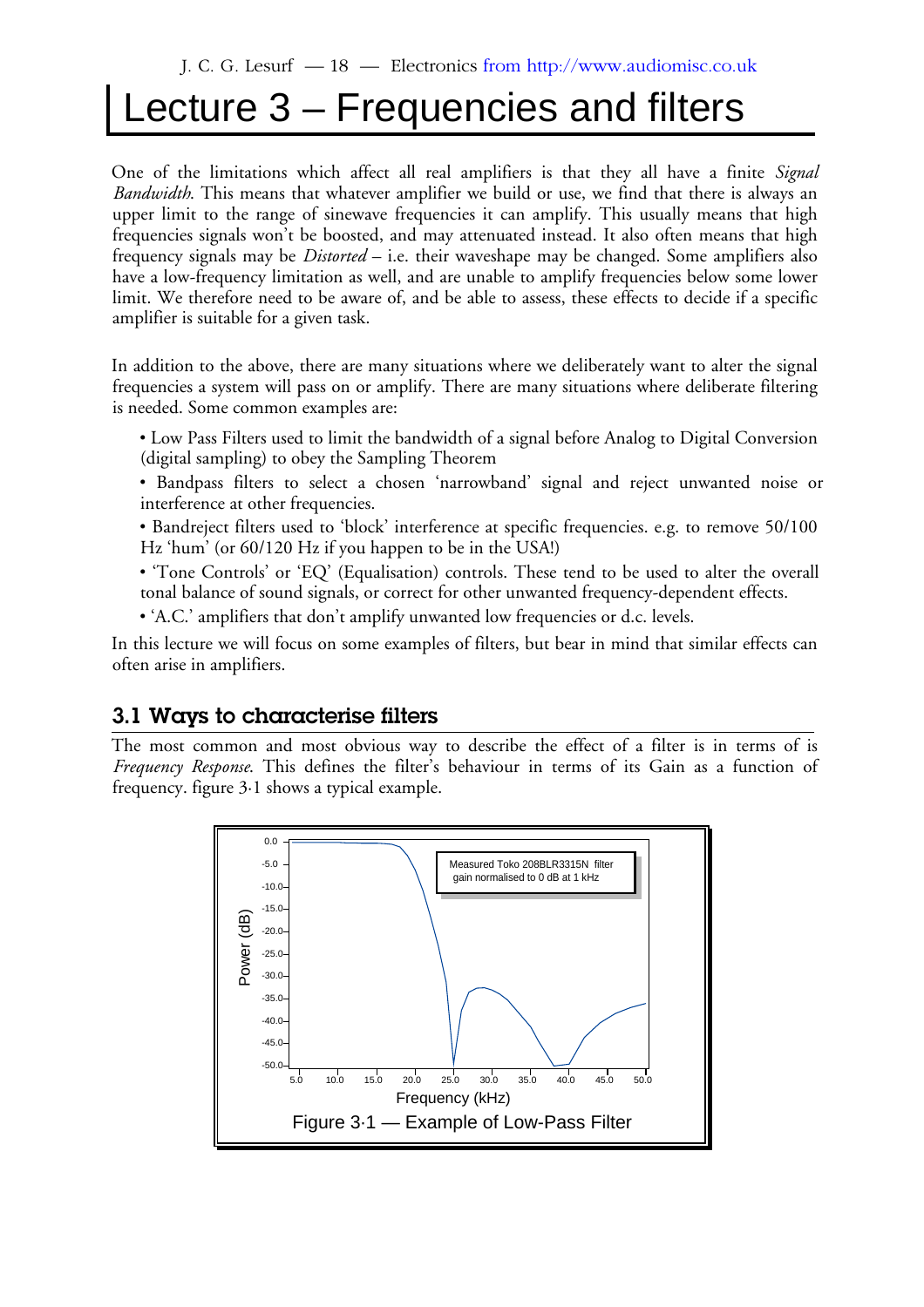# Lecture 3 – Frequencies and filters

One of the limitations which affect all real amplifiers is that they all have a finite *Signal Bandwidth*. This means that whatever amplifier we build or use, we find that there is always an upper limit to the range of sinewave frequencies it can amplify. This usually means that high frequencies signals won't be boosted, and may attenuated instead. It also often means that high frequency signals may be *Distorted* – i.e. their waveshape may be changed. Some amplifiers also have a low-frequency limitation as well, and are unable to amplify frequencies below some lower limit. We therefore need to be aware of, and be able to assess, these effects to decide if a specific amplifier is suitable for a given task.

In addition to the above, there are many situations where we deliberately want to alter the signal frequencies a system will pass on or amplify. There are many situations where deliberate filtering is needed. Some common examples are:

- Low Pass Filters used to limit the bandwidth of a signal before Analog to Digital Conversion (digital sampling) to obey the Sampling Theorem
- Bandpass filters to select a chosen 'narrowband' signal and reject unwanted noise or interference at other frequencies.
- Bandreject filters used to 'block' interference at specific frequencies. e.g. to remove 50/100 Hz 'hum' (or 60/120 Hz if you happen to be in the USA!)
- 'Tone Controls' or 'EQ' (Equalisation) controls. These tend to be used to alter the overall tonal balance of sound signals, or correct for other unwanted frequency-dependent effects.
- 'A.C.' amplifiers that don't amplify unwanted low frequencies or d.c. levels.

In this lecture we will focus on some examples of filters, but bear in mind that similar effects can often arise in amplifiers.

## 3.1 Ways to characterise filters

The most common and most obvious way to describe the effect of a filter is in terms of is *Frequency Response*. This defines the filter's behaviour in terms of its Gain as a function of frequency. figure 3·1 shows a typical example.

Figure 3·1 — Example of Low-Pass Filter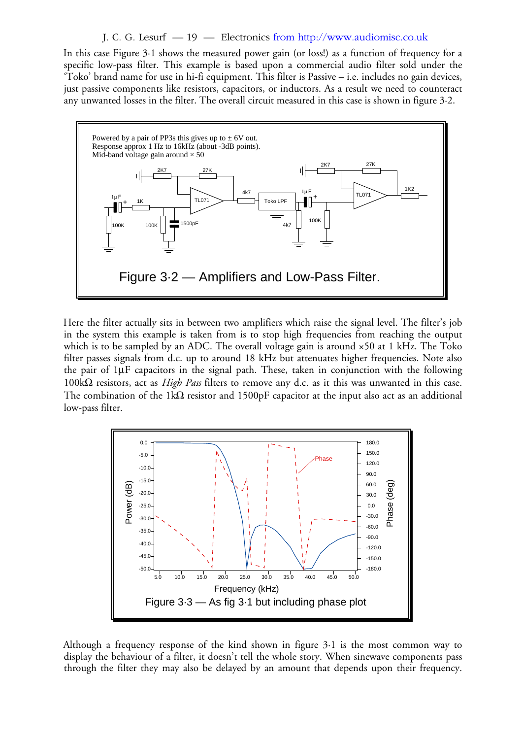In this case Figure 3·1 shows the measured power gain (or loss!) as a function of frequency for a specific low-pass filter. This example is based upon a commercial audio filter sold under the 'Toko' brand name for use in hi-fi equipment. This filter is Passive – i.e. includes no gain devices, just passive components like resistors, capacitors, or inductors. As a result we need to counteract any unwanted losses in the filter. The overall circuit measured in this case is shown in figure 3·2.

Figure 3·2 — Amplifiers and Low-Pass Filter.

Here the filter actually sits in between two amplifiers which raise the signal level. The filter's job in the system this example is taken from is to stop high frequencies from reaching the output which is to be sampled by an ADC. The overall voltage gain is around ×50 at 1 kHz. The Toko filter passes signals from d.c. up to around 18 kHz but attenuates higher frequencies. Note also the pair of 1µF capacitors in the signal path. These, taken in conjunction with the following 100kΩ resistors, act as *High Pass* filters to remove any d.c. as it this was unwanted in this case. The combination of the 1kΩ resistor and 1500pF capacitor at the input also act as an additional low-pass filter.

Figure 3·3 — As fig 3·1 but including phase plot

Although a frequency response of the kind shown in figure 3·1 is the most common way to display the behaviour of a filter, it doesn't tell the whole story. When sinewave components pass through the filter they may also be delayed by an amount that depends upon their frequency.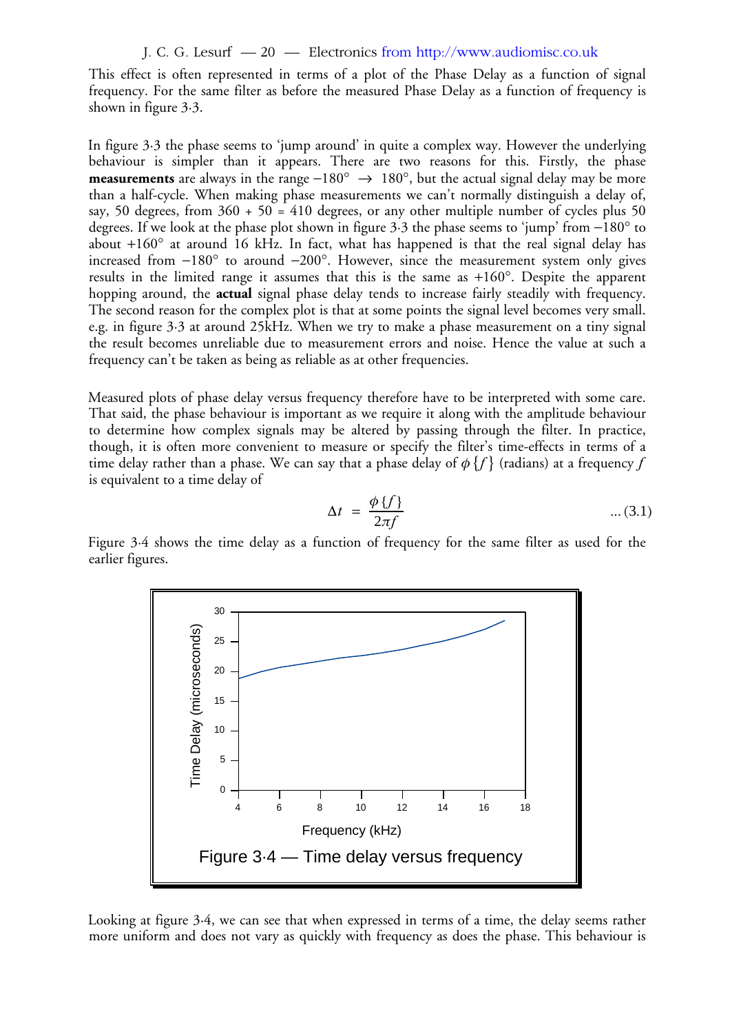This effect is often represented in terms of a plot of the Phase Delay as a function of signal frequency. For the same filter as before the measured Phase Delay as a function of frequency is shown in figure 3·3.

In figure 3·3 the phase seems to 'jump around' in quite a complex way. However the underlying behaviour is simpler than it appears. There are two reasons for this. Firstly, the phase **measurements** are always in the range $-180° \rightarrow 180°$, but the actual signal delay may be more than a half-cycle. When making phase measurements we can't normally distinguish a delay of, say, 50 degrees, from 360 + 50 = 410 degrees, or any other multiple number of cycles plus 50 degrees. If we look at the phase plot shown in figure 3·3 the phase seems to 'jump' from $-180°$ to about $+160°$ at around 16 kHz. In fact, what has happened is that the real signal delay has increased from $-180°$ to around $-200°$. However, since the measurement system only gives results in the limited range it assumes that this is the same as $+160°$. Despite the apparent hopping around, the **actual** signal phase delay tends to increase fairly steadily with frequency. The second reason for the complex plot is that at some points the signal level becomes very small. e.g. in figure 3·3 at around 25kHz. When we try to make a phase measurement on a tiny signal the result becomes unreliable due to measurement errors and noise. Hence the value at such a frequency can't be taken as being as reliable as at other frequencies.

Measured plots of phase delay versus frequency therefore have to be interpreted with some care. That said, the phase behaviour is important as we require it along with the amplitude behaviour to determine how complex signals may be altered by passing through the filter. In practice, though, it is often more convenient to measure or specify the filter's time-effects in terms of a time delay rather than a phase. We can say that a phase delay of $\phi\{f\}$ (radians) at a frequency $f$ is equivalent to a time delay of

$$\Delta t = \frac{\phi\{f\}}{2\pi f} \qquad \text{... (3.1)}$$

Figure 3·4 shows the time delay as a function of frequency for the same filter as used for the earlier figures.

Figure 3·4 — Time delay versus frequency

Looking at figure 3·4, we can see that when expressed in terms of a time, the delay seems rather more uniform and does not vary as quickly with frequency as does the phase. This behaviour is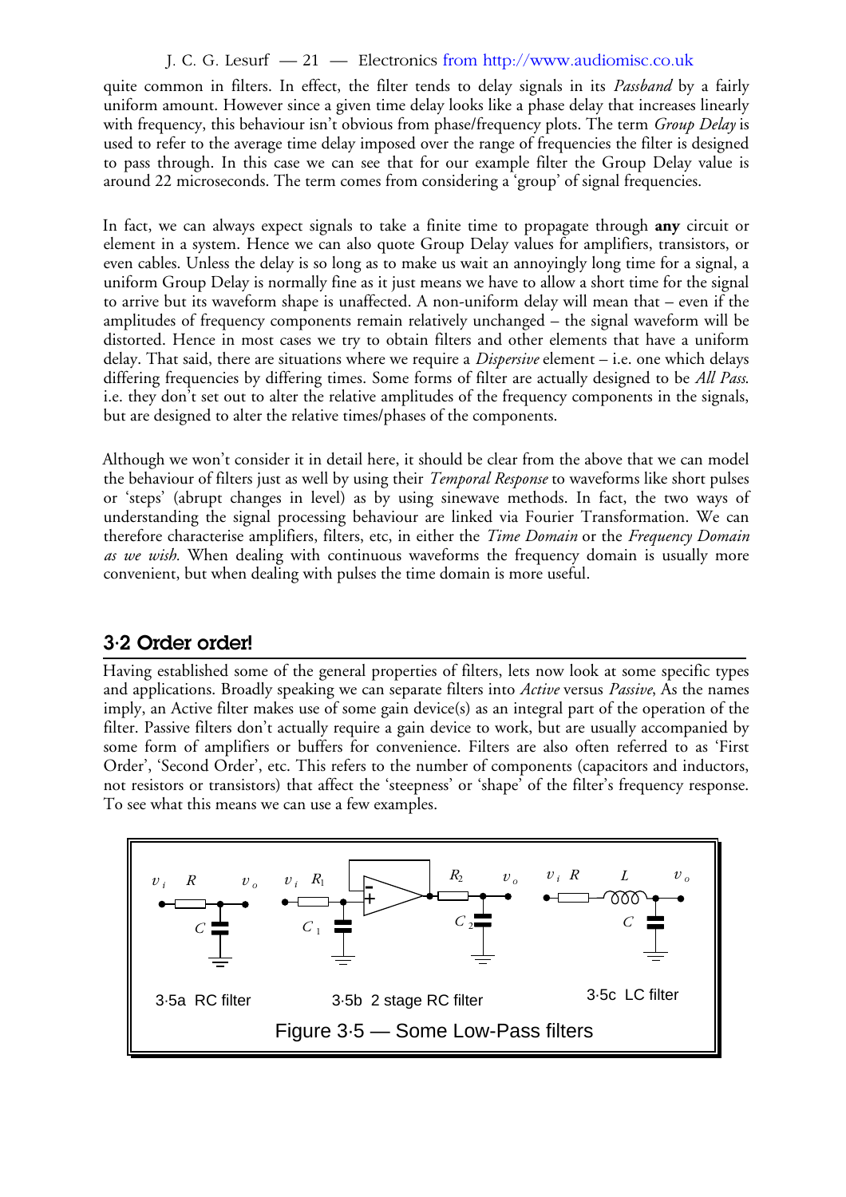quite common in filters. In effect, the filter tends to delay signals in its *Passband* by a fairly uniform amount. However since a given time delay looks like a phase delay that increases linearly with frequency, this behaviour isn't obvious from phase/frequency plots. The term *Group Delay* is used to refer to the average time delay imposed over the range of frequencies the filter is designed to pass through. In this case we can see that for our example filter the Group Delay value is around 22 microseconds. The term comes from considering a 'group' of signal frequencies.

In fact, we can always expect signals to take a finite time to propagate through **any** circuit or element in a system. Hence we can also quote Group Delay values for amplifiers, transistors, or even cables. Unless the delay is so long as to make us wait an annoyingly long time for a signal, a uniform Group Delay is normally fine as it just means we have to allow a short time for the signal to arrive but its waveform shape is unaffected. A non-uniform delay will mean that – even if the amplitudes of frequency components remain relatively unchanged – the signal waveform will be distorted. Hence in most cases we try to obtain filters and other elements that have a uniform delay. That said, there are situations where we require a *Dispersive* element – i.e. one which delays differing frequencies by differing times. Some forms of filter are actually designed to be *All Pass*. i.e. they don't set out to alter the relative amplitudes of the frequency components in the signals, but are designed to alter the relative times/phases of the components.

Although we won't consider it in detail here, it should be clear from the above that we can model the behaviour of filters just as well by using their *Temporal Response* to waveforms like short pulses or 'steps' (abrupt changes in level) as by using sinewave methods. In fact, the two ways of understanding the signal processing behaviour are linked via Fourier Transformation. We can therefore characterise amplifiers, filters, etc, in either the *Time Domain* or the *Frequency Domain as we wish*. When dealing with continuous waveforms the frequency domain is usually more convenient, but when dealing with pulses the time domain is more useful.

## 3·2 Order order!

Having established some of the general properties of filters, lets now look at some specific types and applications. Broadly speaking we can separate filters into *Active* versus *Passive*, As the names imply, an Active filter makes use of some gain device(s) as an integral part of the operation of the filter. Passive filters don't actually require a gain device to work, but are usually accompanied by some form of amplifiers or buffers for convenience. Filters are also often referred to as 'First Order', 'Second Order', etc. This refers to the number of components (capacitors and inductors, not resistors or transistors) that affect the 'steepness' or 'shape' of the filter's frequency response. To see what this means we can use a few examples.

3·5a RC filter

3·5b 2 stage RC filter

3·5c LC filter

Figure 3·5 — Some Low-Pass filters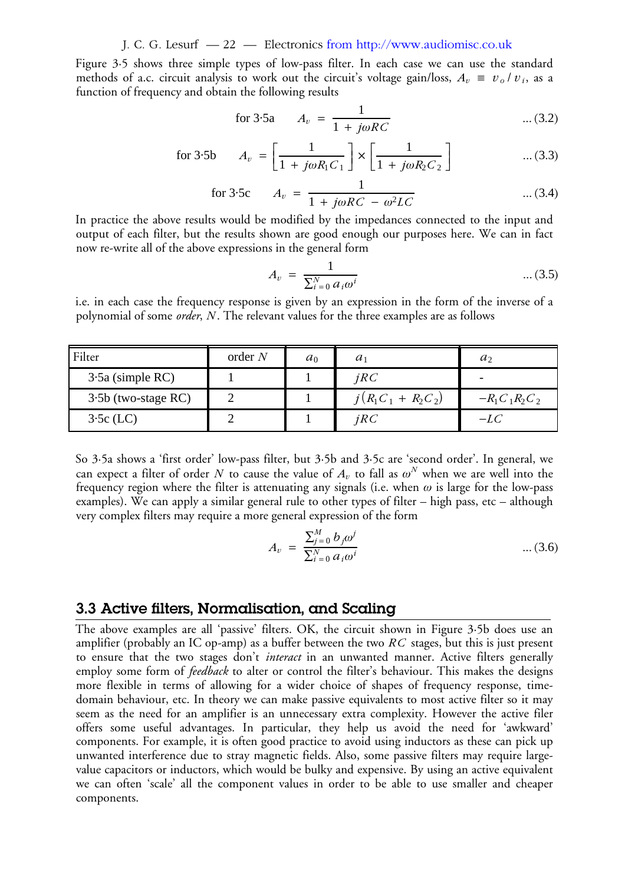Figure 3·5 shows three simple types of low-pass filter. In each case we can use the standard methods of a.c. circuit analysis to work out the circuit's voltage gain/loss, $A_v \equiv v_o / v_i$, as a function of frequency and obtain the following results

$$\text{for 3·5a} \qquad A_v = \frac{1}{1 + j\omega RC} \qquad \text{... (3.2)}$$

$$\text{for 3·5b} \qquad A_v = \left[ \frac{1}{1 + j\omega R_1 C_1} \right] \times \left[ \frac{1}{1 + j\omega R_2 C_2} \right] \qquad \text{... (3.3)}$$

$$\text{for 3·5c} \qquad A_v = \frac{1}{1 + j\omega RC - \omega^2 LC} \qquad \text{... (3.4)}$$

In practice the above results would be modified by the impedances connected to the input and output of each filter, but the results shown are good enough our purposes here. We can in fact now re-write all of the above expressions in the general form

$$A_v = \frac{1}{\sum_{i=0}^{N} a_i \omega^i} \qquad \text{... (3.5)}$$

i.e. in each case the frequency response is given by an expression in the form of the inverse of a polynomial of some *order*, $N$. The relevant values for the three examples are as follows

| Filter | order $N$ | $a_0$ | $a_1$ | $a_2$ |
|---|---|---|---|---|
| 3·5a (simple RC) | 1 | 1 | $jRC$ | - |
| 3·5b (two-stage RC) | 2 | 1 | $j(R_1C_1 + R_2C_2)$ | $-R_1C_1R_2C_2$ |
| 3·5c (LC) | 2 | 1 | $jRC$ | $-LC$ |

So 3·5a shows a 'first order' low-pass filter, but 3·5b and 3·5c are 'second order'. In general, we can expect a filter of order $N$ to cause the value of $A_v$ to fall as $\omega^N$ when we are well into the frequency region where the filter is attenuating any signals (i.e. when $\omega$ is large for the low-pass examples). We can apply a similar general rule to other types of filter – high pass, etc – although very complex filters may require a more general expression of the form

$$A_v = \frac{\sum_{j=0}^{M} b_j \omega^j}{\sum_{i=0}^{N} a_i \omega^i} \qquad \text{... (3.6)}$$

## 3.3 Active filters, Normalisation, and Scaling

The above examples are all 'passive' filters. OK, the circuit shown in Figure 3·5b does use an amplifier (probably an IC op-amp) as a buffer between the two $RC$ stages, but this is just present to ensure that the two stages don't *interact* in an unwanted manner. Active filters generally employ some form of *feedback* to alter or control the filter's behaviour. This makes the designs more flexible in terms of allowing for a wider choice of shapes of frequency response, time-domain behaviour, etc. In theory we can make passive equivalents to most active filter so it may seem as the need for an amplifier is an unnecessary extra complexity. However the active filer offers some useful advantages. In particular, they help us avoid the need for 'awkward' components. For example, it is often good practice to avoid using inductors as these can pick up unwanted interference due to stray magnetic fields. Also, some passive filters may require large-value capacitors or inductors, which would be bulky and expensive. By using an active equivalent we can often 'scale' all the component values in order to be able to use smaller and cheaper components.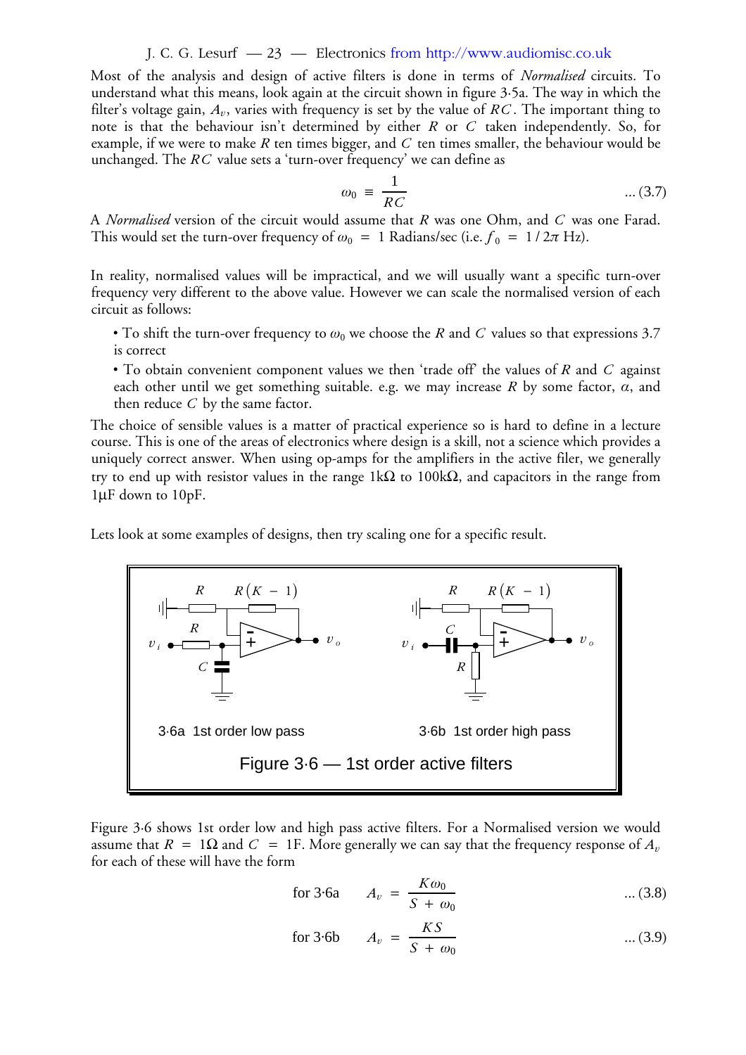Most of the analysis and design of active filters is done in terms of *Normalised* circuits. To understand what this means, look again at the circuit shown in figure 3·5a. The way in which the filter's voltage gain, $A_v$, varies with frequency is set by the value of $RC$. The important thing to note is that the behaviour isn't determined by either $R$ or $C$ taken independently. So, for example, if we were to make $R$ ten times bigger, and $C$ ten times smaller, the behaviour would be unchanged. The $RC$ value sets a 'turn-over frequency' we can define as

$$\omega_0 \equiv \frac{1}{RC} \qquad \text{... (3.7)}$$

A *Normalised* version of the circuit would assume that $R$ was one Ohm, and $C$ was one Farad. This would set the turn-over frequency of $\omega_0 = 1$ Radians/sec (i.e. $f_0 = 1/2\pi$ Hz).

In reality, normalised values will be impractical, and we will usually want a specific turn-over frequency very different to the above value. However we can scale the normalised version of each circuit as follows:

- To shift the turn-over frequency to $\omega_0$ we choose the $R$ and $C$ values so that expressions 3.7 is correct
- To obtain convenient component values we then 'trade off' the values of $R$ and $C$ against each other until we get something suitable. e.g. we may increase $R$ by some factor, $\alpha$, and then reduce $C$ by the same factor.

The choice of sensible values is a matter of practical experience so is hard to define in a lecture course. This is one of the areas of electronics where design is a skill, not a science which provides a uniquely correct answer. When using op-amps for the amplifiers in the active filer, we generally try to end up with resistor values in the range 1kΩ to 100kΩ, and capacitors in the range from 1μF down to 10pF.

Lets look at some examples of designs, then try scaling one for a specific result.

3·6a 1st order low pass

3·6b 1st order high pass

Figure 3·6 — 1st order active filters

Figure 3·6 shows 1st order low and high pass active filters. For a Normalised version we would assume that $R = 1\Omega$ and $C = 1\text{F}$. More generally we can say that the frequency response of $A_v$ for each of these will have the form

$$\text{for 3·6a} \qquad A_v = \frac{K\omega_0}{S + \omega_0} \qquad \text{... (3.8)}$$

$$\text{for 3·6b} \qquad A_v = \frac{KS}{S + \omega_0} \qquad \text{... (3.9)}$$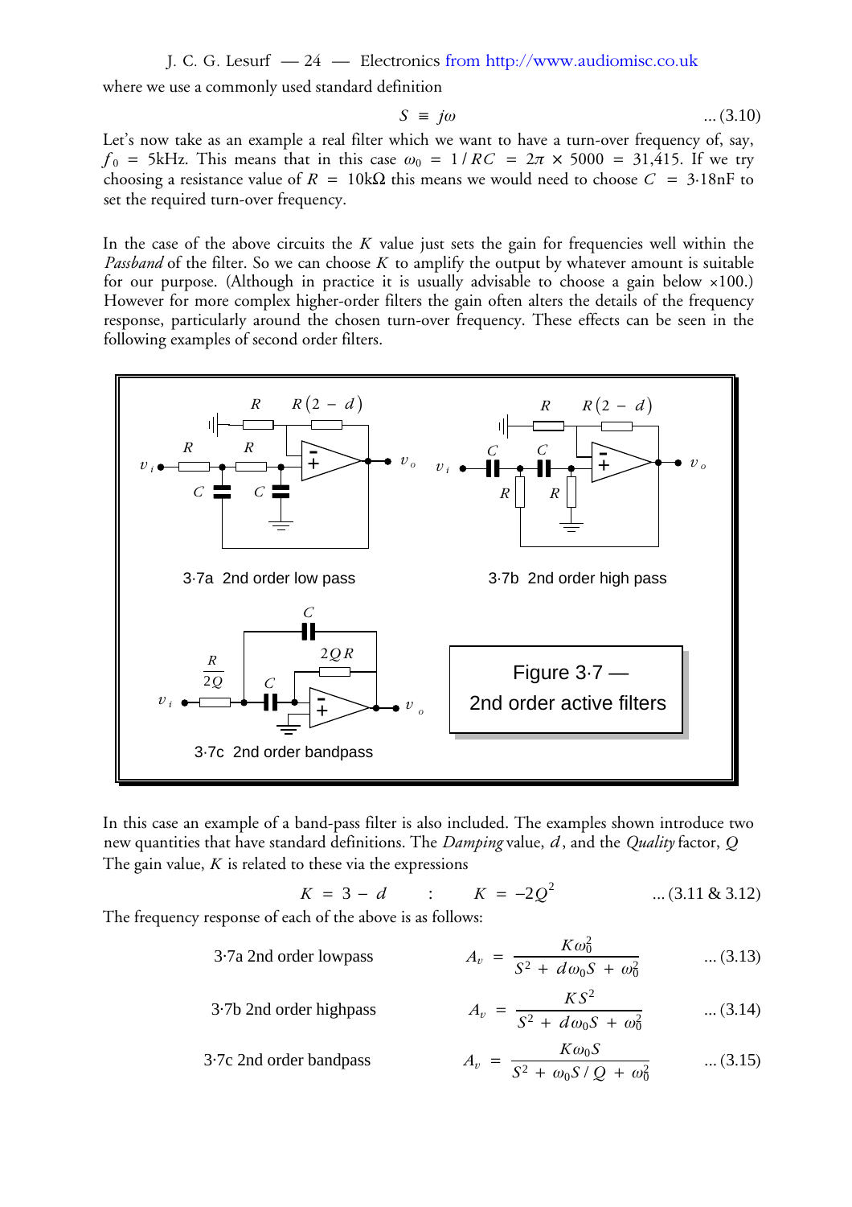where we use a commonly used standard definition

$$S \equiv j\omega \qquad \text{... (3.10)}$$

Let's now take as an example a real filter which we want to have a turn-over frequency of, say, $f_0 = 5\text{kHz}$. This means that in this case $\omega_0 = 1/RC = 2\pi \times 5000 = 31{,}415$. If we try choosing a resistance value of $R = 10\text{k}\Omega$ this means we would need to choose $C = 3{\cdot}18\text{nF}$ to set the required turn-over frequency.

In the case of the above circuits the $K$ value just sets the gain for frequencies well within the *Passband* of the filter. So we can choose $K$ to amplify the output by whatever amount is suitable for our purpose. (Although in practice it is usually advisable to choose a gain below ×100.) However for more complex higher-order filters the gain often alters the details of the frequency response, particularly around the chosen turn-over frequency. These effects can be seen in the following examples of second order filters.

3·7a 2nd order low pass

3·7b 2nd order high pass

3·7c 2nd order bandpass

Figure 3·7 — 2nd order active filters

In this case an example of a band-pass filter is also included. The examples shown introduce two new quantities that have standard definitions. The *Damping* value, $d$, and the *Quality* factor, $Q$ The gain value, $K$ is related to these via the expressions

$$K = 3 - d \quad : \quad K = -2Q^2 \qquad \text{... (3.11 \& 3.12)}$$

The frequency response of each of the above is as follows:

3·7a 2nd order lowpass
$$A_v = \frac{K\omega_0^2}{S^2 + d\omega_0 S + \omega_0^2} \qquad \text{... (3.13)}$$

3·7b 2nd order highpass
$$A_v = \frac{KS^2}{S^2 + d\omega_0 S + \omega_0^2} \qquad \text{... (3.14)}$$

3·7c 2nd order bandpass
$$A_v = \frac{K\omega_0 S}{S^2 + \omega_0 S / Q + \omega_0^2} \qquad \text{... (3.15)}$$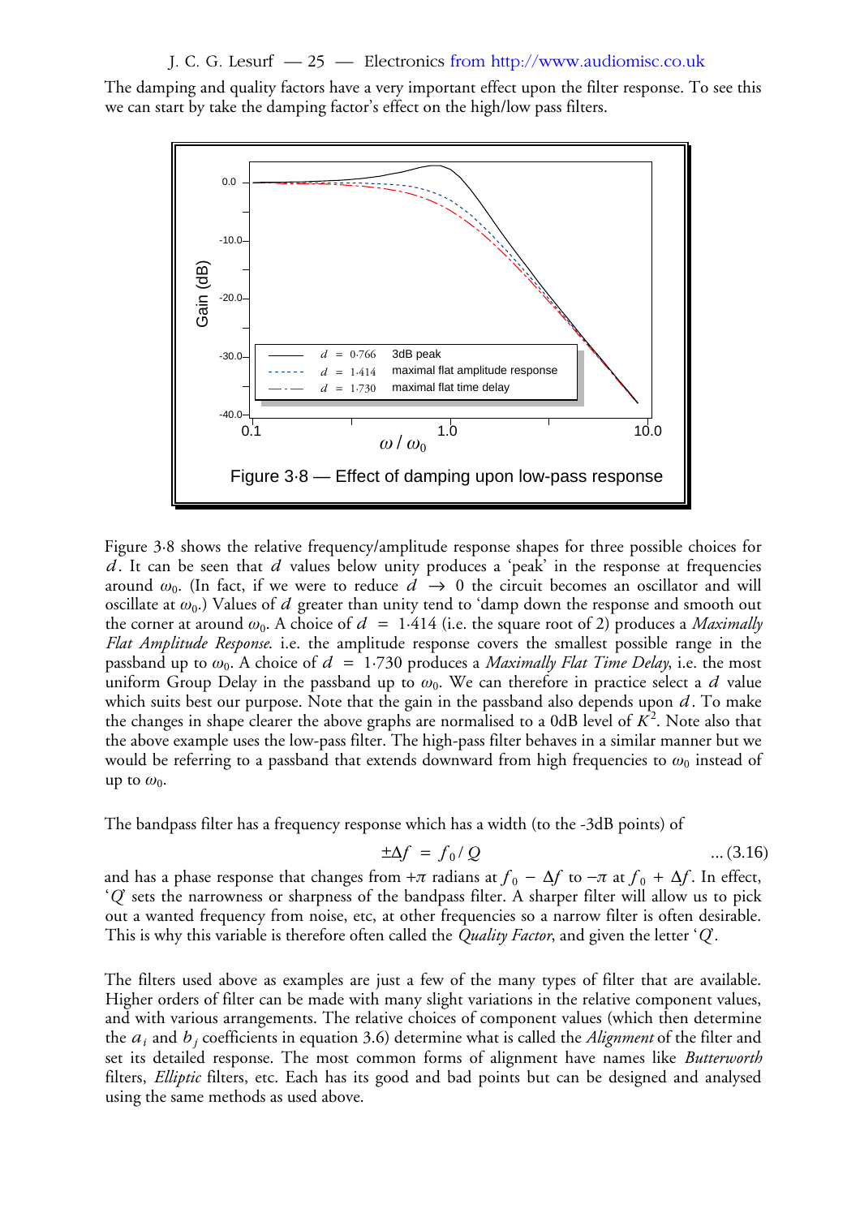The damping and quality factors have a very important effect upon the filter response. To see this we can start by take the damping factor's effect on the high/low pass filters.

Figure 3·8 — Effect of damping upon low-pass response

Figure 3·8 shows the relative frequency/amplitude response shapes for three possible choices for $d$. It can be seen that $d$ values below unity produces a 'peak' in the response at frequencies around $\omega_0$. (In fact, if we were to reduce $d \rightarrow 0$ the circuit becomes an oscillator and will oscillate at $\omega_0$.) Values of $d$ greater than unity tend to 'damp down the response and smooth out the corner at around $\omega_0$. A choice of $d = 1{\cdot}414$ (i.e. the square root of 2) produces a *Maximally Flat Amplitude Response*. i.e. the amplitude response covers the smallest possible range in the passband up to $\omega_0$. A choice of $d = 1{\cdot}730$ produces a *Maximally Flat Time Delay*, i.e. the most uniform Group Delay in the passband up to $\omega_0$. We can therefore in practice select a $d$ value which suits best our purpose. Note that the gain in the passband also depends upon $d$. To make the changes in shape clearer the above graphs are normalised to a 0dB level of $K^2$. Note also that the above example uses the low-pass filter. The high-pass filter behaves in a similar manner but we would be referring to a passband that extends downward from high frequencies to $\omega_0$ instead of up to $\omega_0$.

The bandpass filter has a frequency response which has a width (to the -3dB points) of

$$\pm\Delta f = f_0 / Q \qquad \text{... (3.16)}$$

and has a phase response that changes from $+\pi$ radians at $f_0 - \Delta f$ to $-\pi$ at $f_0 + \Delta f$. In effect, '$Q$' sets the narrowness or sharpness of the bandpass filter. A sharper filter will allow us to pick out a wanted frequency from noise, etc, at other frequencies so a narrow filter is often desirable. This is why this variable is therefore often called the *Quality Factor*, and given the letter '$Q$'.

The filters used above as examples are just a few of the many types of filter that are available. Higher orders of filter can be made with many slight variations in the relative component values, and with various arrangements. The relative choices of component values (which then determine the $a_i$ and $b_j$ coefficients in equation 3.6) determine what is called the *Alignment* of the filter and set its detailed response. The most common forms of alignment have names like *Butterworth* filters, *Elliptic* filters, etc. Each has its good and bad points but can be designed and analysed using the same methods as used above.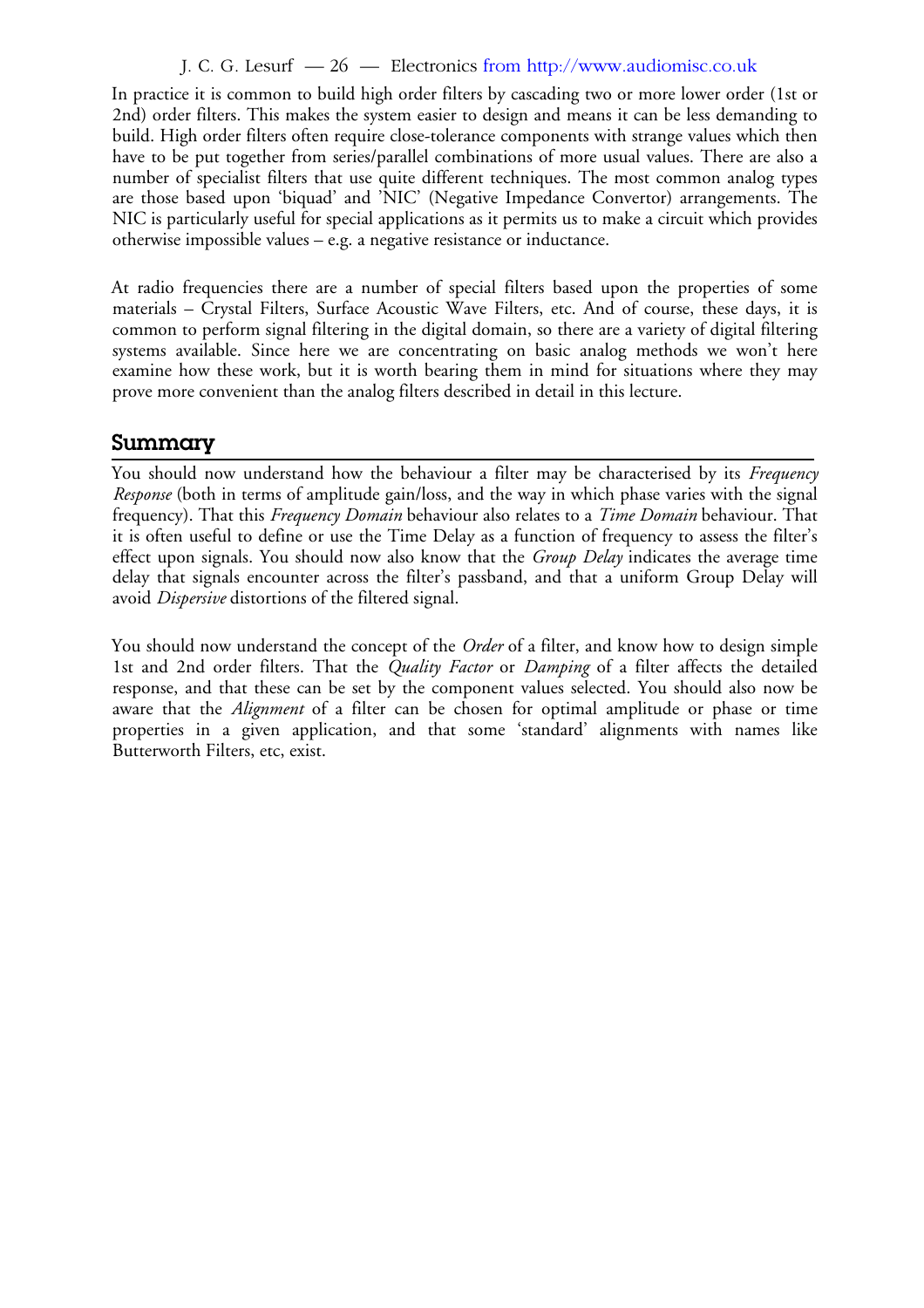In practice it is common to build high order filters by cascading two or more lower order (1st or 2nd) order filters. This makes the system easier to design and means it can be less demanding to build. High order filters often require close-tolerance components with strange values which then have to be put together from series/parallel combinations of more usual values. There are also a number of specialist filters that use quite different techniques. The most common analog types are those based upon 'biquad' and 'NIC' (Negative Impedance Convertor) arrangements. The NIC is particularly useful for special applications as it permits us to make a circuit which provides otherwise impossible values – e.g. a negative resistance or inductance.

At radio frequencies there are a number of special filters based upon the properties of some materials – Crystal Filters, Surface Acoustic Wave Filters, etc. And of course, these days, it is common to perform signal filtering in the digital domain, so there are a variety of digital filtering systems available. Since here we are concentrating on basic analog methods we won't here examine how these work, but it is worth bearing them in mind for situations where they may prove more convenient than the analog filters described in detail in this lecture.

## Summary

You should now understand how the behaviour a filter may be characterised by its *Frequency Response* (both in terms of amplitude gain/loss, and the way in which phase varies with the signal frequency). That this *Frequency Domain* behaviour also relates to a *Time Domain* behaviour. That it is often useful to define or use the Time Delay as a function of frequency to assess the filter's effect upon signals. You should now also know that the *Group Delay* indicates the average time delay that signals encounter across the filter's passband, and that a uniform Group Delay will avoid *Dispersive* distortions of the filtered signal.

You should now understand the concept of the *Order* of a filter, and know how to design simple 1st and 2nd order filters. That the *Quality Factor* or *Damping* of a filter affects the detailed response, and that these can be set by the component values selected. You should also now be aware that the *Alignment* of a filter can be chosen for optimal amplitude or phase or time properties in a given application, and that some 'standard' alignments with names like Butterworth Filters, etc, exist.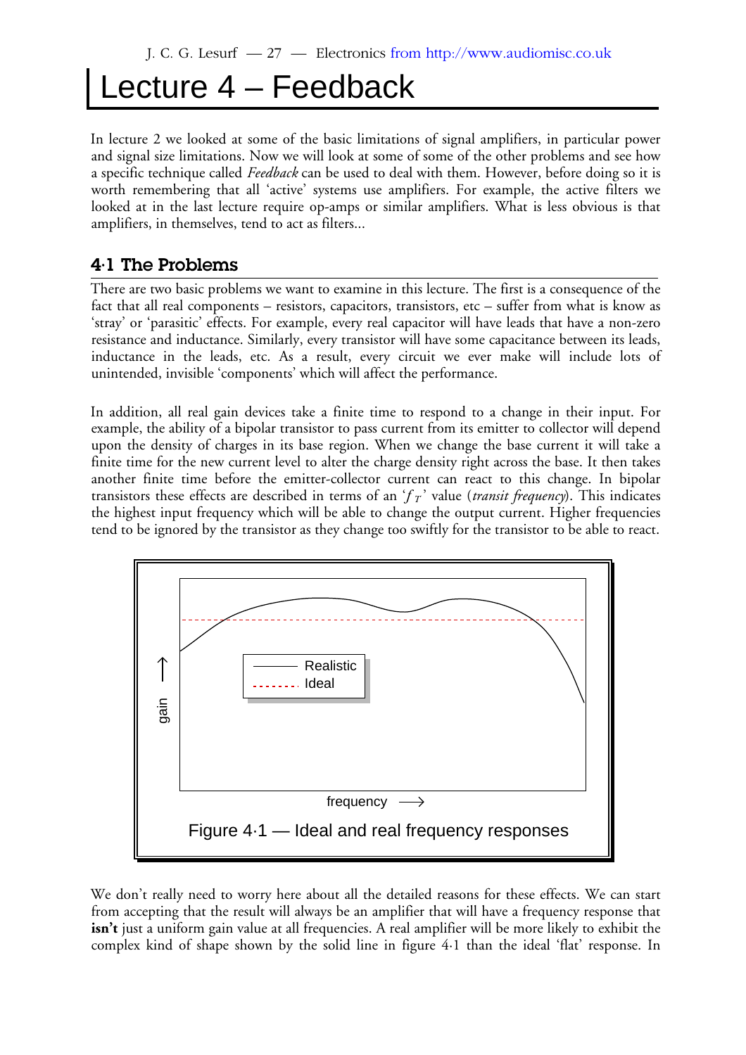# Lecture 4 – Feedback

In lecture 2 we looked at some of the basic limitations of signal amplifiers, in particular power and signal size limitations. Now we will look at some of some of the other problems and see how a specific technique called *Feedback* can be used to deal with them. However, before doing so it is worth remembering that all 'active' systems use amplifiers. For example, the active filters we looked at in the last lecture require op-amps or similar amplifiers. What is less obvious is that amplifiers, in themselves, tend to act as filters...

## 4·1 The Problems

There are two basic problems we want to examine in this lecture. The first is a consequence of the fact that all real components – resistors, capacitors, transistors, etc – suffer from what is know as 'stray' or 'parasitic' effects. For example, every real capacitor will have leads that have a non-zero resistance and inductance. Similarly, every transistor will have some capacitance between its leads, inductance in the leads, etc. As a result, every circuit we ever make will include lots of unintended, invisible 'components' which will affect the performance.

In addition, all real gain devices take a finite time to respond to a change in their input. For example, the ability of a bipolar transistor to pass current from its emitter to collector will depend upon the density of charges in its base region. When we change the base current it will take a finite time for the new current level to alter the charge density right across the base. It then takes another finite time before the emitter-collector current can react to this change. In bipolar transistors these effects are described in terms of an '$f_T$' value (*transit frequency*). This indicates the highest input frequency which will be able to change the output current. Higher frequencies tend to be ignored by the transistor as they change too swiftly for the transistor to be able to react.

Figure 4·1 — Ideal and real frequency responses

We don't really need to worry here about all the detailed reasons for these effects. We can start from accepting that the result will always be an amplifier that will have a frequency response that **isn't** just a uniform gain value at all frequencies. A real amplifier will be more likely to exhibit the complex kind of shape shown by the solid line in figure 4·1 than the ideal 'flat' response. In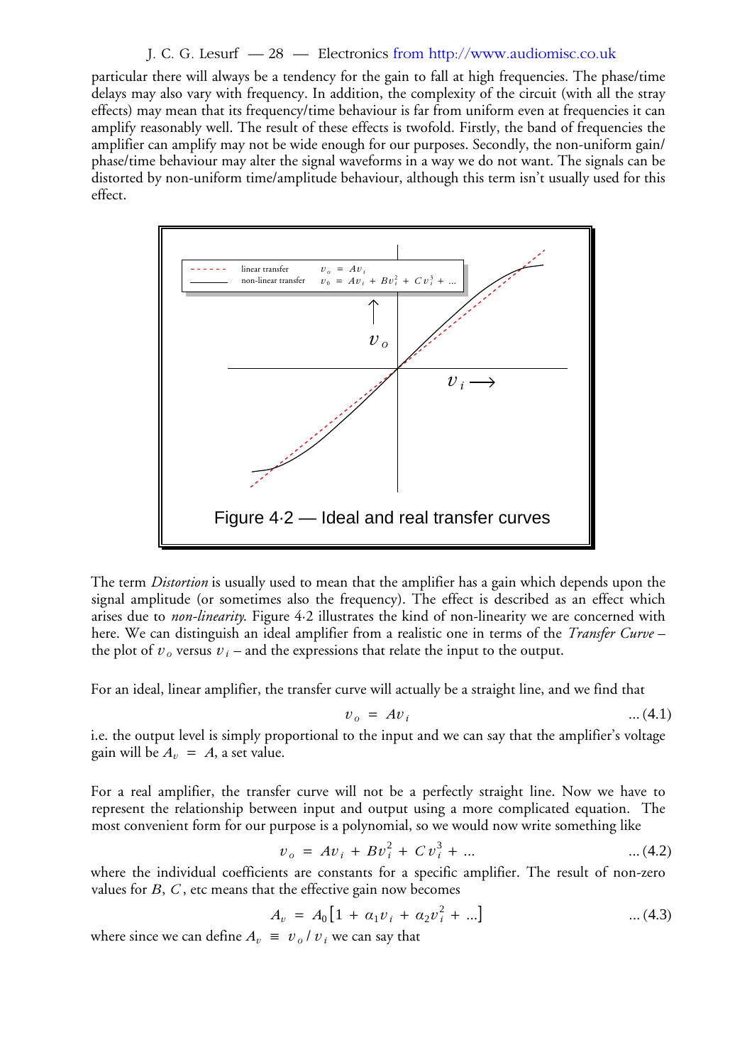particular there will always be a tendency for the gain to fall at high frequencies. The phase/time delays may also vary with frequency. In addition, the complexity of the circuit (with all the stray effects) may mean that its frequency/time behaviour is far from uniform even at frequencies it can amplify reasonably well. The result of these effects is twofold. Firstly, the band of frequencies the amplifier can amplify may not be wide enough for our purposes. Secondly, the non-uniform gain/phase/time behaviour may alter the signal waveforms in a way we do not want. The signals can be distorted by non-uniform time/amplitude behaviour, although this term isn't usually used for this effect.

Figure 4·2 — Ideal and real transfer curves

The term *Distortion* is usually used to mean that the amplifier has a gain which depends upon the signal amplitude (or sometimes also the frequency). The effect is described as an effect which arises due to *non-linearity*. Figure 4·2 illustrates the kind of non-linearity we are concerned with here. We can distinguish an ideal amplifier from a realistic one in terms of the *Transfer Curve* – the plot of $v_o$ versus $v_i$ – and the expressions that relate the input to the output.

For an ideal, linear amplifier, the transfer curve will actually be a straight line, and we find that

$$v_o = A v_i \qquad \text{... (4.1)}$$

i.e. the output level is simply proportional to the input and we can say that the amplifier's voltage gain will be $A_v = A$, a set value.

For a real amplifier, the transfer curve will not be a perfectly straight line. Now we have to represent the relationship between input and output using a more complicated equation. The most convenient form for our purpose is a polynomial, so we would now write something like

$$v_o = A v_i + B v_i^2 + C v_i^3 + \ldots \qquad \text{... (4.2)}$$

where the individual coefficients are constants for a specific amplifier. The result of non-zero values for $B$, $C$, etc means that the effective gain now becomes

$$A_v = A_0 \left[ 1 + \alpha_1 v_i + \alpha_2 v_i^2 + \ldots \right] \qquad \text{... (4.3)}$$

where since we can define $A_v \equiv v_o / v_i$ we can say that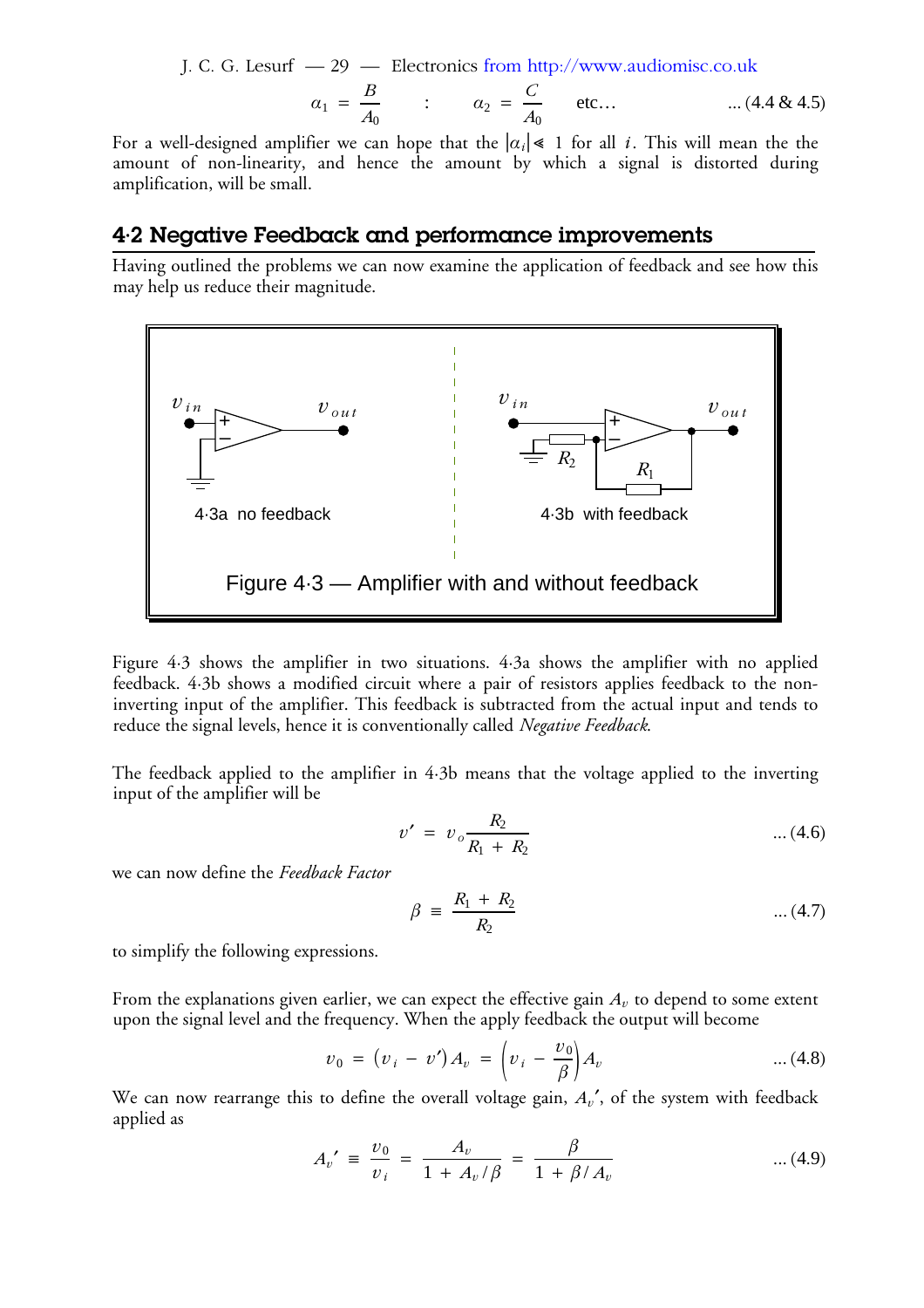$$\alpha_1 = \frac{B}{A_0} \quad : \quad \alpha_2 = \frac{C}{A_0} \quad \text{etc...} \qquad \text{... (4.4 \& 4.5)}$$

For a well-designed amplifier we can hope that the $|\alpha_i| \ll 1$ for all $i$. This will mean the the amount of non-linearity, and hence the amount by which a signal is distorted during amplification, will be small.

## 4·2 Negative Feedback and performance improvements

Having outlined the problems we can now examine the application of feedback and see how this may help us reduce their magnitude.

4·3a no feedback

4·3b with feedback

Figure 4·3 — Amplifier with and without feedback

Figure 4·3 shows the amplifier in two situations. 4·3a shows the amplifier with no applied feedback. 4·3b shows a modified circuit where a pair of resistors applies feedback to the non-inverting input of the amplifier. This feedback is subtracted from the actual input and tends to reduce the signal levels, hence it is conventionally called *Negative Feedback*.

The feedback applied to the amplifier in 4·3b means that the voltage applied to the inverting input of the amplifier will be

$$v' = v_o \frac{R_2}{R_1 + R_2} \qquad \text{... (4.6)}$$

we can now define the *Feedback Factor*

$$\beta \equiv \frac{R_1 + R_2}{R_2} \qquad \text{... (4.7)}$$

to simplify the following expressions.

From the explanations given earlier, we can expect the effective gain $A_v$ to depend to some extent upon the signal level and the frequency. When the apply feedback the output will become

$$v_0 = (v_i - v') A_v = \left( v_i - \frac{v_0}{\beta} \right) A_v \qquad \text{... (4.8)}$$

We can now rearrange this to define the overall voltage gain, $A_v{}'$, of the system with feedback applied as

$$A_v{}' \equiv \frac{v_0}{v_i} = \frac{A_v}{1 + A_v / \beta} = \frac{\beta}{1 + \beta / A_v} \qquad \text{... (4.9)}$$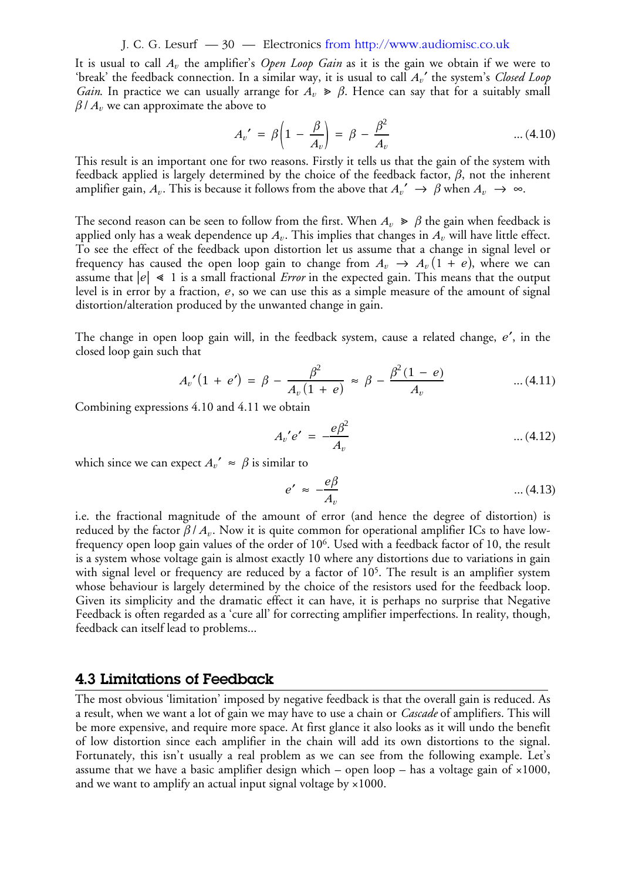It is usual to call $A_v$ the amplifier's *Open Loop Gain* as it is the gain we obtain if we were to 'break' the feedback connection. In a similar way, it is usual to call $A_v'$ the system's *Closed Loop Gain*. In practice we can usually arrange for $A_v \gg \beta$. Hence can say that for a suitably small $\beta / A_v$ we can approximate the above to

$$A_v' = \beta \left( 1 - \frac{\beta}{A_v} \right) = \beta - \frac{\beta^2}{A_v} \quad \text{... (4.10)}$$

This result is an important one for two reasons. Firstly it tells us that the gain of the system with feedback applied is largely determined by the choice of the feedback factor, $\beta$, not the inherent amplifier gain, $A_v$. This is because it follows from the above that $A_v' \rightarrow \beta$ when $A_v \rightarrow \infty$.

The second reason can be seen to follow from the first. When $A_v \gg \beta$ the gain when feedback is applied only has a weak dependence up $A_v$. This implies that changes in $A_v$ will have little effect. To see the effect of the feedback upon distortion let us assume that a change in signal level or frequency has caused the open loop gain to change from $A_v \rightarrow A_v (1 + e)$, where we can assume that $|e| \ll 1$ is a small fractional *Error* in the expected gain. This means that the output level is in error by a fraction, $e$, so we can use this as a simple measure of the amount of signal distortion/alteration produced by the unwanted change in gain.

The change in open loop gain will, in the feedback system, cause a related change, $e'$, in the closed loop gain such that

$$A_v' (1 + e') = \beta - \frac{\beta^2}{A_v (1 + e)} \approx \beta - \frac{\beta^2 (1 - e)}{A_v} \quad \text{... (4.11)}$$

Combining expressions 4.10 and 4.11 we obtain

$$A_v' e' = - \frac{e \beta^2}{A_v} \quad \text{... (4.12)}$$

which since we can expect $A_v' \approx \beta$ is similar to

$$e' \approx - \frac{e \beta}{A_v} \quad \text{... (4.13)}$$

i.e. the fractional magnitude of the amount of error (and hence the degree of distortion) is reduced by the factor $\beta / A_v$. Now it is quite common for operational amplifier ICs to have low-frequency open loop gain values of the order of $10^6$. Used with a feedback factor of 10, the result is a system whose voltage gain is almost exactly 10 where any distortions due to variations in gain with signal level or frequency are reduced by a factor of $10^5$. The result is an amplifier system whose behaviour is largely determined by the choice of the resistors used for the feedback loop. Given its simplicity and the dramatic effect it can have, it is perhaps no surprise that Negative Feedback is often regarded as a 'cure all' for correcting amplifier imperfections. In reality, though, feedback can itself lead to problems...

## 4.3 Limitations of Feedback

The most obvious 'limitation' imposed by negative feedback is that the overall gain is reduced. As a result, when we want a lot of gain we may have to use a chain or *Cascade* of amplifiers. This will be more expensive, and require more space. At first glance it also looks as it will undo the benefit of low distortion since each amplifier in the chain will add its own distortions to the signal. Fortunately, this isn't usually a real problem as we can see from the following example. Let's assume that we have a basic amplifier design which – open loop – has a voltage gain of ×1000, and we want to amplify an actual input signal voltage by ×1000.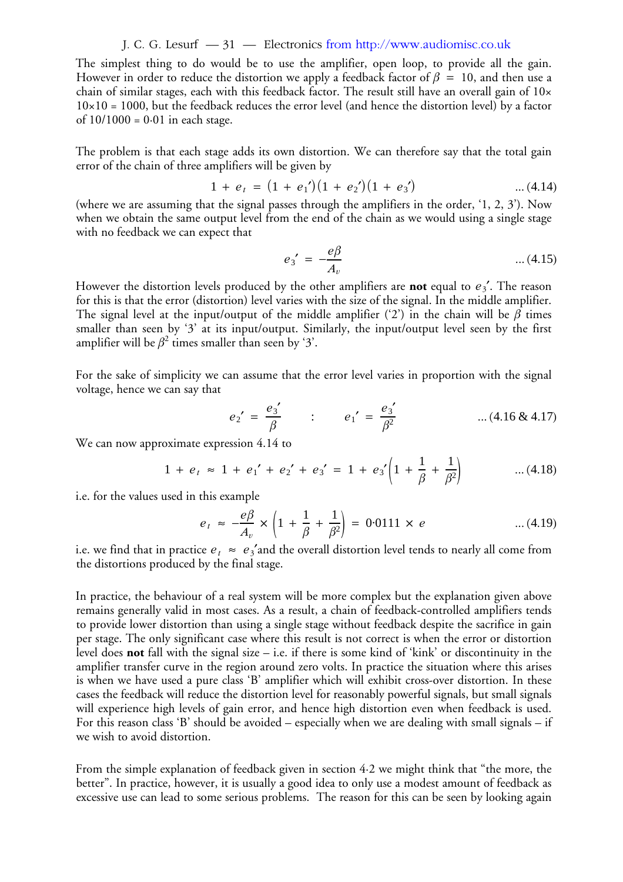The simplest thing to do would be to use the amplifier, open loop, to provide all the gain. However in order to reduce the distortion we apply a feedback factor of $\beta = 10$, and then use a chain of similar stages, each with this feedback factor. The result still have an overall gain of 10× 10×10 = 1000, but the feedback reduces the error level (and hence the distortion level) by a factor of 10/1000 = 0·01 in each stage.

The problem is that each stage adds its own distortion. We can therefore say that the total gain error of the chain of three amplifiers will be given by

$$1 + e_t = (1 + e_1')(1 + e_2')(1 + e_3') \qquad \text{... (4.14)}$$

(where we are assuming that the signal passes through the amplifiers in the order, '1, 2, 3'). Now when we obtain the same output level from the end of the chain as we would using a single stage with no feedback we can expect that

$$e_3' = -\frac{e\beta}{A_v} \qquad \text{... (4.15)}$$

However the distortion levels produced by the other amplifiers are **not** equal to $e_3'$. The reason for this is that the error (distortion) level varies with the size of the signal. In the middle amplifier. The signal level at the input/output of the middle amplifier ('2') in the chain will be $\beta$ times smaller than seen by '3' at its input/output. Similarly, the input/output level seen by the first amplifier will be $\beta^2$ times smaller than seen by '3'.

For the sake of simplicity we can assume that the error level varies in proportion with the signal voltage, hence we can say that

$$e_2' = \frac{e_3'}{\beta} \quad : \quad e_1' = \frac{e_3'}{\beta^2} \qquad \text{... (4.16 \& 4.17)}$$

We can now approximate expression 4.14 to

$$1 + e_t \approx 1 + e_1' + e_2' + e_3' = 1 + e_3'\left(1 + \frac{1}{\beta} + \frac{1}{\beta^2}\right) \qquad \text{... (4.18)}$$

i.e. for the values used in this example

$$e_t \approx -\frac{e\beta}{A_v} \times \left(1 + \frac{1}{\beta} + \frac{1}{\beta^2}\right) = 0{\cdot}0111 \times e \qquad \text{... (4.19)}$$

i.e. we find that in practice $e_t \approx e_3'$ and the overall distortion level tends to nearly all come from the distortions produced by the final stage.

In practice, the behaviour of a real system will be more complex but the explanation given above remains generally valid in most cases. As a result, a chain of feedback-controlled amplifiers tends to provide lower distortion than using a single stage without feedback despite the sacrifice in gain per stage. The only significant case where this result is not correct is when the error or distortion level does **not** fall with the signal size – i.e. if there is some kind of 'kink' or discontinuity in the amplifier transfer curve in the region around zero volts. In practice the situation where this arises is when we have used a pure class 'B' amplifier which will exhibit cross-over distortion. In these cases the feedback will reduce the distortion level for reasonably powerful signals, but small signals will experience high levels of gain error, and hence high distortion even when feedback is used. For this reason class 'B' should be avoided – especially when we are dealing with small signals – if we wish to avoid distortion.

From the simple explanation of feedback given in section 4·2 we might think that "the more, the better". In practice, however, it is usually a good idea to only use a modest amount of feedback as excessive use can lead to some serious problems. The reason for this can be seen by looking again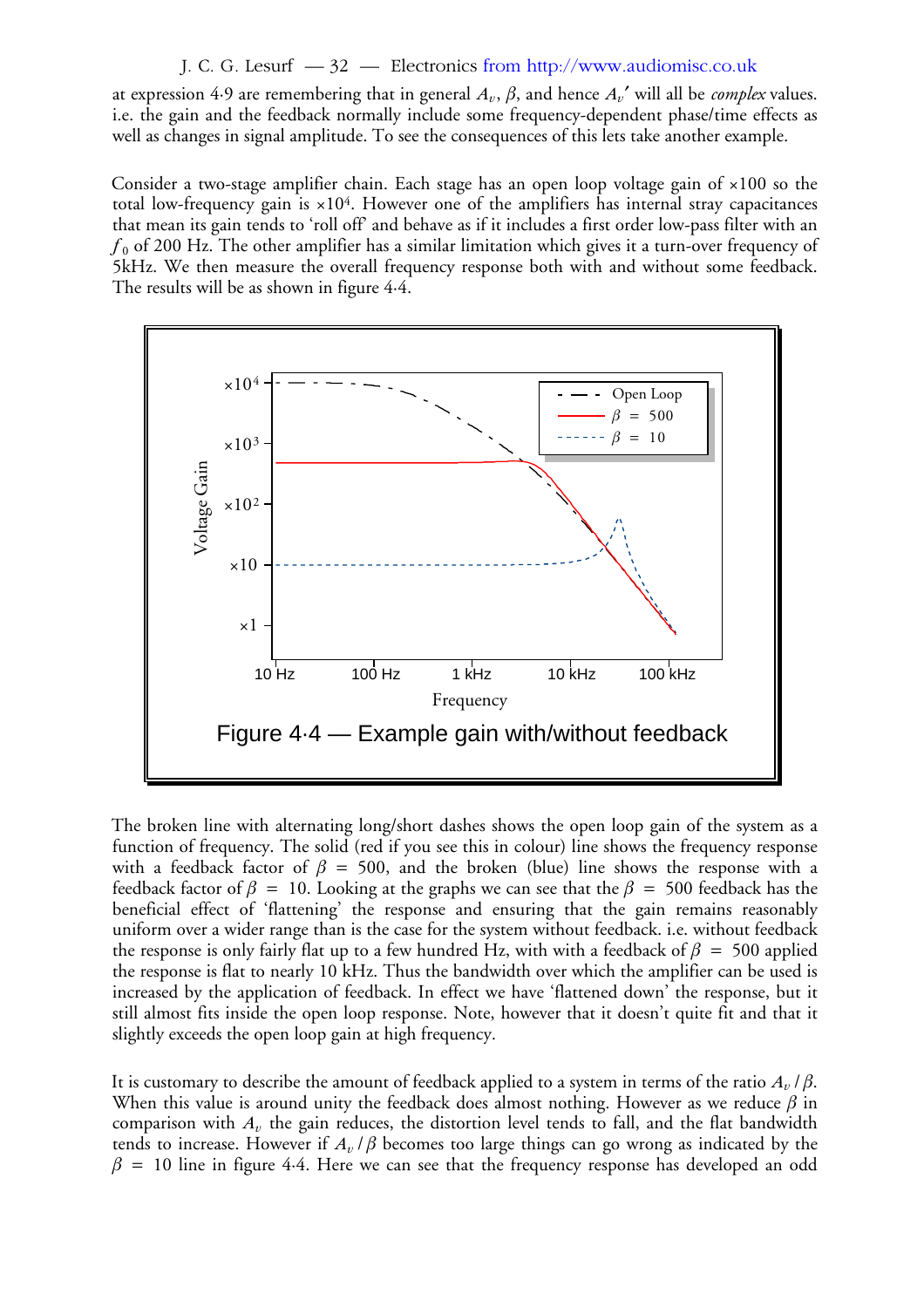at expression 4·9 are remembering that in general $A_v$, $\beta$, and hence $A_v{}'$ will all be *complex* values. i.e. the gain and the feedback normally include some frequency-dependent phase/time effects as well as changes in signal amplitude. To see the consequences of this lets take another example.

Consider a two-stage amplifier chain. Each stage has an open loop voltage gain of ×100 so the total low-frequency gain is ×$10^4$. However one of the amplifiers has internal stray capacitances that mean its gain tends to 'roll off' and behave as if it includes a first order low-pass filter with an $f_0$ of 200 Hz. The other amplifier has a similar limitation which gives it a turn-over frequency of 5kHz. We then measure the overall frequency response both with and without some feedback. The results will be as shown in figure 4·4.

Figure 4·4 — Example gain with/without feedback

The broken line with alternating long/short dashes shows the open loop gain of the system as a function of frequency. The solid (red if you see this in colour) line shows the frequency response with a feedback factor of $\beta = 500$, and the broken (blue) line shows the response with a feedback factor of $\beta = 10$. Looking at the graphs we can see that the $\beta = 500$ feedback has the beneficial effect of 'flattening' the response and ensuring that the gain remains reasonably uniform over a wider range than is the case for the system without feedback. i.e. without feedback the response is only fairly flat up to a few hundred Hz, with with a feedback of $\beta = 500$ applied the response is flat to nearly 10 kHz. Thus the bandwidth over which the amplifier can be used is increased by the application of feedback. In effect we have 'flattened down' the response, but it still almost fits inside the open loop response. Note, however that it doesn't quite fit and that it slightly exceeds the open loop gain at high frequency.

It is customary to describe the amount of feedback applied to a system in terms of the ratio $A_v / \beta$. When this value is around unity the feedback does almost nothing. However as we reduce $\beta$ in comparison with $A_v$ the gain reduces, the distortion level tends to fall, and the flat bandwidth tends to increase. However if $A_v / \beta$ becomes too large things can go wrong as indicated by the $\beta = 10$ line in figure 4·4. Here we can see that the frequency response has developed an odd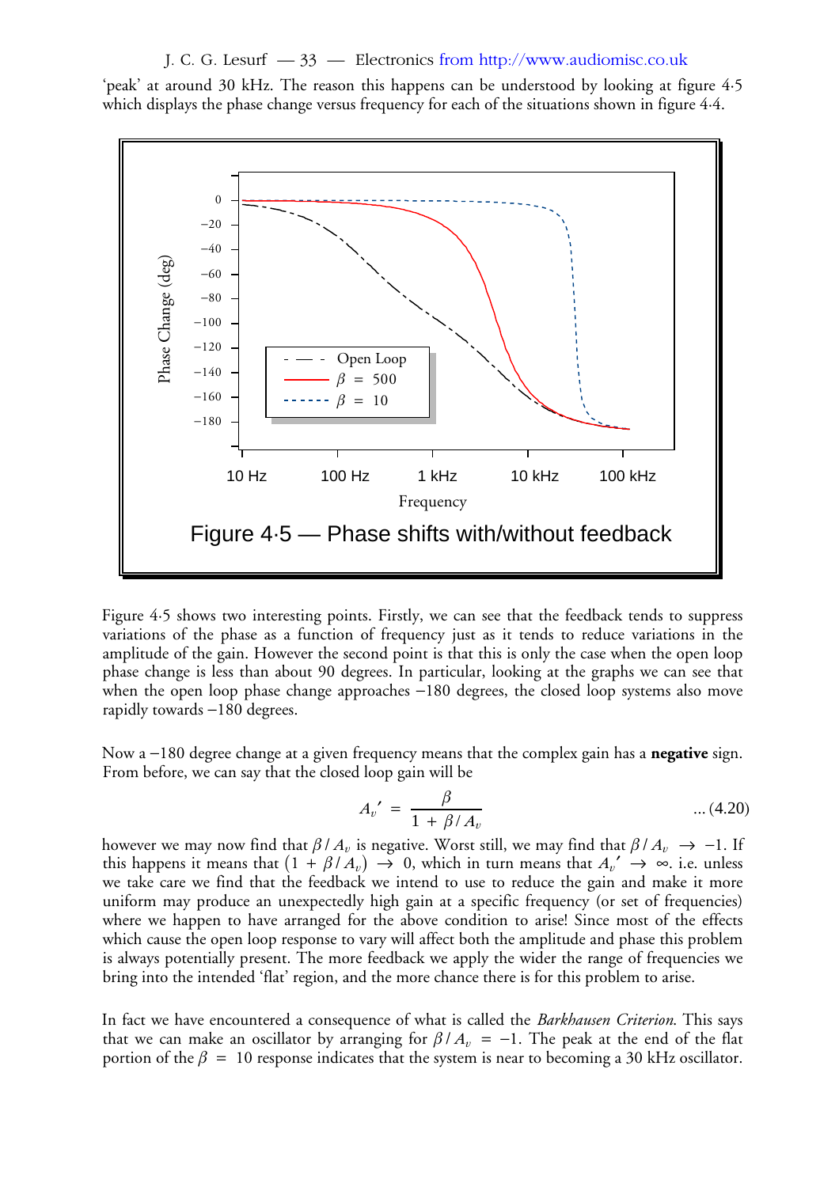'peak' at around 30 kHz. The reason this happens can be understood by looking at figure 4·5 which displays the phase change versus frequency for each of the situations shown in figure 4·4.

Figure 4·5 — Phase shifts with/without feedback

Figure 4·5 shows two interesting points. Firstly, we can see that the feedback tends to suppress variations of the phase as a function of frequency just as it tends to reduce variations in the amplitude of the gain. However the second point is that this is only the case when the open loop phase change is less than about 90 degrees. In particular, looking at the graphs we can see that when the open loop phase change approaches −180 degrees, the closed loop systems also move rapidly towards −180 degrees.

Now a −180 degree change at a given frequency means that the complex gain has a **negative** sign. From before, we can say that the closed loop gain will be

$$A_v{}' = \frac{\beta}{1 + \beta / A_v} \qquad \text{... (4.20)}$$

however we may now find that $\beta / A_v$ is negative. Worst still, we may find that $\beta / A_v \rightarrow -1$. If this happens it means that $(1 + \beta / A_v) \rightarrow 0$, which in turn means that $A_v{}' \rightarrow \infty$. i.e. unless we take care we find that the feedback we intend to use to reduce the gain and make it more uniform may produce an unexpectedly high gain at a specific frequency (or set of frequencies) where we happen to have arranged for the above condition to arise! Since most of the effects which cause the open loop response to vary will affect both the amplitude and phase this problem is always potentially present. The more feedback we apply the wider the range of frequencies we bring into the intended 'flat' region, and the more chance there is for this problem to arise.

In fact we have encountered a consequence of what is called the *Barkhausen Criterion*. This says that we can make an oscillator by arranging for $\beta / A_v = -1$. The peak at the end of the flat portion of the $\beta = 10$ response indicates that the system is near to becoming a 30 kHz oscillator.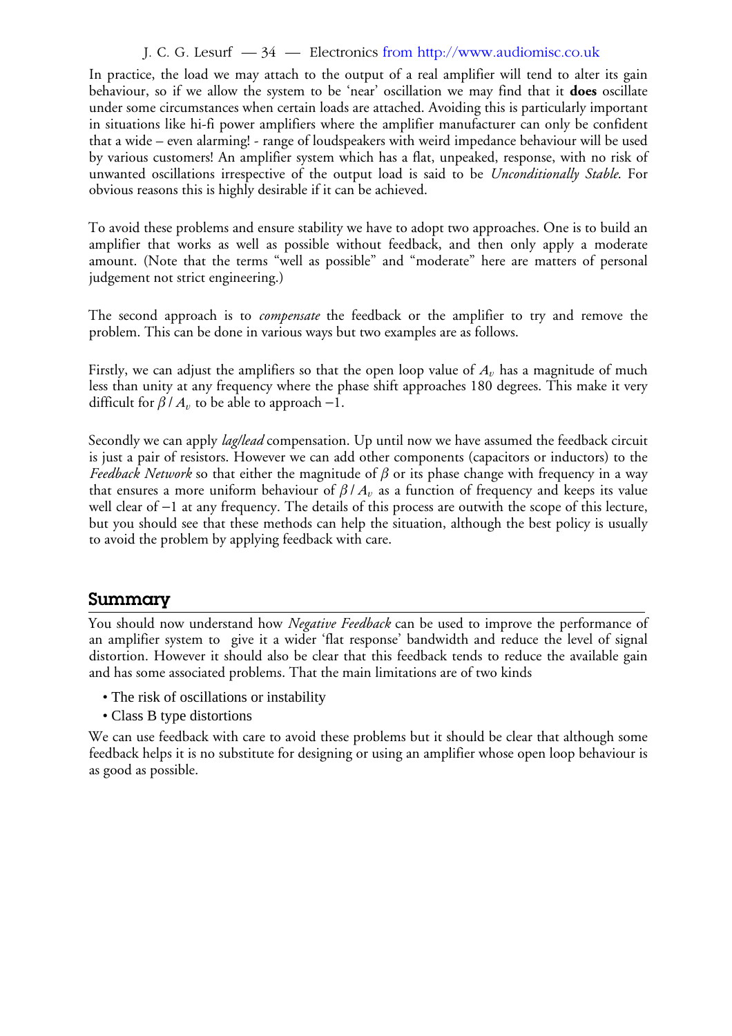In practice, the load we may attach to the output of a real amplifier will tend to alter its gain behaviour, so if we allow the system to be 'near' oscillation we may find that it **does** oscillate under some circumstances when certain loads are attached. Avoiding this is particularly important in situations like hi-fi power amplifiers where the amplifier manufacturer can only be confident that a wide – even alarming! - range of loudspeakers with weird impedance behaviour will be used by various customers! An amplifier system which has a flat, unpeaked, response, with no risk of unwanted oscillations irrespective of the output load is said to be *Unconditionally Stable*. For obvious reasons this is highly desirable if it can be achieved.

To avoid these problems and ensure stability we have to adopt two approaches. One is to build an amplifier that works as well as possible without feedback, and then only apply a moderate amount. (Note that the terms "well as possible" and "moderate" here are matters of personal judgement not strict engineering.)

The second approach is to *compensate* the feedback or the amplifier to try and remove the problem. This can be done in various ways but two examples are as follows.

Firstly, we can adjust the amplifiers so that the open loop value of $A_v$ has a magnitude of much less than unity at any frequency where the phase shift approaches 180 degrees. This make it very difficult for $\beta / A_v$ to be able to approach $-1$.

Secondly we can apply *lag/lead* compensation. Up until now we have assumed the feedback circuit is just a pair of resistors. However we can add other components (capacitors or inductors) to the *Feedback Network* so that either the magnitude of $\beta$ or its phase change with frequency in a way that ensures a more uniform behaviour of $\beta / A_v$ as a function of frequency and keeps its value well clear of $-1$ at any frequency. The details of this process are outwith the scope of this lecture, but you should see that these methods can help the situation, although the best policy is usually to avoid the problem by applying feedback with care.

## Summary

You should now understand how *Negative Feedback* can be used to improve the performance of an amplifier system to give it a wider 'flat response' bandwidth and reduce the level of signal distortion. However it should also be clear that this feedback tends to reduce the available gain and has some associated problems. That the main limitations are of two kinds

- The risk of oscillations or instability
- Class B type distortions

We can use feedback with care to avoid these problems but it should be clear that although some feedback helps it is no substitute for designing or using an amplifier whose open loop behaviour is as good as possible.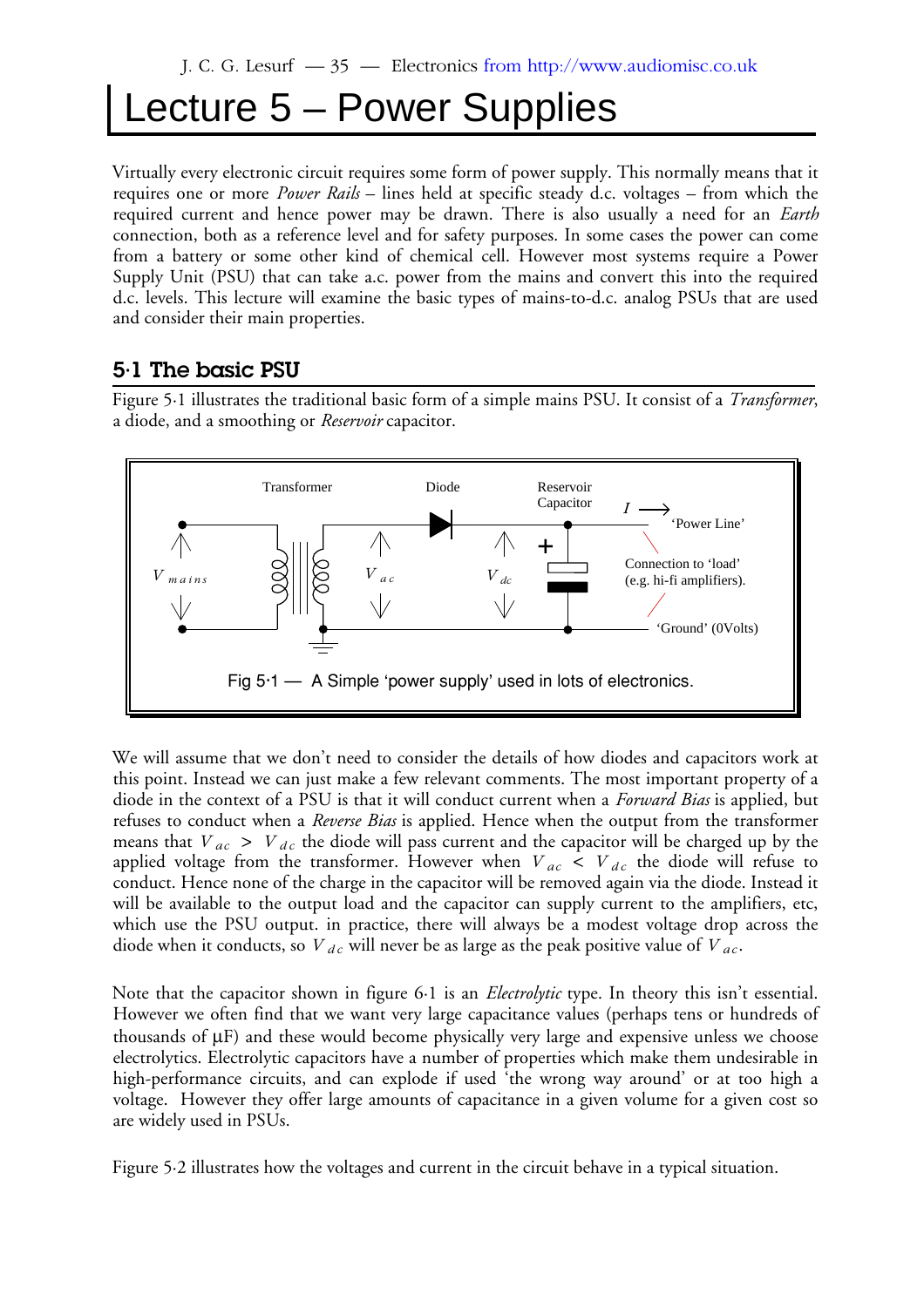# Lecture 5 – Power Supplies

Virtually every electronic circuit requires some form of power supply. This normally means that it requires one or more *Power Rails* – lines held at specific steady d.c. voltages – from which the required current and hence power may be drawn. There is also usually a need for an *Earth* connection, both as a reference level and for safety purposes. In some cases the power can come from a battery or some other kind of chemical cell. However most systems require a Power Supply Unit (PSU) that can take a.c. power from the mains and convert this into the required d.c. levels. This lecture will examine the basic types of mains-to-d.c. analog PSUs that are used and consider their main properties.

## 5·1 The basic PSU

Figure 5·1 illustrates the traditional basic form of a simple mains PSU. It consist of a *Transformer*, a diode, and a smoothing or *Reservoir* capacitor.

Transformer   Diode   Reservoir Capacitor   $I$ ⟶   'Power Line'

$V_{mains}$   $V_{ac}$   $V_{dc}$   +   Connection to 'load' (e.g. hi-fi amplifiers).

'Ground' (0Volts)

Fig 5·1 — A Simple 'power supply' used in lots of electronics.

We will assume that we don't need to consider the details of how diodes and capacitors work at this point. Instead we can just make a few relevant comments. The most important property of a diode in the context of a PSU is that it will conduct current when a *Forward Bias* is applied, but refuses to conduct when a *Reverse Bias* is applied. Hence when the output from the transformer means that $V_{ac} > V_{dc}$ the diode will pass current and the capacitor will be charged up by the applied voltage from the transformer. However when $V_{ac} < V_{dc}$ the diode will refuse to conduct. Hence none of the charge in the capacitor will be removed again via the diode. Instead it will be available to the output load and the capacitor can supply current to the amplifiers, etc, which use the PSU output. in practice, there will always be a modest voltage drop across the diode when it conducts, so $V_{dc}$ will never be as large as the peak positive value of $V_{ac}$.

Note that the capacitor shown in figure 6·1 is an *Electrolytic* type. In theory this isn't essential. However we often find that we want very large capacitance values (perhaps tens or hundreds of thousands of μF) and these would become physically very large and expensive unless we choose electrolytics. Electrolytic capacitors have a number of properties which make them undesirable in high-performance circuits, and can explode if used 'the wrong way around' or at too high a voltage. However they offer large amounts of capacitance in a given volume for a given cost so are widely used in PSUs.

Figure 5·2 illustrates how the voltages and current in the circuit behave in a typical situation.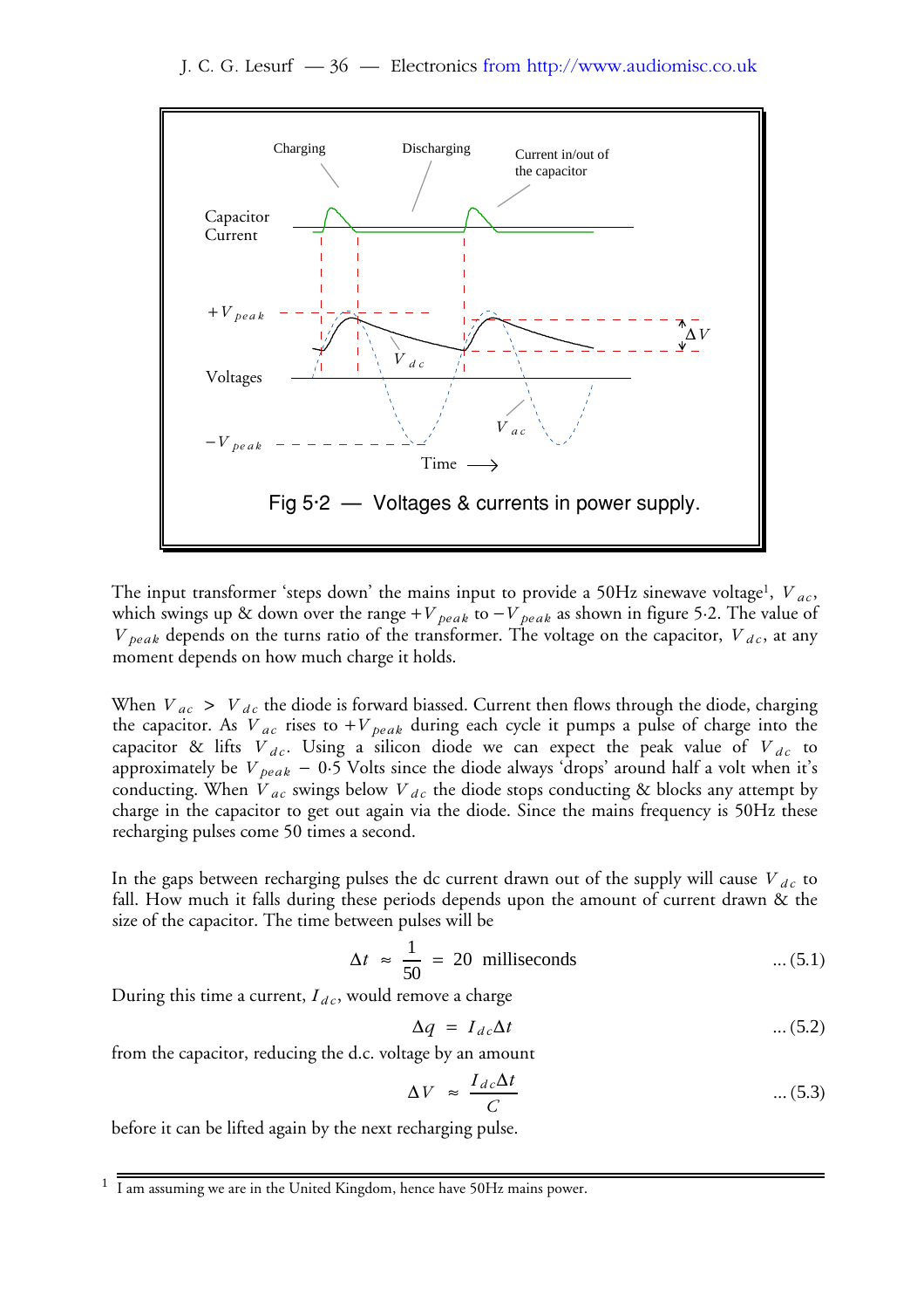Fig 5·2 — Voltages & currents in power supply.

The input transformer 'steps down' the mains input to provide a 50Hz sinewave voltage[1], $V_{ac}$, which swings up & down over the range $+V_{peak}$ to $-V_{peak}$ as shown in figure 5·2. The value of $V_{peak}$ depends on the turns ratio of the transformer. The voltage on the capacitor, $V_{dc}$, at any moment depends on how much charge it holds.

When $V_{ac} > V_{dc}$ the diode is forward biassed. Current then flows through the diode, charging the capacitor. As $V_{ac}$ rises to $+V_{peak}$ during each cycle it pumps a pulse of charge into the capacitor & lifts $V_{dc}$. Using a silicon diode we can expect the peak value of $V_{dc}$ to approximately be $V_{peak} - 0{\cdot}5$ Volts since the diode always 'drops' around half a volt when it's conducting. When $V_{ac}$ swings below $V_{dc}$ the diode stops conducting & blocks any attempt by charge in the capacitor to get out again via the diode. Since the mains frequency is 50Hz these recharging pulses come 50 times a second.

In the gaps between recharging pulses the dc current drawn out of the supply will cause $V_{dc}$ to fall. How much it falls during these periods depends upon the amount of current drawn & the size of the capacitor. The time between pulses will be

$$\Delta t \approx \frac{1}{50} = 20 \text{ milliseconds} \qquad \text{... (5.1)}$$

During this time a current, $I_{dc}$, would remove a charge

$$\Delta q = I_{dc} \Delta t \qquad \text{... (5.2)}$$

from the capacitor, reducing the d.c. voltage by an amount

$$\Delta V \approx \frac{I_{dc} \Delta t}{C} \qquad \text{... (5.3)}$$

before it can be lifted again by the next recharging pulse.

[1] I am assuming we are in the United Kingdom, hence have 50Hz mains power.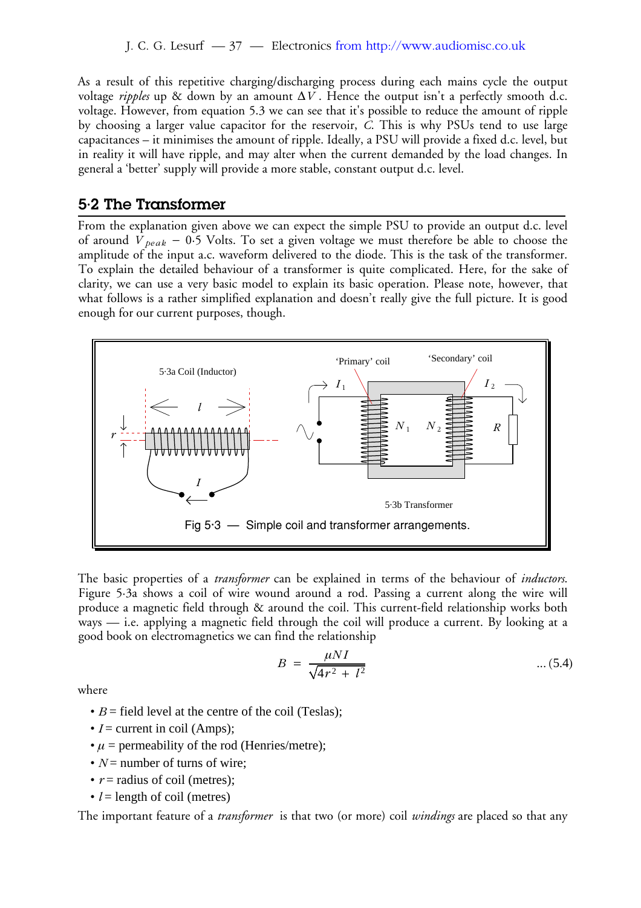As a result of this repetitive charging/discharging process during each mains cycle the output voltage *ripples* up & down by an amount $\Delta V$. Hence the output isn't a perfectly smooth d.c. voltage. However, from equation 5.3 we can see that it's possible to reduce the amount of ripple by choosing a larger value capacitor for the reservoir, $C$. This is why PSUs tend to use large capacitances – it minimises the amount of ripple. Ideally, a PSU will provide a fixed d.c. level, but in reality it will have ripple, and may alter when the current demanded by the load changes. In general a 'better' supply will provide a more stable, constant output d.c. level.

## 5·2 The Transformer

From the explanation given above we can expect the simple PSU to provide an output d.c. level of around $V_{peak} - 0{\cdot}5$ Volts. To set a given voltage we must therefore be able to choose the amplitude of the input a.c. waveform delivered to the diode. This is the task of the transformer. To explain the detailed behaviour of a transformer is quite complicated. Here, for the sake of clarity, we can use a very basic model to explain its basic operation. Please note, however, that what follows is a rather simplified explanation and doesn't really give the full picture. It is good enough for our current purposes, though.

Fig 5·3 — Simple coil and transformer arrangements.

The basic properties of a *transformer* can be explained in terms of the behaviour of *inductors*. Figure 5·3a shows a coil of wire wound around a rod. Passing a current along the wire will produce a magnetic field through & around the coil. This current-field relationship works both ways — i.e. applying a magnetic field through the coil will produce a current. By looking at a good book on electromagnetics we can find the relationship

$$B = \frac{\mu N I}{\sqrt{4r^2 + l^2}} \qquad \ldots (5.4)$$

where

- $B$ = field level at the centre of the coil (Teslas);
- $I$ = current in coil (Amps);
- $\mu$ = permeability of the rod (Henries/metre);
- $N$ = number of turns of wire;
- $r$ = radius of coil (metres);
- $l$ = length of coil (metres)

The important feature of a *transformer* is that two (or more) coil *windings* are placed so that any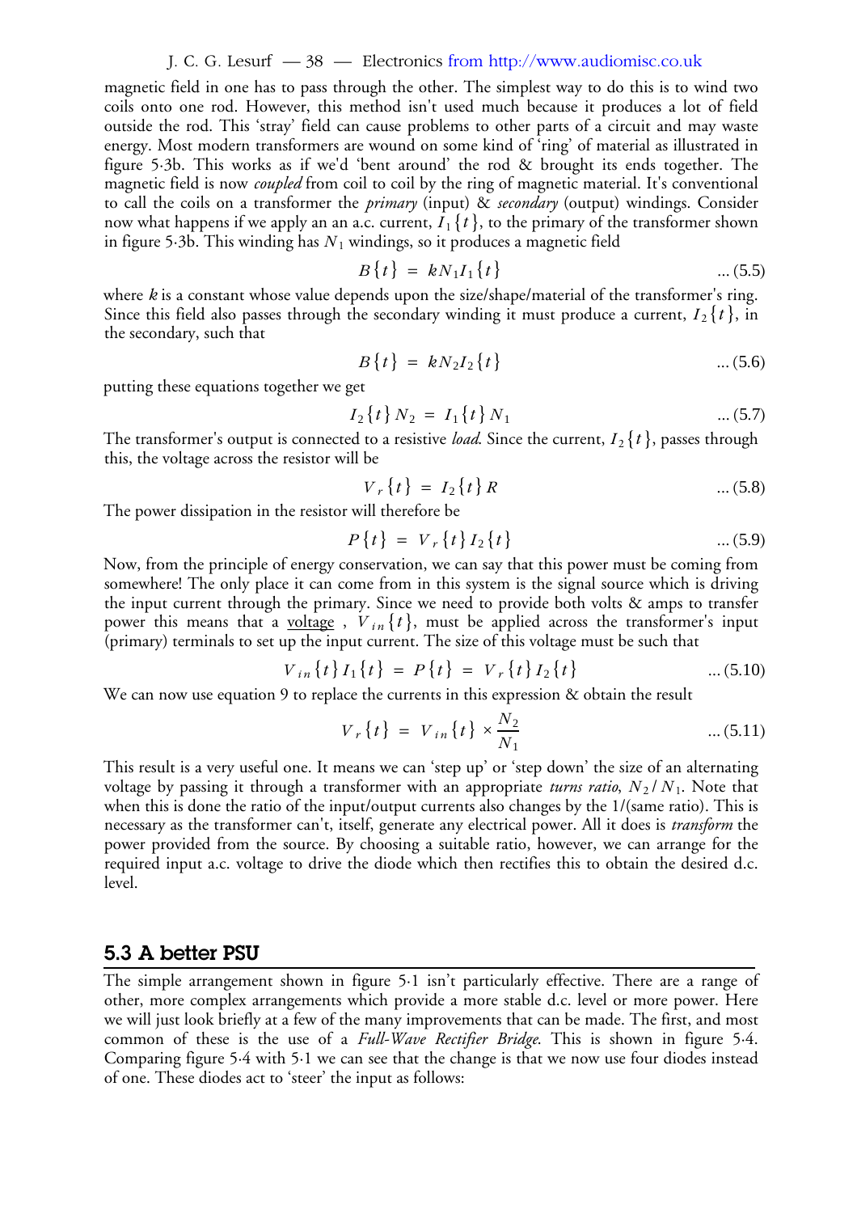magnetic field in one has to pass through the other. The simplest way to do this is to wind two coils onto one rod. However, this method isn't used much because it produces a lot of field outside the rod. This 'stray' field can cause problems to other parts of a circuit and may waste energy. Most modern transformers are wound on some kind of 'ring' of material as illustrated in figure 5·3b. This works as if we'd 'bent around' the rod & brought its ends together. The magnetic field is now *coupled* from coil to coil by the ring of magnetic material. It's conventional to call the coils on a transformer the *primary* (input) & *secondary* (output) windings. Consider now what happens if we apply an an a.c. current, $I_1\{t\}$, to the primary of the transformer shown in figure 5·3b. This winding has $N_1$ windings, so it produces a magnetic field

$$B\{t\} = kN_1 I_1\{t\} \qquad \text{... (5.5)}$$

where $k$ is a constant whose value depends upon the size/shape/material of the transformer's ring. Since this field also passes through the secondary winding it must produce a current, $I_2\{t\}$, in the secondary, such that

$$B\{t\} = kN_2 I_2\{t\} \qquad \text{... (5.6)}$$

putting these equations together we get

$$I_2\{t\} N_2 = I_1\{t\} N_1 \qquad \text{... (5.7)}$$

The transformer's output is connected to a resistive *load*. Since the current, $I_2\{t\}$, passes through this, the voltage across the resistor will be

$$V_r\{t\} = I_2\{t\} R \qquad \text{... (5.8)}$$

The power dissipation in the resistor will therefore be

$$P\{t\} = V_r\{t\} I_2\{t\} \qquad \text{... (5.9)}$$

Now, from the principle of energy conservation, we can say that this power must be coming from somewhere! The only place it can come from in this system is the signal source which is driving the input current through the primary. Since we need to provide both volts & amps to transfer power this means that a voltage, $V_{in}\{t\}$, must be applied across the transformer's input (primary) terminals to set up the input current. The size of this voltage must be such that

$$V_{in}\{t\} I_1\{t\} = P\{t\} = V_r\{t\} I_2\{t\} \qquad \text{... (5.10)}$$

We can now use equation 9 to replace the currents in this expression & obtain the result

$$V_r\{t\} = V_{in}\{t\} \times \frac{N_2}{N_1} \qquad \text{... (5.11)}$$

This result is a very useful one. It means we can 'step up' or 'step down' the size of an alternating voltage by passing it through a transformer with an appropriate *turns ratio*, $N_2 / N_1$. Note that when this is done the ratio of the input/output currents also changes by the 1/(same ratio). This is necessary as the transformer can't, itself, generate any electrical power. All it does is *transform* the power provided from the source. By choosing a suitable ratio, however, we can arrange for the required input a.c. voltage to drive the diode which then rectifies this to obtain the desired d.c. level.

## 5.3 A better PSU

The simple arrangement shown in figure 5·1 isn't particularly effective. There are a range of other, more complex arrangements which provide a more stable d.c. level or more power. Here we will just look briefly at a few of the many improvements that can be made. The first, and most common of these is the use of a *Full-Wave Rectifier Bridge*. This is shown in figure 5·4. Comparing figure 5·4 with 5·1 we can see that the change is that we now use four diodes instead of one. These diodes act to 'steer' the input as follows: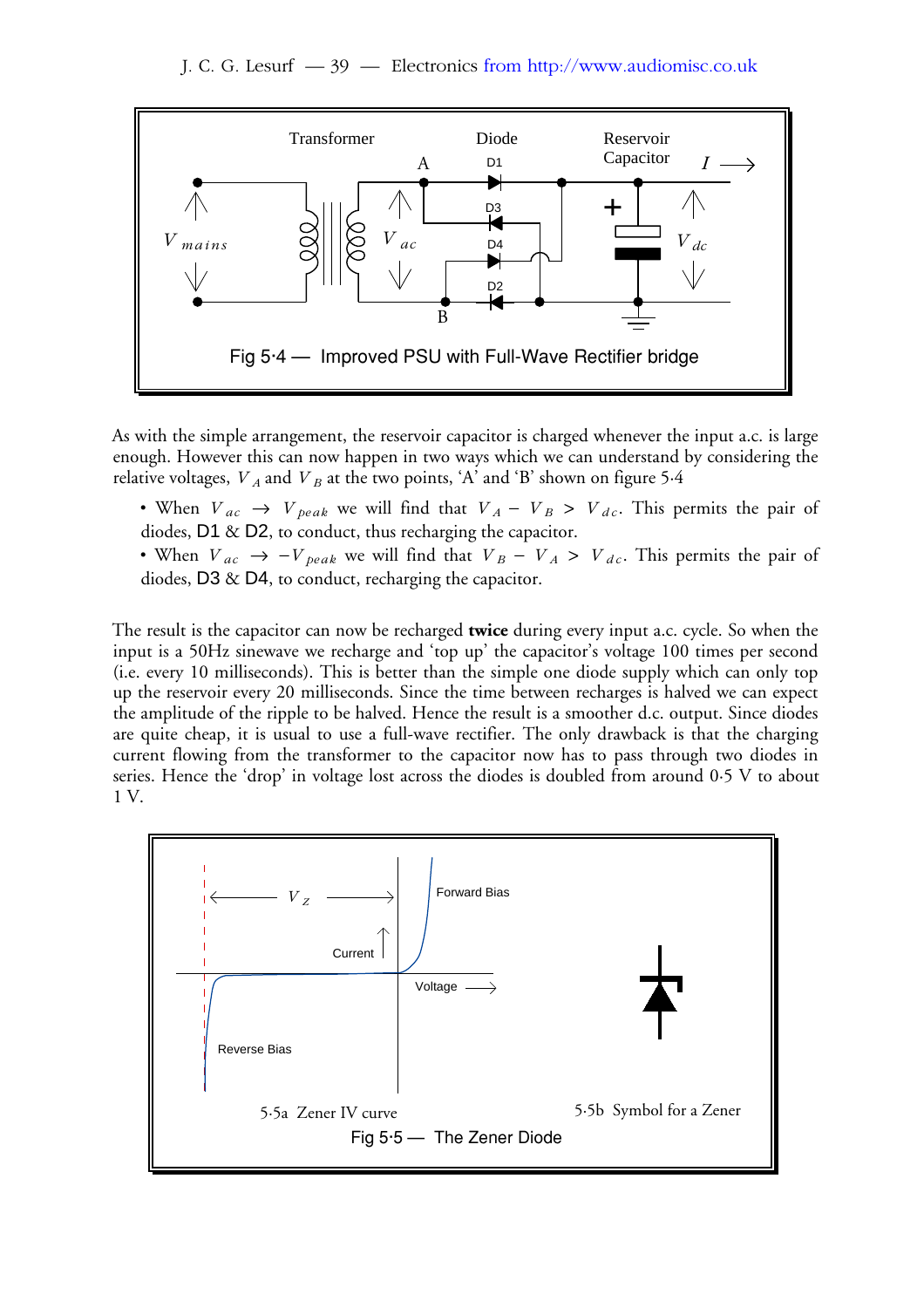Fig 5·4 — Improved PSU with Full-Wave Rectifier bridge

As with the simple arrangement, the reservoir capacitor is charged whenever the input a.c. is large enough. However this can now happen in two ways which we can understand by considering the relative voltages, $V_A$ and $V_B$ at the two points, 'A' and 'B' shown on figure 5·4

- When $V_{ac} \rightarrow V_{peak}$ we will find that $V_A - V_B > V_{dc}$. This permits the pair of diodes, D1 & D2, to conduct, thus recharging the capacitor.
- When $V_{ac} \rightarrow -V_{peak}$ we will find that $V_B - V_A > V_{dc}$. This permits the pair of diodes, D3 & D4, to conduct, recharging the capacitor.

The result is the capacitor can now be recharged **twice** during every input a.c. cycle. So when the input is a 50Hz sinewave we recharge and 'top up' the capacitor's voltage 100 times per second (i.e. every 10 milliseconds). This is better than the simple one diode supply which can only top up the reservoir every 20 milliseconds. Since the time between recharges is halved we can expect the amplitude of the ripple to be halved. Hence the result is a smoother d.c. output. Since diodes are quite cheap, it is usual to use a full-wave rectifier. The only drawback is that the charging current flowing from the transformer to the capacitor now has to pass through two diodes in series. Hence the 'drop' in voltage lost across the diodes is doubled from around 0·5 V to about 1 V.

5·5a Zener IV curve

5·5b Symbol for a Zener

Fig 5·5 — The Zener Diode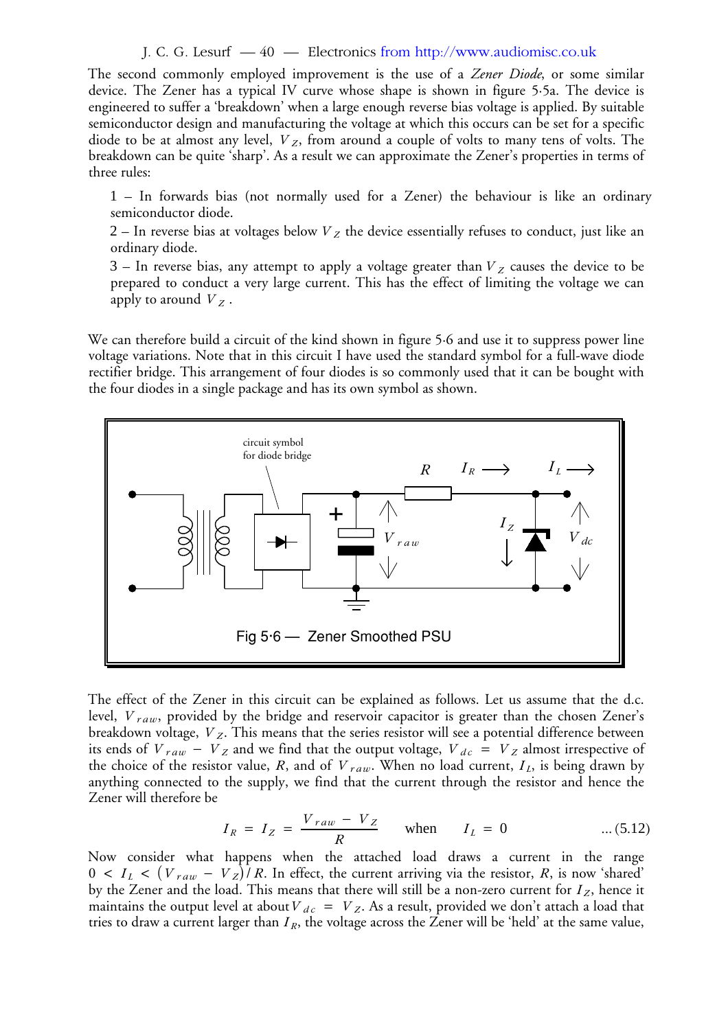The second commonly employed improvement is the use of a *Zener Diode*, or some similar device. The Zener has a typical IV curve whose shape is shown in figure 5·5a. The device is engineered to suffer a 'breakdown' when a large enough reverse bias voltage is applied. By suitable semiconductor design and manufacturing the voltage at which this occurs can be set for a specific diode to be at almost any level, $V_Z$, from around a couple of volts to many tens of volts. The breakdown can be quite 'sharp'. As a result we can approximate the Zener's properties in terms of three rules:

1 – In forwards bias (not normally used for a Zener) the behaviour is like an ordinary semiconductor diode.

2 – In reverse bias at voltages below $V_Z$ the device essentially refuses to conduct, just like an ordinary diode.

3 – In reverse bias, any attempt to apply a voltage greater than $V_Z$ causes the device to be prepared to conduct a very large current. This has the effect of limiting the voltage we can apply to around $V_Z$.

We can therefore build a circuit of the kind shown in figure 5·6 and use it to suppress power line voltage variations. Note that in this circuit I have used the standard symbol for a full-wave diode rectifier bridge. This arrangement of four diodes is so commonly used that it can be bought with the four diodes in a single package and has its own symbol as shown.

Fig 5·6 — Zener Smoothed PSU

The effect of the Zener in this circuit can be explained as follows. Let us assume that the d.c. level, $V_{raw}$, provided by the bridge and reservoir capacitor is greater than the chosen Zener's breakdown voltage, $V_Z$. This means that the series resistor will see a potential difference between its ends of $V_{raw} - V_Z$ and we find that the output voltage, $V_{dc} = V_Z$ almost irrespective of the choice of the resistor value, $R$, and of $V_{raw}$. When no load current, $I_L$, is being drawn by anything connected to the supply, we find that the current through the resistor and hence the Zener will therefore be

$$I_R = I_Z = \frac{V_{raw} - V_Z}{R} \quad \text{when} \quad I_L = 0 \qquad \dots(5.12)$$

Now consider what happens when the attached load draws a current in the range $0 < I_L < (V_{raw} - V_Z)/R$. In effect, the current arriving via the resistor, $R$, is now 'shared' by the Zener and the load. This means that there will still be a non-zero current for $I_Z$, hence it maintains the output level at about $V_{dc} = V_Z$. As a result, provided we don't attach a load that tries to draw a current larger than $I_R$, the voltage across the Zener will be 'held' at the same value,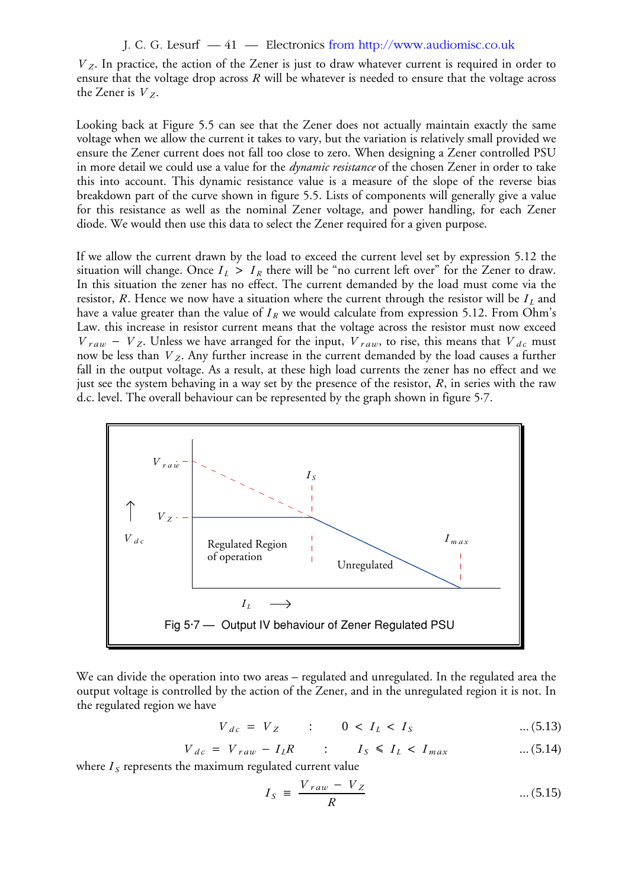$V_Z$. In practice, the action of the Zener is just to draw whatever current is required in order to ensure that the voltage drop across $R$ will be whatever is needed to ensure that the voltage across the Zener is $V_Z$.

Looking back at Figure 5.5 can see that the Zener does not actually maintain exactly the same voltage when we allow the current it takes to vary, but the variation is relatively small provided we ensure the Zener current does not fall too close to zero. When designing a Zener controlled PSU in more detail we could use a value for the *dynamic resistance* of the chosen Zener in order to take this into account. This dynamic resistance value is a measure of the slope of the reverse bias breakdown part of the curve shown in figure 5.5. Lists of components will generally give a value for this resistance as well as the nominal Zener voltage, and power handling, for each Zener diode. We would then use this data to select the Zener required for a given purpose.

If we allow the current drawn by the load to exceed the current level set by expression 5.12 the situation will change. Once $I_L > I_R$ there will be "no current left over" for the Zener to draw. In this situation the zener has no effect. The current demanded by the load must come via the resistor, $R$. Hence we now have a situation where the current through the resistor will be $I_L$ and have a value greater than the value of $I_R$ we would calculate from expression 5.12. From Ohm's Law. this increase in resistor current means that the voltage across the resistor must now exceed $V_{raw} - V_Z$. Unless we have arranged for the input, $V_{raw}$, to rise, this means that $V_{dc}$ must now be less than $V_Z$. Any further increase in the current demanded by the load causes a further fall in the output voltage. As a result, at these high load currents the zener has no effect and we just see the system behaving in a way set by the presence of the resistor, $R$, in series with the raw d.c. level. The overall behaviour can be represented by the graph shown in figure 5·7.

Fig 5·7 — Output IV behaviour of Zener Regulated PSU

We can divide the operation into two areas – regulated and unregulated. In the regulated area the output voltage is controlled by the action of the Zener, and in the unregulated region it is not. In the regulated region we have

$$V_{dc} = V_Z \quad : \quad 0 < I_L < I_S \qquad \text{...(5.13)}$$

$$V_{dc} = V_{raw} - I_L R \quad : \quad I_S \leqslant I_L < I_{max} \qquad \text{...(5.14)}$$

where $I_S$ represents the maximum regulated current value

$$I_S \equiv \frac{V_{raw} - V_Z}{R} \qquad \text{...(5.15)}$$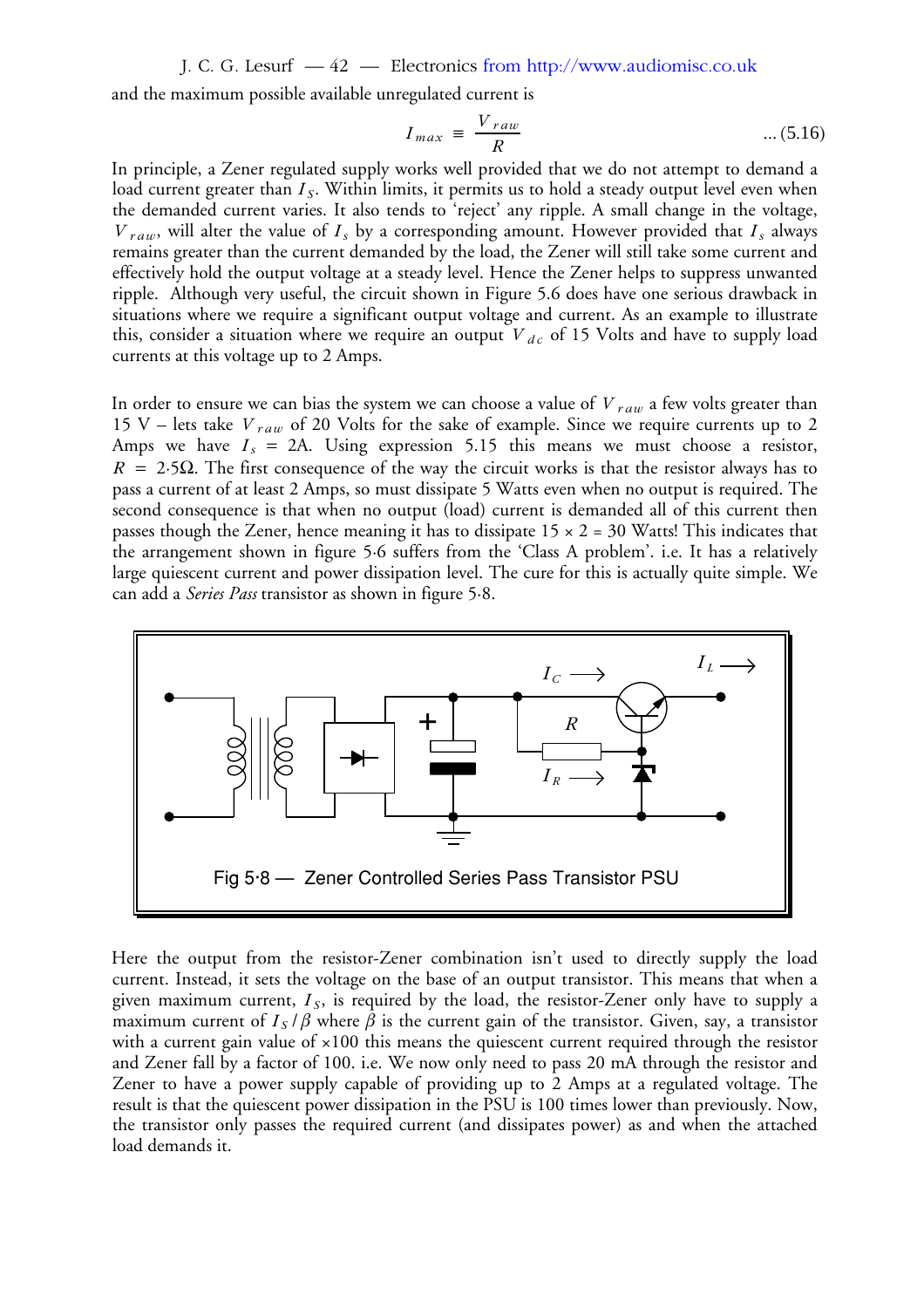and the maximum possible available unregulated current is

$$I_{max} \equiv \frac{V_{raw}}{R} \quad \text{... (5.16)}$$

In principle, a Zener regulated supply works well provided that we do not attempt to demand a load current greater than $I_S$. Within limits, it permits us to hold a steady output level even when the demanded current varies. It also tends to 'reject' any ripple. A small change in the voltage, $V_{raw}$, will alter the value of $I_s$ by a corresponding amount. However provided that $I_s$ always remains greater than the current demanded by the load, the Zener will still take some current and effectively hold the output voltage at a steady level. Hence the Zener helps to suppress unwanted ripple. Although very useful, the circuit shown in Figure 5.6 does have one serious drawback in situations where we require a significant output voltage and current. As an example to illustrate this, consider a situation where we require an output $V_{dc}$ of 15 Volts and have to supply load currents at this voltage up to 2 Amps.

In order to ensure we can bias the system we can choose a value of $V_{raw}$ a few volts greater than 15 V – lets take $V_{raw}$ of 20 Volts for the sake of example. Since we require currents up to 2 Amps we have $I_s$ = 2A. Using expression 5.15 this means we must choose a resistor, $R = 2{\cdot}5\Omega$. The first consequence of the way the circuit works is that the resistor always has to pass a current of at least 2 Amps, so must dissipate 5 Watts even when no output is required. The second consequence is that when no output (load) current is demanded all of this current then passes though the Zener, hence meaning it has to dissipate 15 × 2 = 30 Watts! This indicates that the arrangement shown in figure 5·6 suffers from the 'Class A problem'. i.e. It has a relatively large quiescent current and power dissipation level. The cure for this is actually quite simple. We can add a *Series Pass* transistor as shown in figure 5·8.

Fig 5·8 — Zener Controlled Series Pass Transistor PSU

Here the output from the resistor-Zener combination isn't used to directly supply the load current. Instead, it sets the voltage on the base of an output transistor. This means that when a given maximum current, $I_S$, is required by the load, the resistor-Zener only have to supply a maximum current of $I_S / \beta$ where $\beta$ is the current gain of the transistor. Given, say, a transistor with a current gain value of ×100 this means the quiescent current required through the resistor and Zener fall by a factor of 100. i.e. We now only need to pass 20 mA through the resistor and Zener to have a power supply capable of providing up to 2 Amps at a regulated voltage. The result is that the quiescent power dissipation in the PSU is 100 times lower than previously. Now, the transistor only passes the required current (and dissipates power) as and when the attached load demands it.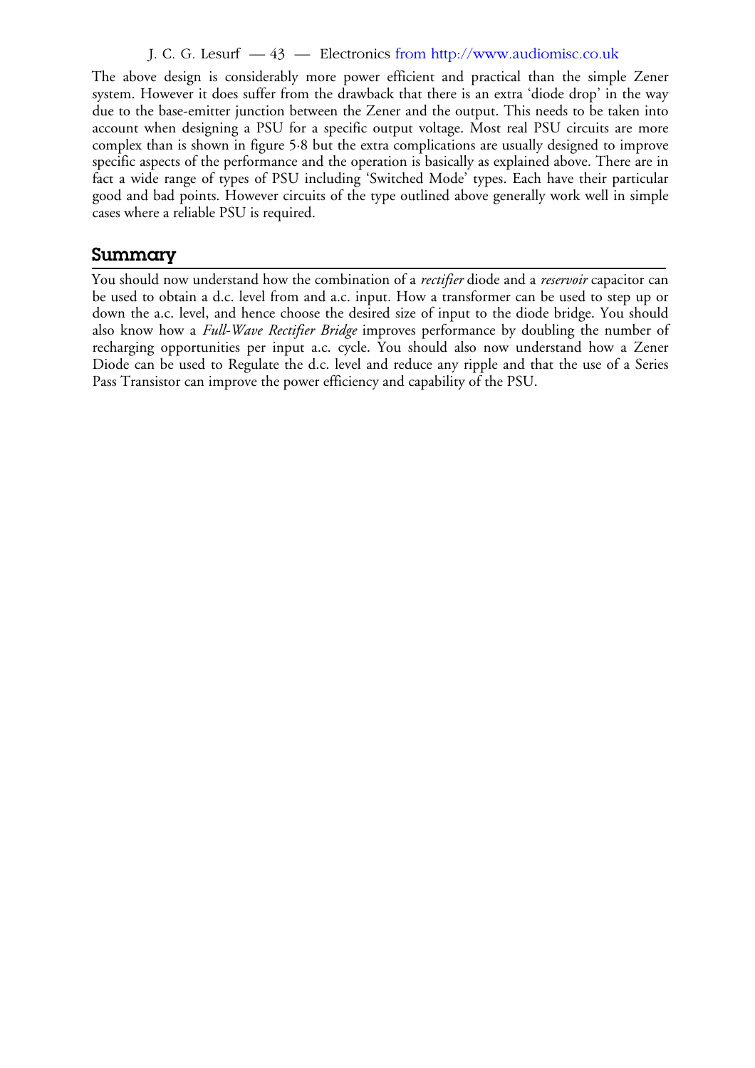The above design is considerably more power efficient and practical than the simple Zener system. However it does suffer from the drawback that there is an extra 'diode drop' in the way due to the base-emitter junction between the Zener and the output. This needs to be taken into account when designing a PSU for a specific output voltage. Most real PSU circuits are more complex than is shown in figure 5·8 but the extra complications are usually designed to improve specific aspects of the performance and the operation is basically as explained above. There are in fact a wide range of types of PSU including 'Switched Mode' types. Each have their particular good and bad points. However circuits of the type outlined above generally work well in simple cases where a reliable PSU is required.

## Summary

You should now understand how the combination of a *rectifier* diode and a *reservoir* capacitor can be used to obtain a d.c. level from and a.c. input. How a transformer can be used to step up or down the a.c. level, and hence choose the desired size of input to the diode bridge. You should also know how a *Full-Wave Rectifier Bridge* improves performance by doubling the number of recharging opportunities per input a.c. cycle. You should also now understand how a Zener Diode can be used to Regulate the d.c. level and reduce any ripple and that the use of a Series Pass Transistor can improve the power efficiency and capability of the PSU.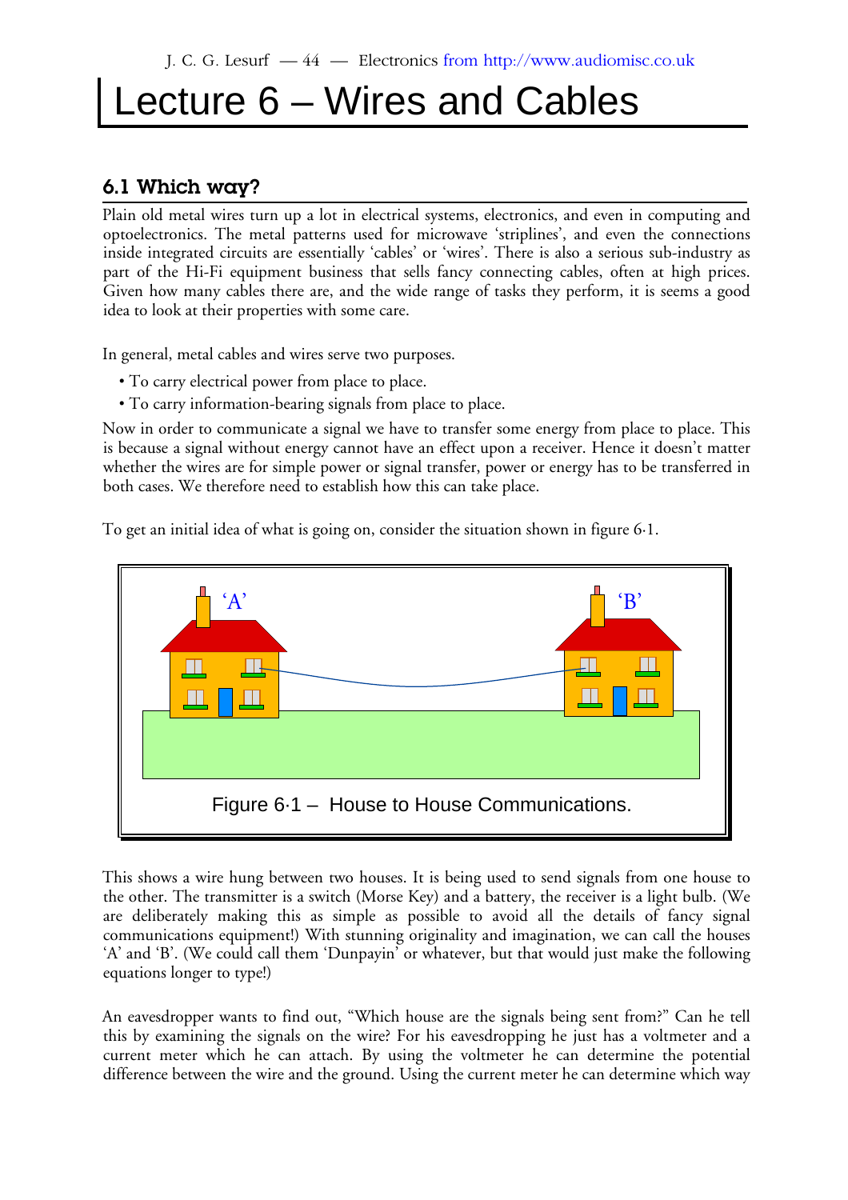# Lecture 6 – Wires and Cables

## 6.1 Which way?

Plain old metal wires turn up a lot in electrical systems, electronics, and even in computing and optoelectronics. The metal patterns used for microwave 'striplines', and even the connections inside integrated circuits are essentially 'cables' or 'wires'. There is also a serious sub-industry as part of the Hi-Fi equipment business that sells fancy connecting cables, often at high prices. Given how many cables there are, and the wide range of tasks they perform, it is seems a good idea to look at their properties with some care.

In general, metal cables and wires serve two purposes.

- To carry electrical power from place to place.
- To carry information-bearing signals from place to place.

Now in order to communicate a signal we have to transfer some energy from place to place. This is because a signal without energy cannot have an effect upon a receiver. Hence it doesn't matter whether the wires are for simple power or signal transfer, power or energy has to be transferred in both cases. We therefore need to establish how this can take place.

To get an initial idea of what is going on, consider the situation shown in figure 6·1.

Figure 6·1 – House to House Communications.

This shows a wire hung between two houses. It is being used to send signals from one house to the other. The transmitter is a switch (Morse Key) and a battery, the receiver is a light bulb. (We are deliberately making this as simple as possible to avoid all the details of fancy signal communications equipment!) With stunning originality and imagination, we can call the houses 'A' and 'B'. (We could call them 'Dunpayin' or whatever, but that would just make the following equations longer to type!)

An eavesdropper wants to find out, "Which house are the signals being sent from?" Can he tell this by examining the signals on the wire? For his eavesdropping he just has a voltmeter and a current meter which he can attach. By using the voltmeter he can determine the potential difference between the wire and the ground. Using the current meter he can determine which way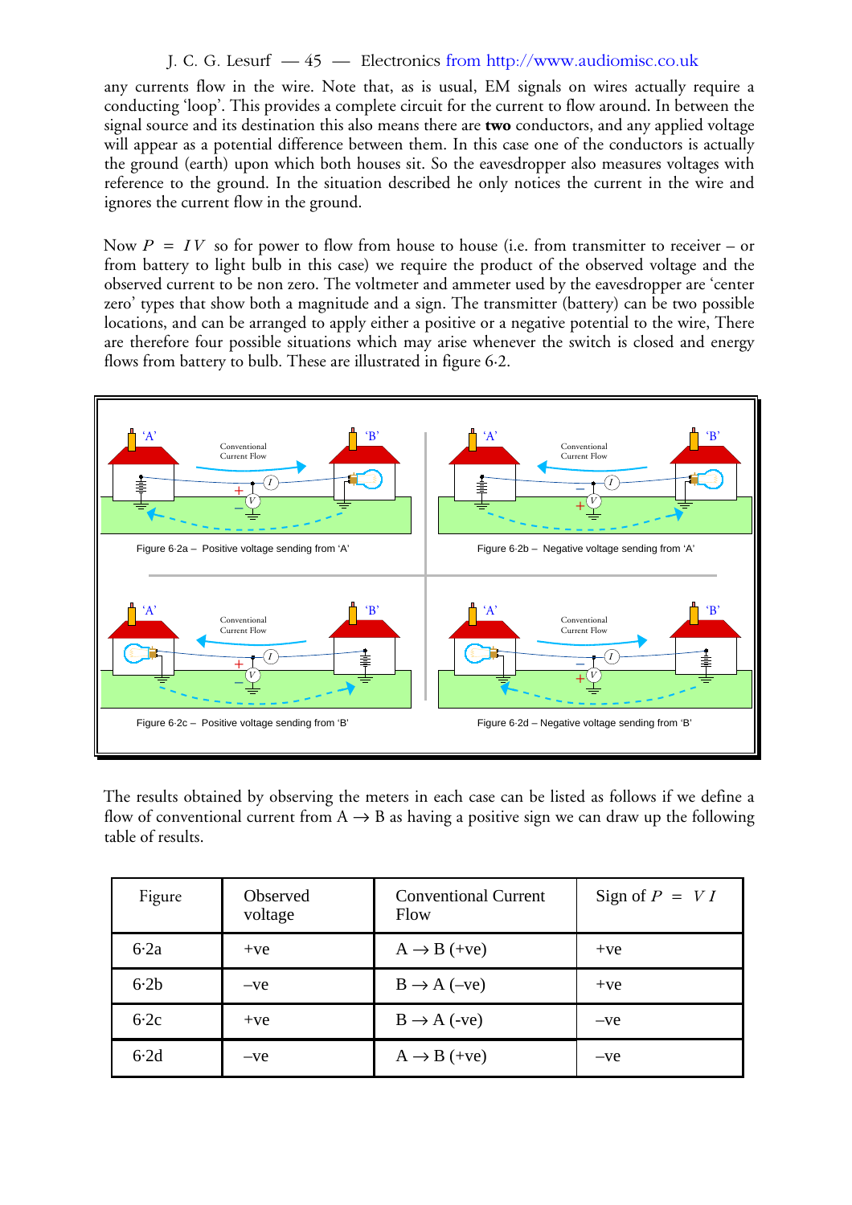any currents flow in the wire. Note that, as is usual, EM signals on wires actually require a conducting 'loop'. This provides a complete circuit for the current to flow around. In between the signal source and its destination this also means there are **two** conductors, and any applied voltage will appear as a potential difference between them. In this case one of the conductors is actually the ground (earth) upon which both houses sit. So the eavesdropper also measures voltages with reference to the ground. In the situation described he only notices the current in the wire and ignores the current flow in the ground.

Now $P = IV$ so for power to flow from house to house (i.e. from transmitter to receiver – or from battery to light bulb in this case) we require the product of the observed voltage and the observed current to be non zero. The voltmeter and ammeter used by the eavesdropper are 'center zero' types that show both a magnitude and a sign. The transmitter (battery) can be two possible locations, and can be arranged to apply either a positive or a negative potential to the wire, There are therefore four possible situations which may arise whenever the switch is closed and energy flows from battery to bulb. These are illustrated in figure 6·2.

Figure 6·2a – Positive voltage sending from 'A'

Figure 6·2b – Negative voltage sending from 'A'

Figure 6·2c – Positive voltage sending from 'B'

Figure 6·2d – Negative voltage sending from 'B'

The results obtained by observing the meters in each case can be listed as follows if we define a flow of conventional current from A → B as having a positive sign we can draw up the following table of results.

| Figure | Observed voltage | Conventional Current Flow | Sign of $P = VI$ |
|---|---|---|---|
| 6·2a | +ve | A → B (+ve) | +ve |
| 6·2b | –ve | B → A (–ve) | +ve |
| 6·2c | +ve | B → A (-ve) | –ve |
| 6·2d | –ve | A → B (+ve) | –ve |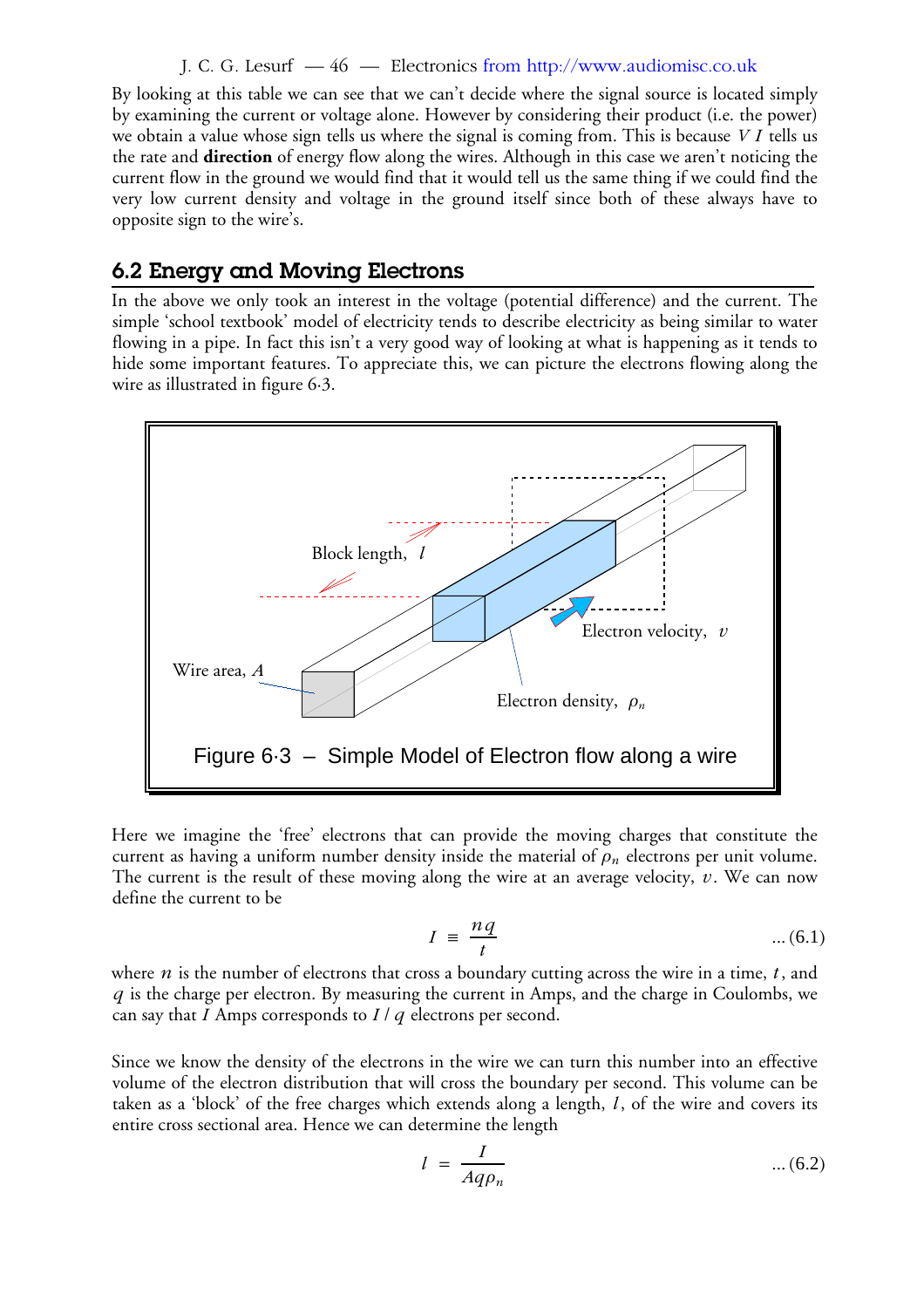By looking at this table we can see that we can't decide where the signal source is located simply by examining the current or voltage alone. However by considering their product (i.e. the power) we obtain a value whose sign tells us where the signal is coming from. This is because $VI$ tells us the rate and **direction** of energy flow along the wires. Although in this case we aren't noticing the current flow in the ground we would find that it would tell us the same thing if we could find the very low current density and voltage in the ground itself since both of these always have to opposite sign to the wire's.

## 6.2 Energy and Moving Electrons

In the above we only took an interest in the voltage (potential difference) and the current. The simple 'school textbook' model of electricity tends to describe electricity as being similar to water flowing in a pipe. In fact this isn't a very good way of looking at what is happening as it tends to hide some important features. To appreciate this, we can picture the electrons flowing along the wire as illustrated in figure 6·3.

Figure 6·3 – Simple Model of Electron flow along a wire

Here we imagine the 'free' electrons that can provide the moving charges that constitute the current as having a uniform number density inside the material of $\rho_n$ electrons per unit volume. The current is the result of these moving along the wire at an average velocity, $v$. We can now define the current to be

$$I \equiv \frac{nq}{t} \quad \text{... (6.1)}$$

where $n$ is the number of electrons that cross a boundary cutting across the wire in a time, $t$, and $q$ is the charge per electron. By measuring the current in Amps, and the charge in Coulombs, we can say that $I$ Amps corresponds to $I / q$ electrons per second.

Since we know the density of the electrons in the wire we can turn this number into an effective volume of the electron distribution that will cross the boundary per second. This volume can be taken as a 'block' of the free charges which extends along a length, $l$, of the wire and covers its entire cross sectional area. Hence we can determine the length

$$l = \frac{I}{Aq\rho_n} \quad \text{... (6.2)}$$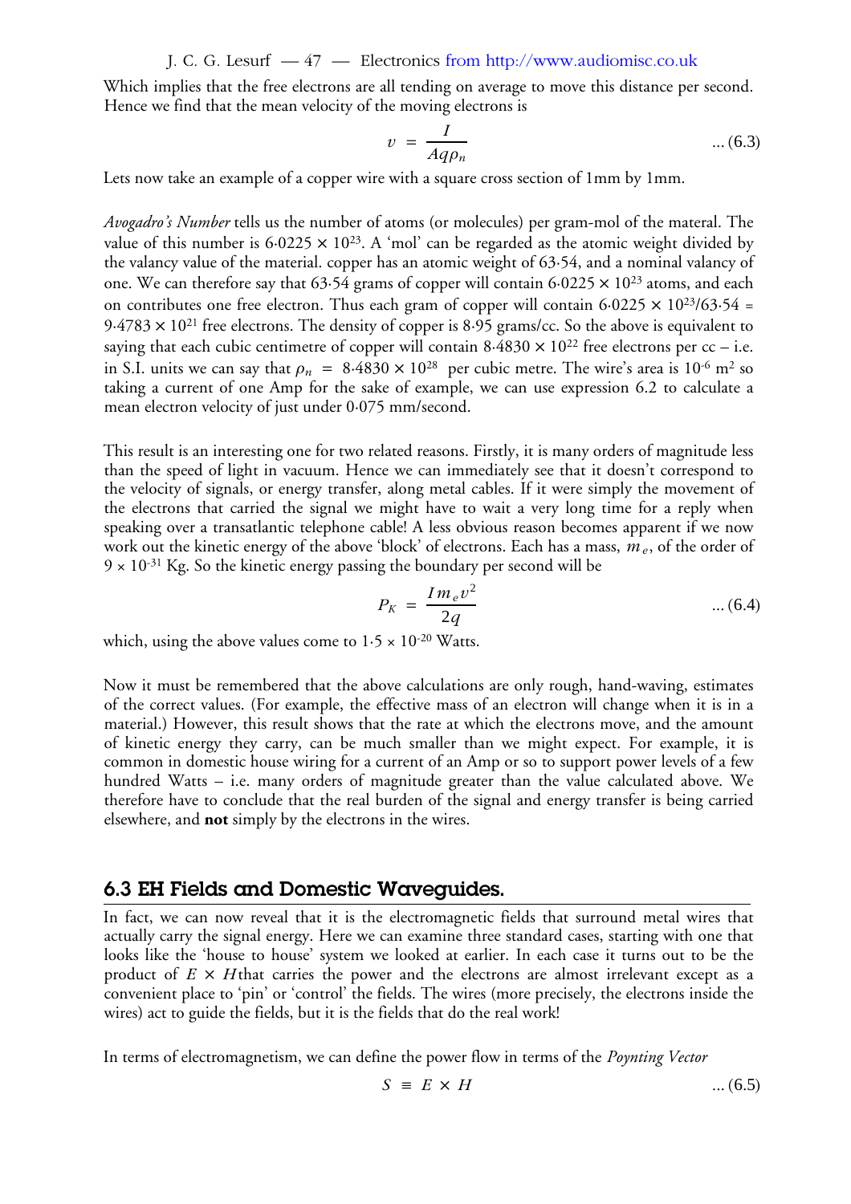Which implies that the free electrons are all tending on average to move this distance per second. Hence we find that the mean velocity of the moving electrons is

$$v = \frac{I}{Aq\rho_n} \quad \text{... (6.3)}$$

Lets now take an example of a copper wire with a square cross section of 1mm by 1mm.

*Avogadro's Number* tells us the number of atoms (or molecules) per gram-mol of the materal. The value of this number is $6{\cdot}0225 \times 10^{23}$. A 'mol' can be regarded as the atomic weight divided by the valancy value of the material. copper has an atomic weight of 63·54, and a nominal valancy of one. We can therefore say that 63·54 grams of copper will contain $6{\cdot}0225 \times 10^{23}$ atoms, and each on contributes one free electron. Thus each gram of copper will contain $6{\cdot}0225 \times 10^{23}/63{\cdot}54 = 9{\cdot}4783 \times 10^{21}$ free electrons. The density of copper is 8·95 grams/cc. So the above is equivalent to saying that each cubic centimetre of copper will contain $8{\cdot}4830 \times 10^{22}$ free electrons per cc – i.e. in S.I. units we can say that $\rho_n = 8{\cdot}4830 \times 10^{28}$ per cubic metre. The wire's area is $10^{-6}$ m$^2$ so taking a current of one Amp for the sake of example, we can use expression 6.2 to calculate a mean electron velocity of just under 0·075 mm/second.

This result is an interesting one for two related reasons. Firstly, it is many orders of magnitude less than the speed of light in vacuum. Hence we can immediately see that it doesn't correspond to the velocity of signals, or energy transfer, along metal cables. If it were simply the movement of the electrons that carried the signal we might have to wait a very long time for a reply when speaking over a transatlantic telephone cable! A less obvious reason becomes apparent if we now work out the kinetic energy of the above 'block' of electrons. Each has a mass, $m_e$, of the order of $9 \times 10^{-31}$ Kg. So the kinetic energy passing the boundary per second will be

$$P_K = \frac{I m_e v^2}{2q} \quad \text{... (6.4)}$$

which, using the above values come to $1{\cdot}5 \times 10^{-20}$ Watts.

Now it must be remembered that the above calculations are only rough, hand-waving, estimates of the correct values. (For example, the effective mass of an electron will change when it is in a material.) However, this result shows that the rate at which the electrons move, and the amount of kinetic energy they carry, can be much smaller than we might expect. For example, it is common in domestic house wiring for a current of an Amp or so to support power levels of a few hundred Watts – i.e. many orders of magnitude greater than the value calculated above. We therefore have to conclude that the real burden of the signal and energy transfer is being carried elsewhere, and **not** simply by the electrons in the wires.

## 6.3 EH Fields and Domestic Waveguides.

In fact, we can now reveal that it is the electromagnetic fields that surround metal wires that actually carry the signal energy. Here we can examine three standard cases, starting with one that looks like the 'house to house' system we looked at earlier. In each case it turns out to be the product of $E \times H$ that carries the power and the electrons are almost irrelevant except as a convenient place to 'pin' or 'control' the fields. The wires (more precisely, the electrons inside the wires) act to guide the fields, but it is the fields that do the real work!

In terms of electromagnetism, we can define the power flow in terms of the *Poynting Vector*

$$S \equiv E \times H \quad \text{... (6.5)}$$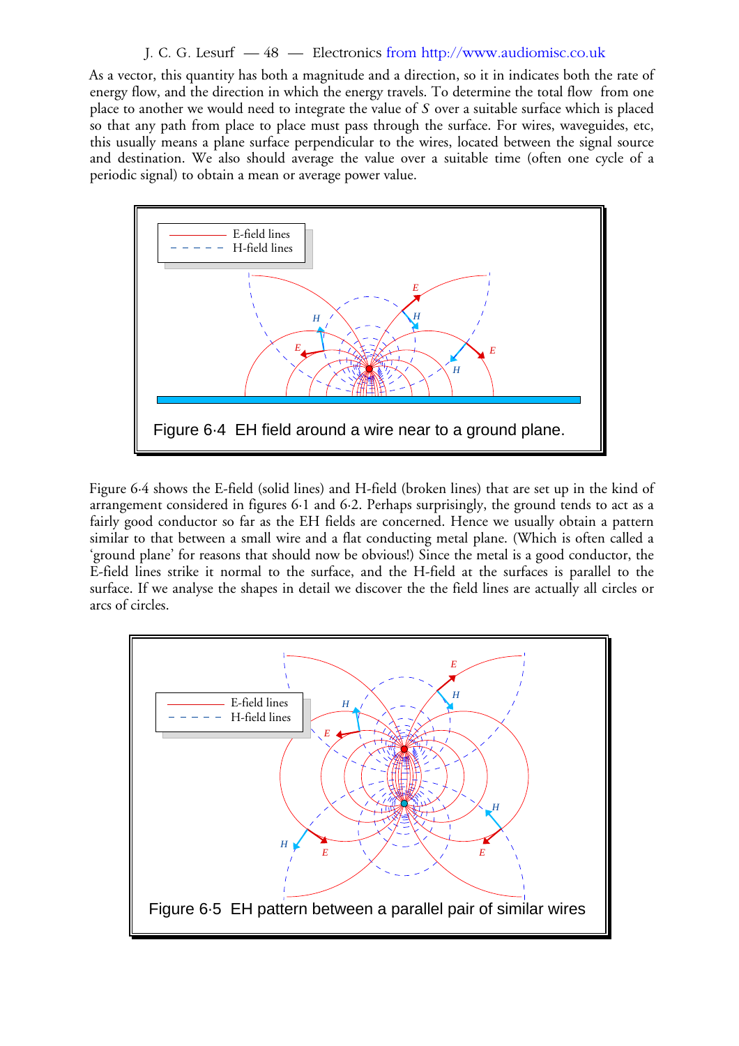As a vector, this quantity has both a magnitude and a direction, so it in indicates both the rate of energy flow, and the direction in which the energy travels. To determine the total flow from one place to another we would need to integrate the value of $S$ over a suitable surface which is placed so that any path from place to place must pass through the surface. For wires, waveguides, etc, this usually means a plane surface perpendicular to the wires, located between the signal source and destination. We also should average the value over a suitable time (often one cycle of a periodic signal) to obtain a mean or average power value.

Figure 6·4 EH field around a wire near to a ground plane.

Figure 6·4 shows the E-field (solid lines) and H-field (broken lines) that are set up in the kind of arrangement considered in figures 6·1 and 6·2. Perhaps surprisingly, the ground tends to act as a fairly good conductor so far as the EH fields are concerned. Hence we usually obtain a pattern similar to that between a small wire and a flat conducting metal plane. (Which is often called a 'ground plane' for reasons that should now be obvious!) Since the metal is a good conductor, the E-field lines strike it normal to the surface, and the H-field at the surfaces is parallel to the surface. If we analyse the shapes in detail we discover the the field lines are actually all circles or arcs of circles.

Figure 6·5 EH pattern between a parallel pair of similar wires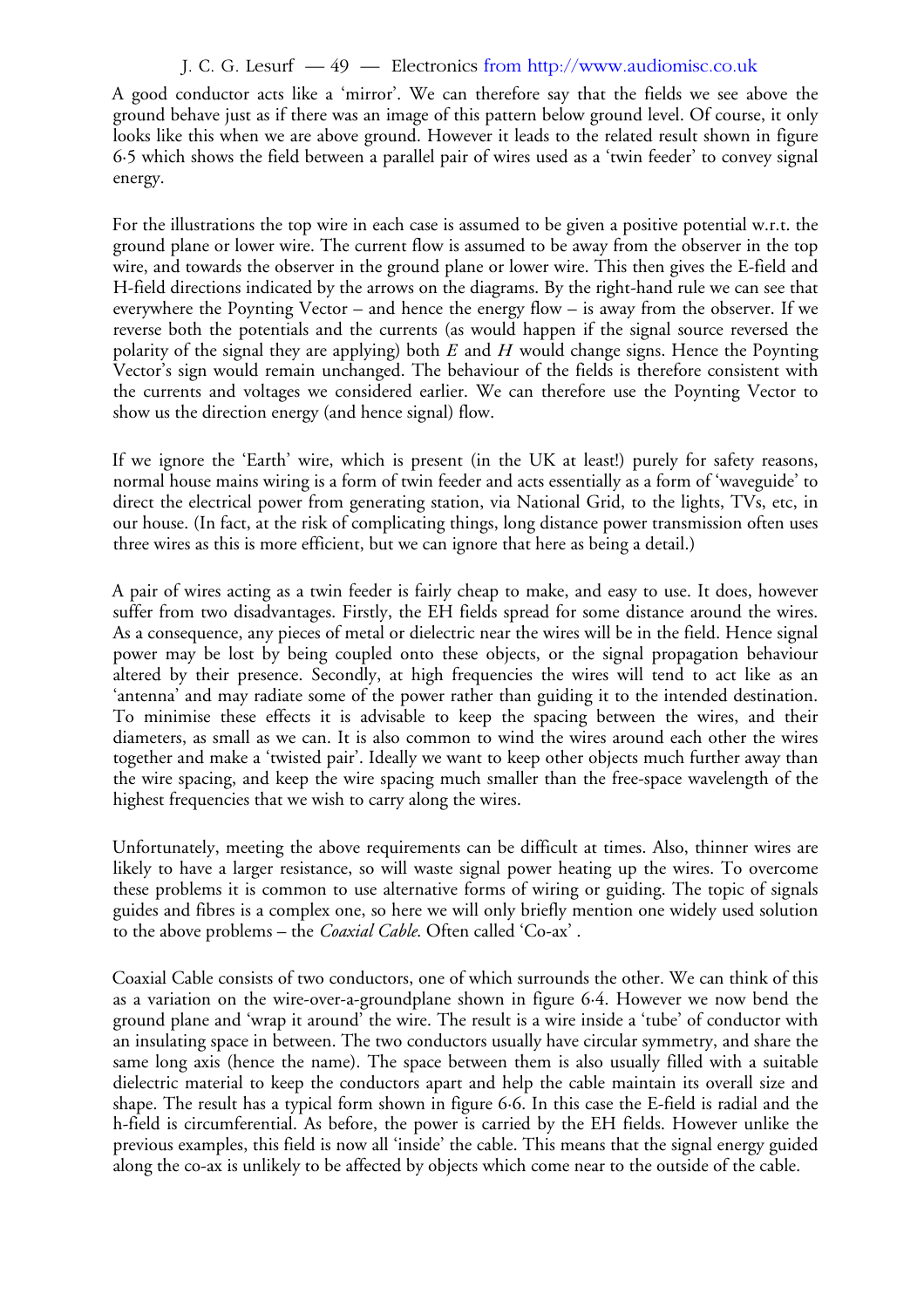A good conductor acts like a 'mirror'. We can therefore say that the fields we see above the ground behave just as if there was an image of this pattern below ground level. Of course, it only looks like this when we are above ground. However it leads to the related result shown in figure 6·5 which shows the field between a parallel pair of wires used as a 'twin feeder' to convey signal energy.

For the illustrations the top wire in each case is assumed to be given a positive potential w.r.t. the ground plane or lower wire. The current flow is assumed to be away from the observer in the top wire, and towards the observer in the ground plane or lower wire. This then gives the E-field and H-field directions indicated by the arrows on the diagrams. By the right-hand rule we can see that everywhere the Poynting Vector – and hence the energy flow – is away from the observer. If we reverse both the potentials and the currents (as would happen if the signal source reversed the polarity of the signal they are applying) both $E$ and $H$ would change signs. Hence the Poynting Vector's sign would remain unchanged. The behaviour of the fields is therefore consistent with the currents and voltages we considered earlier. We can therefore use the Poynting Vector to show us the direction energy (and hence signal) flow.

If we ignore the 'Earth' wire, which is present (in the UK at least!) purely for safety reasons, normal house mains wiring is a form of twin feeder and acts essentially as a form of 'waveguide' to direct the electrical power from generating station, via National Grid, to the lights, TVs, etc, in our house. (In fact, at the risk of complicating things, long distance power transmission often uses three wires as this is more efficient, but we can ignore that here as being a detail.)

A pair of wires acting as a twin feeder is fairly cheap to make, and easy to use. It does, however suffer from two disadvantages. Firstly, the EH fields spread for some distance around the wires. As a consequence, any pieces of metal or dielectric near the wires will be in the field. Hence signal power may be lost by being coupled onto these objects, or the signal propagation behaviour altered by their presence. Secondly, at high frequencies the wires will tend to act like as an 'antenna' and may radiate some of the power rather than guiding it to the intended destination. To minimise these effects it is advisable to keep the spacing between the wires, and their diameters, as small as we can. It is also common to wind the wires around each other the wires together and make a 'twisted pair'. Ideally we want to keep other objects much further away than the wire spacing, and keep the wire spacing much smaller than the free-space wavelength of the highest frequencies that we wish to carry along the wires.

Unfortunately, meeting the above requirements can be difficult at times. Also, thinner wires are likely to have a larger resistance, so will waste signal power heating up the wires. To overcome these problems it is common to use alternative forms of wiring or guiding. The topic of signals guides and fibres is a complex one, so here we will only briefly mention one widely used solution to the above problems – the *Coaxial Cable*. Often called 'Co-ax' .

Coaxial Cable consists of two conductors, one of which surrounds the other. We can think of this as a variation on the wire-over-a-groundplane shown in figure 6·4. However we now bend the ground plane and 'wrap it around' the wire. The result is a wire inside a 'tube' of conductor with an insulating space in between. The two conductors usually have circular symmetry, and share the same long axis (hence the name). The space between them is also usually filled with a suitable dielectric material to keep the conductors apart and help the cable maintain its overall size and shape. The result has a typical form shown in figure 6·6. In this case the E-field is radial and the h-field is circumferential. As before, the power is carried by the EH fields. However unlike the previous examples, this field is now all 'inside' the cable. This means that the signal energy guided along the co-ax is unlikely to be affected by objects which come near to the outside of the cable.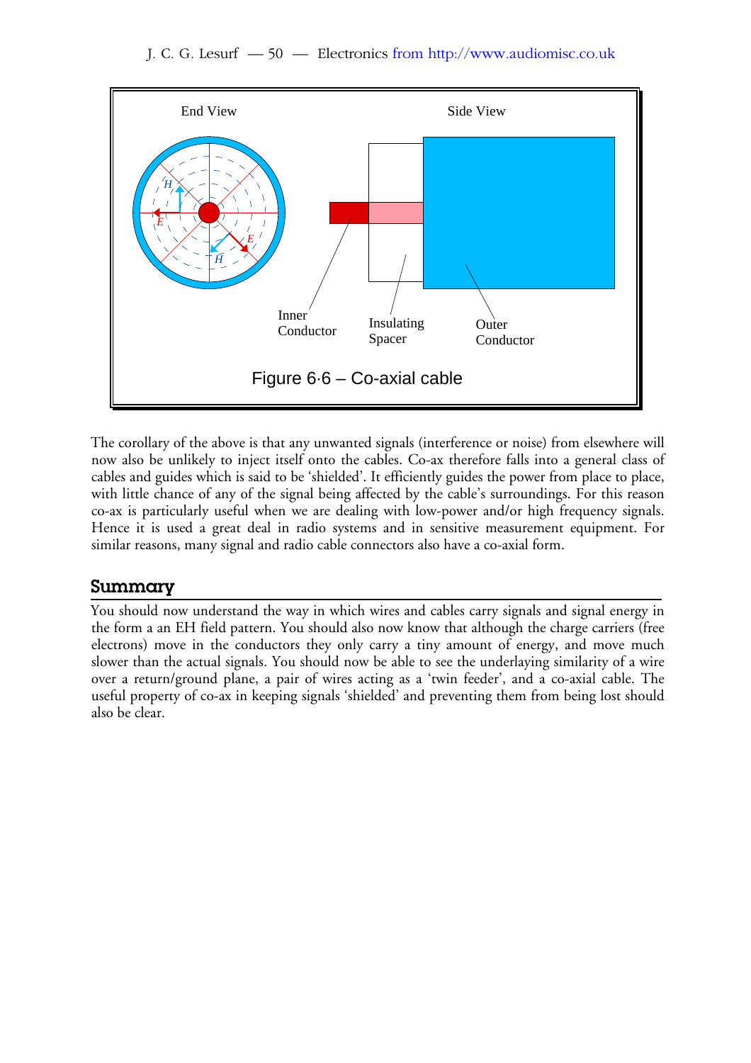End View

Side View

Inner Conductor

Insulating Spacer

Outer Conductor

Figure 6·6 – Co-axial cable

The corollary of the above is that any unwanted signals (interference or noise) from elsewhere will now also be unlikely to inject itself onto the cables. Co-ax therefore falls into a general class of cables and guides which is said to be 'shielded'. It efficiently guides the power from place to place, with little chance of any of the signal being affected by the cable's surroundings. For this reason co-ax is particularly useful when we are dealing with low-power and/or high frequency signals. Hence it is used a great deal in radio systems and in sensitive measurement equipment. For similar reasons, many signal and radio cable connectors also have a co-axial form.

## Summary

You should now understand the way in which wires and cables carry signals and signal energy in the form a an EH field pattern. You should also now know that although the charge carriers (free electrons) move in the conductors they only carry a tiny amount of energy, and move much slower than the actual signals. You should now be able to see the underlaying similarity of a wire over a return/ground plane, a pair of wires acting as a 'twin feeder', and a co-axial cable. The useful property of co-ax in keeping signals 'shielded' and preventing them from being lost should also be clear.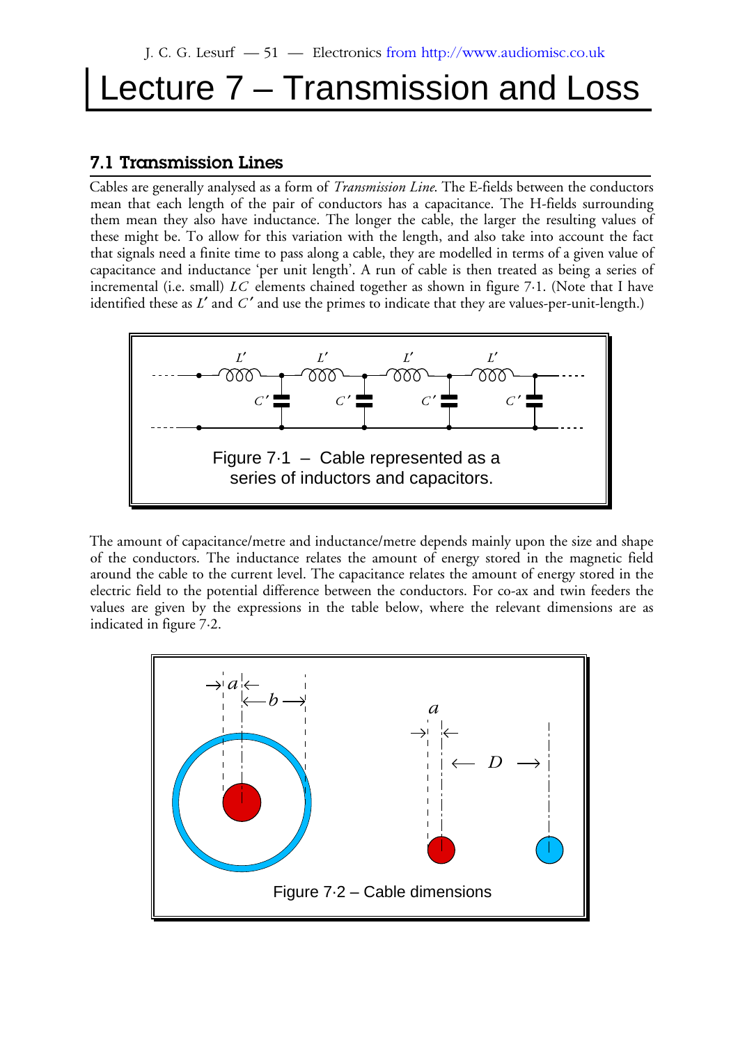# Lecture 7 – Transmission and Loss

## 7.1 Transmission Lines

Cables are generally analysed as a form of *Transmission Line*. The E-fields between the conductors mean that each length of the pair of conductors has a capacitance. The H-fields surrounding them mean they also have inductance. The longer the cable, the larger the resulting values of these might be. To allow for this variation with the length, and also take into account the fact that signals need a finite time to pass along a cable, they are modelled in terms of a given value of capacitance and inductance 'per unit length'. A run of cable is then treated as being a series of incremental (i.e. small) $LC$ elements chained together as shown in figure 7·1. (Note that I have identified these as $L'$ and $C'$ and use the primes to indicate that they are values-per-unit-length.)

Figure 7·1 – Cable represented as a series of inductors and capacitors.

The amount of capacitance/metre and inductance/metre depends mainly upon the size and shape of the conductors. The inductance relates the amount of energy stored in the magnetic field around the cable to the current level. The capacitance relates the amount of energy stored in the electric field to the potential difference between the conductors. For co-ax and twin feeders the values are given by the expressions in the table below, where the relevant dimensions are as indicated in figure 7·2.

Figure 7·2 – Cable dimensions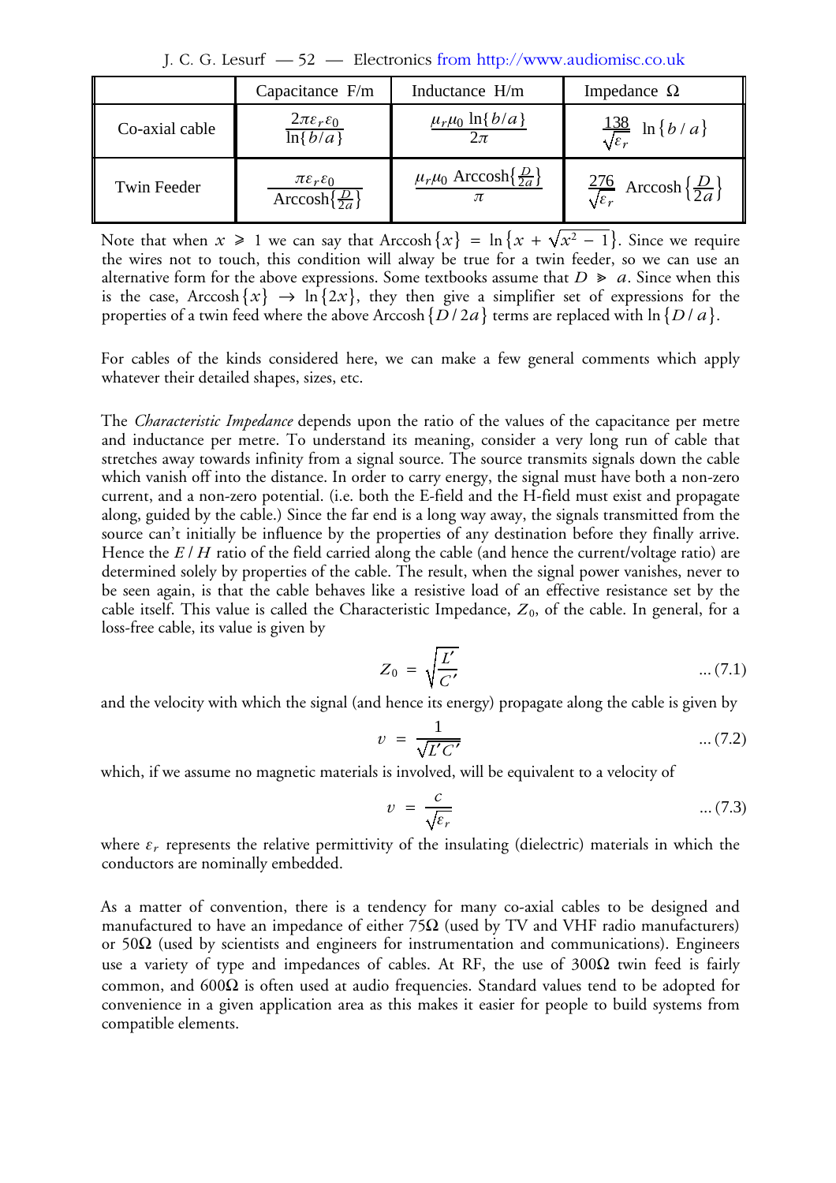|  | Capacitance F/m | Inductance H/m | Impedance Ω |
|---|---|---|---|
| Co-axial cable | $\frac{2\pi\varepsilon_r\varepsilon_0}{\ln\{b/a\}}$ | $\frac{\mu_r\mu_0 \ln\{b/a\}}{2\pi}$ | $\frac{138}{\sqrt{\varepsilon_r}} \ln\{b/a\}$ |
| Twin Feeder | $\frac{\pi\varepsilon_r\varepsilon_0}{\text{Arccosh}\{\frac{D}{2a}\}}$ | $\frac{\mu_r\mu_0 \text{ Arccosh}\{\frac{D}{2a}\}}{\pi}$ | $\frac{276}{\sqrt{\varepsilon_r}} \text{ Arccosh}\left\{\frac{D}{2a}\right\}$ |

Note that when $x \geqslant 1$ we can say that $\text{Arccosh}\{x\} = \ln\{x + \sqrt{x^2 - 1}\}$. Since we require the wires not to touch, this condition will alway be true for a twin feeder, so we can use an alternative form for the above expressions. Some textbooks assume that $D \gg a$. Since when this is the case, $\text{Arccosh}\{x\} \rightarrow \ln\{2x\}$, they then give a simplifier set of expressions for the properties of a twin feed where the above $\text{Arccosh}\{D/2a\}$ terms are replaced with $\ln\{D/a\}$.

For cables of the kinds considered here, we can make a few general comments which apply whatever their detailed shapes, sizes, etc.

The *Characteristic Impedance* depends upon the ratio of the values of the capacitance per metre and inductance per metre. To understand its meaning, consider a very long run of cable that stretches away towards infinity from a signal source. The source transmits signals down the cable which vanish off into the distance. In order to carry energy, the signal must have both a non-zero current, and a non-zero potential. (i.e. both the E-field and the H-field must exist and propagate along, guided by the cable.) Since the far end is a long way away, the signals transmitted from the source can't initially be influence by the properties of any destination before they finally arrive. Hence the $E/H$ ratio of the field carried along the cable (and hence the current/voltage ratio) are determined solely by properties of the cable. The result, when the signal power vanishes, never to be seen again, is that the cable behaves like a resistive load of an effective resistance set by the cable itself. This value is called the Characteristic Impedance, $Z_0$, of the cable. In general, for a loss-free cable, its value is given by

$$Z_0 = \sqrt{\frac{L'}{C'}} \qquad \dots (7.1)$$

and the velocity with which the signal (and hence its energy) propagate along the cable is given by

$$v = \frac{1}{\sqrt{L'C'}} \qquad \dots (7.2)$$

which, if we assume no magnetic materials is involved, will be equivalent to a velocity of

$$v = \frac{c}{\sqrt{\varepsilon_r}} \qquad \dots (7.3)$$

where $\varepsilon_r$ represents the relative permittivity of the insulating (dielectric) materials in which the conductors are nominally embedded.

As a matter of convention, there is a tendency for many co-axial cables to be designed and manufactured to have an impedance of either 75Ω (used by TV and VHF radio manufacturers) or 50Ω (used by scientists and engineers for instrumentation and communications). Engineers use a variety of type and impedances of cables. At RF, the use of 300Ω twin feed is fairly common, and 600Ω is often used at audio frequencies. Standard values tend to be adopted for convenience in a given application area as this makes it easier for people to build systems from compatible elements.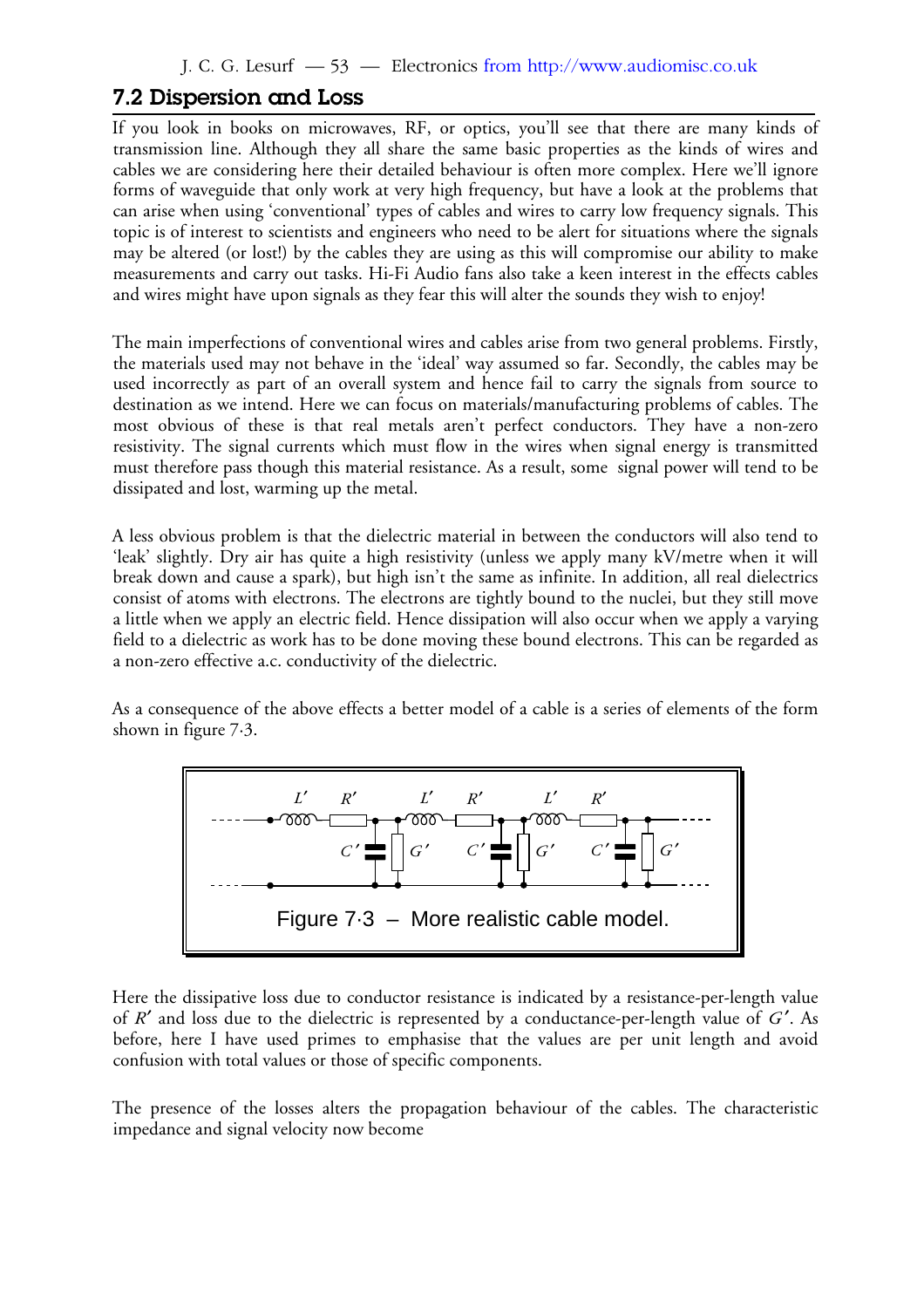## 7.2 Dispersion and Loss

If you look in books on microwaves, RF, or optics, you'll see that there are many kinds of transmission line. Although they all share the same basic properties as the kinds of wires and cables we are considering here their detailed behaviour is often more complex. Here we'll ignore forms of waveguide that only work at very high frequency, but have a look at the problems that can arise when using 'conventional' types of cables and wires to carry low frequency signals. This topic is of interest to scientists and engineers who need to be alert for situations where the signals may be altered (or lost!) by the cables they are using as this will compromise our ability to make measurements and carry out tasks. Hi-Fi Audio fans also take a keen interest in the effects cables and wires might have upon signals as they fear this will alter the sounds they wish to enjoy!

The main imperfections of conventional wires and cables arise from two general problems. Firstly, the materials used may not behave in the 'ideal' way assumed so far. Secondly, the cables may be used incorrectly as part of an overall system and hence fail to carry the signals from source to destination as we intend. Here we can focus on materials/manufacturing problems of cables. The most obvious of these is that real metals aren't perfect conductors. They have a non-zero resistivity. The signal currents which must flow in the wires when signal energy is transmitted must therefore pass though this material resistance. As a result, some signal power will tend to be dissipated and lost, warming up the metal.

A less obvious problem is that the dielectric material in between the conductors will also tend to 'leak' slightly. Dry air has quite a high resistivity (unless we apply many kV/metre when it will break down and cause a spark), but high isn't the same as infinite. In addition, all real dielectrics consist of atoms with electrons. The electrons are tightly bound to the nuclei, but they still move a little when we apply an electric field. Hence dissipation will also occur when we apply a varying field to a dielectric as work has to be done moving these bound electrons. This can be regarded as a non-zero effective a.c. conductivity of the dielectric.

As a consequence of the above effects a better model of a cable is a series of elements of the form shown in figure 7·3.

Figure 7·3 – More realistic cable model.

Here the dissipative loss due to conductor resistance is indicated by a resistance-per-length value of $R'$ and loss due to the dielectric is represented by a conductance-per-length value of $G'$. As before, here I have used primes to emphasise that the values are per unit length and avoid confusion with total values or those of specific components.

The presence of the losses alters the propagation behaviour of the cables. The characteristic impedance and signal velocity now become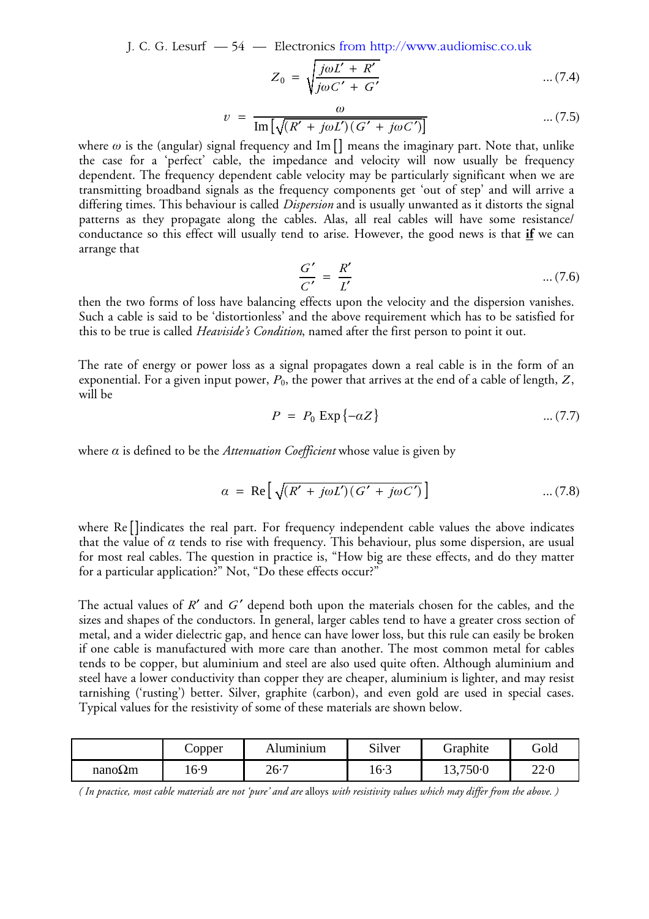$$Z_0 = \sqrt{\frac{j\omega L' + R'}{j\omega C' + G'}} \quad \text{... (7.4)}$$

$$v = \frac{\omega}{\text{Im}\left[\sqrt{(R' + j\omega L')(G' + j\omega C')}\right]} \quad \text{... (7.5)}$$

where $\omega$ is the (angular) signal frequency and Im[] means the imaginary part. Note that, unlike the case for a 'perfect' cable, the impedance and velocity will now usually be frequency dependent. The frequency dependent cable velocity may be particularly significant when we are transmitting broadband signals as the frequency components get 'out of step' and will arrive a differing times. This behaviour is called *Dispersion* and is usually unwanted as it distorts the signal patterns as they propagate along the cables. Alas, all real cables will have some resistance/conductance so this effect will usually tend to arise. However, the good news is that **<u>if</u>** we can arrange that

$$\frac{G'}{C'} = \frac{R'}{L'} \quad \text{... (7.6)}$$

then the two forms of loss have balancing effects upon the velocity and the dispersion vanishes. Such a cable is said to be 'distortionless' and the above requirement which has to be satisfied for this to be true is called *Heaviside's Condition*, named after the first person to point it out.

The rate of energy or power loss as a signal propagates down a real cable is in the form of an exponential. For a given input power, $P_0$, the power that arrives at the end of a cable of length, $Z$, will be

$$P = P_0 \,\text{Exp}\{-\alpha Z\} \quad \text{... (7.7)}$$

where $\alpha$ is defined to be the *Attenuation Coefficient* whose value is given by

$$\alpha = \text{Re}\left[\sqrt{(R' + j\omega L')(G' + j\omega C')}\right] \quad \text{... (7.8)}$$

where Re[]indicates the real part. For frequency independent cable values the above indicates that the value of $\alpha$ tends to rise with frequency. This behaviour, plus some dispersion, are usual for most real cables. The question in practice is, "How big are these effects, and do they matter for a particular application?" Not, "Do these effects occur?"

The actual values of $R'$ and $G'$ depend both upon the materials chosen for the cables, and the sizes and shapes of the conductors. In general, larger cables tend to have a greater cross section of metal, and a wider dielectric gap, and hence can have lower loss, but this rule can easily be broken if one cable is manufactured with more care than another. The most common metal for cables tends to be copper, but aluminium and steel are also used quite often. Although aluminium and steel have a lower conductivity than copper they are cheaper, aluminium is lighter, and may resist tarnishing ('rusting') better. Silver, graphite (carbon), and even gold are used in special cases. Typical values for the resistivity of some of these materials are shown below.

| | Copper | Aluminium | Silver | Graphite | Gold |
|---|---|---|---|---|---|
| nanoΩm | 16·9 | 26·7 | 16·3 | 13,750·0 | 22·0 |

*( In practice, most cable materials are not 'pure' and are* alloys *with resistivity values which may differ from the above. )*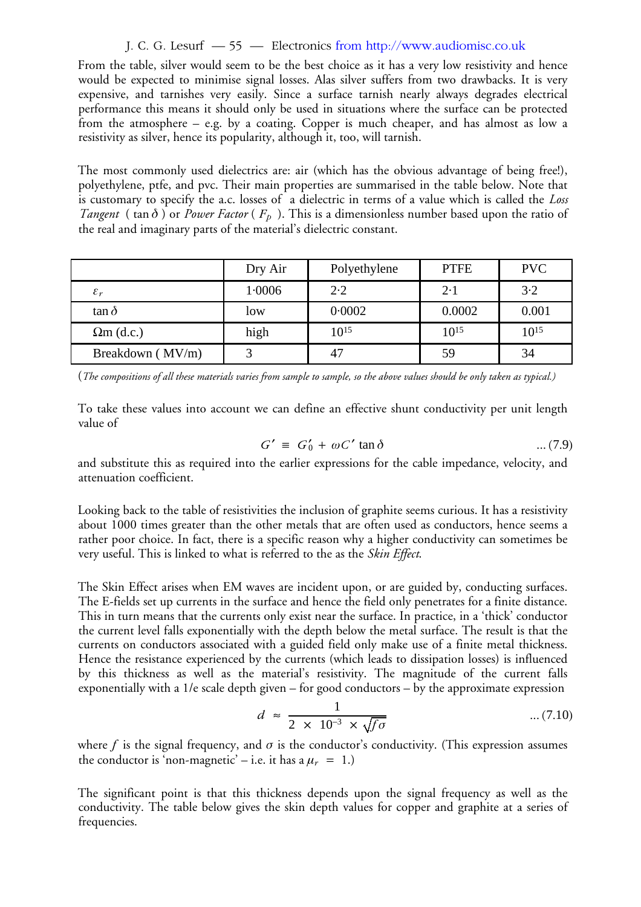From the table, silver would seem to be the best choice as it has a very low resistivity and hence would be expected to minimise signal losses. Alas silver suffers from two drawbacks. It is very expensive, and tarnishes very easily. Since a surface tarnish nearly always degrades electrical performance this means it should only be used in situations where the surface can be protected from the atmosphere – e.g. by a coating. Copper is much cheaper, and has almost as low a resistivity as silver, hence its popularity, although it, too, will tarnish.

The most commonly used dielectrics are: air (which has the obvious advantage of being free!), polyethylene, ptfe, and pvc. Their main properties are summarised in the table below. Note that is customary to specify the a.c. losses of a dielectric in terms of a value which is called the *Loss Tangent* ( $\tan \delta$ ) or *Power Factor* ( $F_p$ ). This is a dimensionless number based upon the ratio of the real and imaginary parts of the material's dielectric constant.

| | Dry Air | Polyethylene | PTFE | PVC |
|---|---|---|---|---|
| $\varepsilon_r$ | 1·0006 | 2·2 | 2·1 | 3·2 |
| $\tan \delta$ | low | 0·0002 | 0.0002 | 0.001 |
| Ωm (d.c.) | high | $10^{15}$ | $10^{15}$ | $10^{15}$ |
| Breakdown ( MV/m) | 3 | 47 | 59 | 34 |

(*The compositions of all these materials varies from sample to sample, so the above values should be only taken as typical.*)

To take these values into account we can define an effective shunt conductivity per unit length value of

$$G' \equiv G'_0 + \omega C' \tan \delta \qquad \text{... (7.9)}$$

and substitute this as required into the earlier expressions for the cable impedance, velocity, and attenuation coefficient.

Looking back to the table of resistivities the inclusion of graphite seems curious. It has a resistivity about 1000 times greater than the other metals that are often used as conductors, hence seems a rather poor choice. In fact, there is a specific reason why a higher conductivity can sometimes be very useful. This is linked to what is referred to the as the *Skin Effect.*

The Skin Effect arises when EM waves are incident upon, or are guided by, conducting surfaces. The E-fields set up currents in the surface and hence the field only penetrates for a finite distance. This in turn means that the currents only exist near the surface. In practice, in a 'thick' conductor the current level falls exponentially with the depth below the metal surface. The result is that the currents on conductors associated with a guided field only make use of a finite metal thickness. Hence the resistance experienced by the currents (which leads to dissipation losses) is influenced by this thickness as well as the material's resistivity. The magnitude of the current falls exponentially with a 1/e scale depth given – for good conductors – by the approximate expression

$$d \approx \frac{1}{2 \times 10^{-3} \times \sqrt{f\sigma}} \qquad \text{... (7.10)}$$

where $f$ is the signal frequency, and $\sigma$ is the conductor's conductivity. (This expression assumes the conductor is 'non-magnetic' – i.e. it has a $\mu_r = 1$.)

The significant point is that this thickness depends upon the signal frequency as well as the conductivity. The table below gives the skin depth values for copper and graphite at a series of frequencies.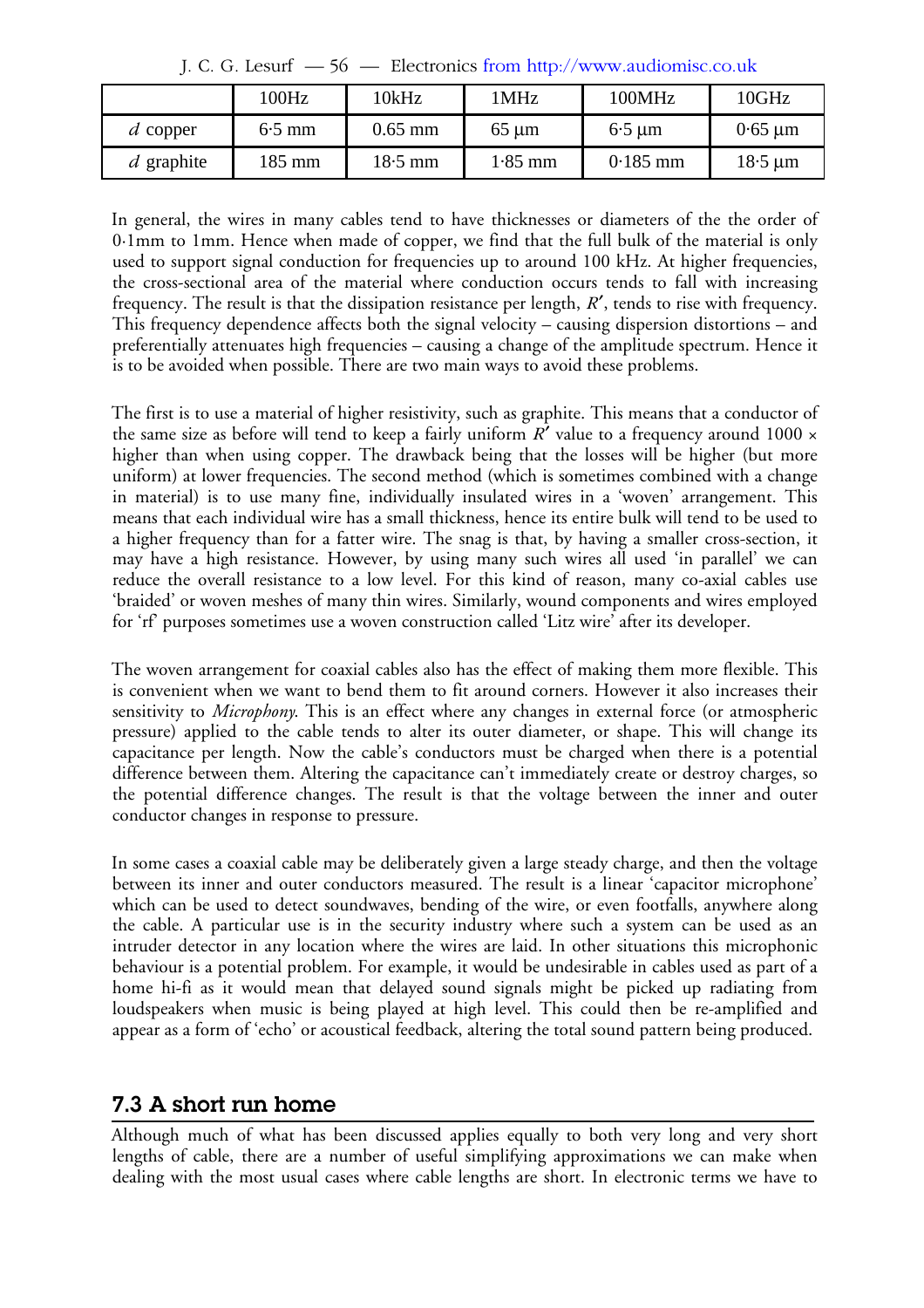| | 100Hz | 10kHz | 1MHz | 100MHz | 10GHz |
|---|---|---|---|---|---|
| $d$ copper | 6·5 mm | 0.65 mm | 65 µm | 6·5 µm | 0·65 µm |
| $d$ graphite | 185 mm | 18·5 mm | 1·85 mm | 0·185 mm | 18·5 µm |

In general, the wires in many cables tend to have thicknesses or diameters of the the order of 0·1mm to 1mm. Hence when made of copper, we find that the full bulk of the material is only used to support signal conduction for frequencies up to around 100 kHz. At higher frequencies, the cross-sectional area of the material where conduction occurs tends to fall with increasing frequency. The result is that the dissipation resistance per length, $R'$, tends to rise with frequency. This frequency dependence affects both the signal velocity – causing dispersion distortions – and preferentially attenuates high frequencies – causing a change of the amplitude spectrum. Hence it is to be avoided when possible. There are two main ways to avoid these problems.

The first is to use a material of higher resistivity, such as graphite. This means that a conductor of the same size as before will tend to keep a fairly uniform $R'$ value to a frequency around 1000 × higher than when using copper. The drawback being that the losses will be higher (but more uniform) at lower frequencies. The second method (which is sometimes combined with a change in material) is to use many fine, individually insulated wires in a 'woven' arrangement. This means that each individual wire has a small thickness, hence its entire bulk will tend to be used to a higher frequency than for a fatter wire. The snag is that, by having a smaller cross-section, it may have a high resistance. However, by using many such wires all used 'in parallel' we can reduce the overall resistance to a low level. For this kind of reason, many co-axial cables use 'braided' or woven meshes of many thin wires. Similarly, wound components and wires employed for 'rf' purposes sometimes use a woven construction called 'Litz wire' after its developer.

The woven arrangement for coaxial cables also has the effect of making them more flexible. This is convenient when we want to bend them to fit around corners. However it also increases their sensitivity to *Microphony*. This is an effect where any changes in external force (or atmospheric pressure) applied to the cable tends to alter its outer diameter, or shape. This will change its capacitance per length. Now the cable's conductors must be charged when there is a potential difference between them. Altering the capacitance can't immediately create or destroy charges, so the potential difference changes. The result is that the voltage between the inner and outer conductor changes in response to pressure.

In some cases a coaxial cable may be deliberately given a large steady charge, and then the voltage between its inner and outer conductors measured. The result is a linear 'capacitor microphone' which can be used to detect soundwaves, bending of the wire, or even footfalls, anywhere along the cable. A particular use is in the security industry where such a system can be used as an intruder detector in any location where the wires are laid. In other situations this microphonic behaviour is a potential problem. For example, it would be undesirable in cables used as part of a home hi-fi as it would mean that delayed sound signals might be picked up radiating from loudspeakers when music is being played at high level. This could then be re-amplified and appear as a form of 'echo' or acoustical feedback, altering the total sound pattern being produced.

## 7.3 A short run home

Although much of what has been discussed applies equally to both very long and very short lengths of cable, there are a number of useful simplifying approximations we can make when dealing with the most usual cases where cable lengths are short. In electronic terms we have to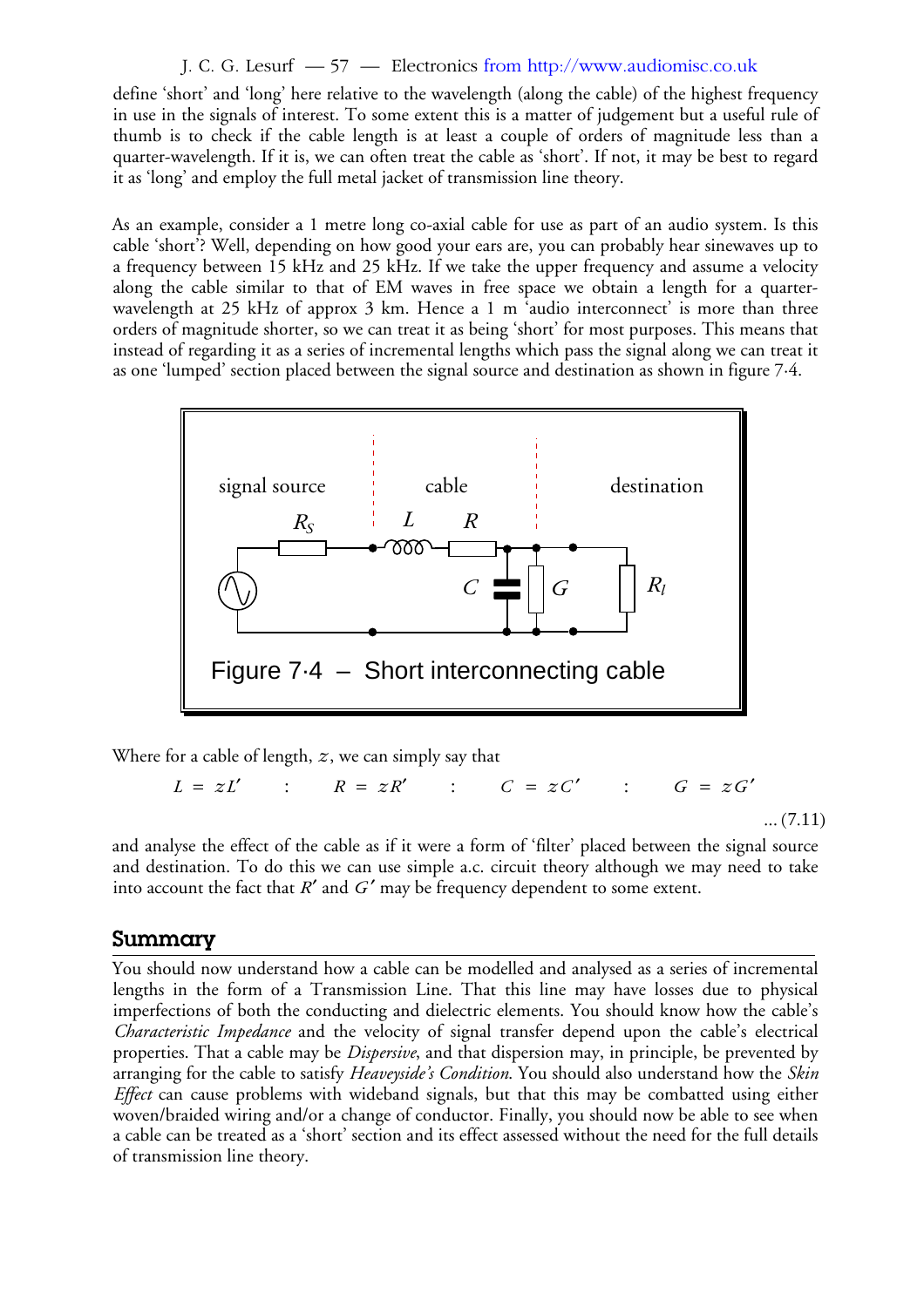define 'short' and 'long' here relative to the wavelength (along the cable) of the highest frequency in use in the signals of interest. To some extent this is a matter of judgement but a useful rule of thumb is to check if the cable length is at least a couple of orders of magnitude less than a quarter-wavelength. If it is, we can often treat the cable as 'short'. If not, it may be best to regard it as 'long' and employ the full metal jacket of transmission line theory.

As an example, consider a 1 metre long co-axial cable for use as part of an audio system. Is this cable 'short'? Well, depending on how good your ears are, you can probably hear sinewaves up to a frequency between 15 kHz and 25 kHz. If we take the upper frequency and assume a velocity along the cable similar to that of EM waves in free space we obtain a length for a quarter-wavelength at 25 kHz of approx 3 km. Hence a 1 m 'audio interconnect' is more than three orders of magnitude shorter, so we can treat it as being 'short' for most purposes. This means that instead of regarding it as a series of incremental lengths which pass the signal along we can treat it as one 'lumped' section placed between the signal source and destination as shown in figure 7·4.

Figure 7·4 – Short interconnecting cable

Where for a cable of length, $z$, we can simply say that

$$L = zL' \quad : \quad R = zR' \quad : \quad C = zC' \quad : \quad G = zG' \qquad \text{... (7.11)}$$

and analyse the effect of the cable as if it were a form of 'filter' placed between the signal source and destination. To do this we can use simple a.c. circuit theory although we may need to take into account the fact that $R'$ and $G'$ may be frequency dependent to some extent.

## Summary

You should now understand how a cable can be modelled and analysed as a series of incremental lengths in the form of a Transmission Line. That this line may have losses due to physical imperfections of both the conducting and dielectric elements. You should know how the cable's *Characteristic Impedance* and the velocity of signal transfer depend upon the cable's electrical properties. That a cable may be *Dispersive*, and that dispersion may, in principle, be prevented by arranging for the cable to satisfy *Heaveyside's Condition*. You should also understand how the *Skin Effect* can cause problems with wideband signals, but that this may be combatted using either woven/braided wiring and/or a change of conductor. Finally, you should now be able to see when a cable can be treated as a 'short' section and its effect assessed without the need for the full details of transmission line theory.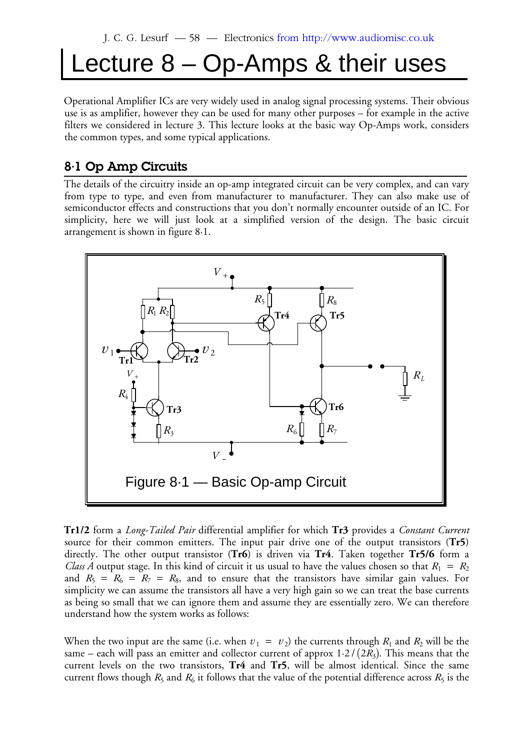// Lecture 8 – Op-Amps & their uses

# Lecture 8 – Op-Amps & their uses

Operational Amplifier ICs are very widely used in analog signal processing systems. Their obvious use is as amplifier, however they can be used for many other purposes – for example in the active filters we considered in lecture 3. This lecture looks at the basic way Op-Amps work, considers the common types, and some typical applications.

## 8·1 Op Amp Circuits

The details of the circuitry inside an op-amp integrated circuit can be very complex, and can vary from type to type, and even from manufacturer to manufacturer. They can also make use of semiconductor effects and constructions that you don't normally encounter outside of an IC. For simplicity, here we will just look at a simplified version of the design. The basic circuit arrangement is shown in figure 8·1.

Figure 8·1 — Basic Op-amp Circuit

**Tr1/2** form a *Long-Tailed Pair* differential amplifier for which **Tr3** provides a *Constant Current* source for their common emitters. The input pair drive one of the output transistors (**Tr5**) directly. The other output transistor (**Tr6**) is driven via **Tr4**. Taken together **Tr5/6** form a *Class A* output stage. In this kind of circuit it us usual to have the values chosen so that $R_1 = R_2$ and $R_5 = R_6 = R_7 = R_8$, and to ensure that the transistors have similar gain values. For simplicity we can assume the transistors all have a very high gain so we can treat the base currents as being so small that we can ignore them and assume they are essentially zero. We can therefore understand how the system works as follows:

When the two input are the same (i.e. when $v_1 = v_2$) the currents through $R_1$ and $R_2$ will be the same – each will pass an emitter and collector current of approx $1{\cdot}2 / (2R_3)$. This means that the current levels on the two transistors, **Tr4** and **Tr5**, will be almost identical. Since the same current flows though $R_5$ and $R_6$ it follows that the value of the potential difference across $R_5$ is the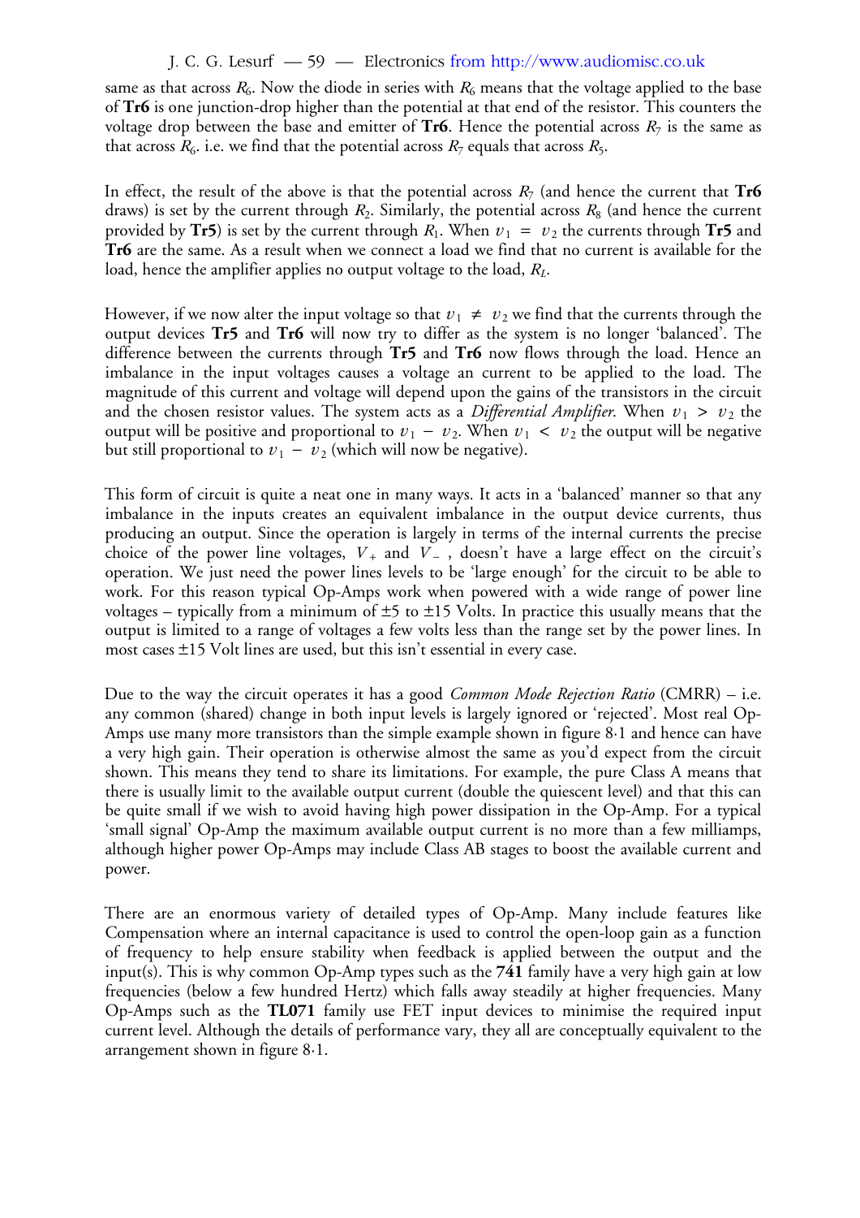same as that across $R_6$. Now the diode in series with $R_6$ means that the voltage applied to the base of **Tr6** is one junction-drop higher than the potential at that end of the resistor. This counters the voltage drop between the base and emitter of **Tr6**. Hence the potential across $R_7$ is the same as that across $R_6$. i.e. we find that the potential across $R_7$ equals that across $R_5$.

In effect, the result of the above is that the potential across $R_7$ (and hence the current that **Tr6** draws) is set by the current through $R_2$. Similarly, the potential across $R_8$ (and hence the current provided by **Tr5**) is set by the current through $R_1$. When $v_1 = v_2$ the currents through **Tr5** and **Tr6** are the same. As a result when we connect a load we find that no current is available for the load, hence the amplifier applies no output voltage to the load, $R_L$.

However, if we now alter the input voltage so that $v_1 \neq v_2$ we find that the currents through the output devices **Tr5** and **Tr6** will now try to differ as the system is no longer 'balanced'. The difference between the currents through **Tr5** and **Tr6** now flows through the load. Hence an imbalance in the input voltages causes a voltage an current to be applied to the load. The magnitude of this current and voltage will depend upon the gains of the transistors in the circuit and the chosen resistor values. The system acts as a *Differential Amplifier*. When $v_1 > v_2$ the output will be positive and proportional to $v_1 - v_2$. When $v_1 < v_2$ the output will be negative but still proportional to $v_1 - v_2$ (which will now be negative).

This form of circuit is quite a neat one in many ways. It acts in a 'balanced' manner so that any imbalance in the inputs creates an equivalent imbalance in the output device currents, thus producing an output. Since the operation is largely in terms of the internal currents the precise choice of the power line voltages, $V_+$ and $V_-$ , doesn't have a large effect on the circuit's operation. We just need the power lines levels to be 'large enough' for the circuit to be able to work. For this reason typical Op-Amps work when powered with a wide range of power line voltages – typically from a minimum of ±5 to ±15 Volts. In practice this usually means that the output is limited to a range of voltages a few volts less than the range set by the power lines. In most cases ±15 Volt lines are used, but this isn't essential in every case.

Due to the way the circuit operates it has a good *Common Mode Rejection Ratio* (CMRR) – i.e. any common (shared) change in both input levels is largely ignored or 'rejected'. Most real Op-Amps use many more transistors than the simple example shown in figure 8·1 and hence can have a very high gain. Their operation is otherwise almost the same as you'd expect from the circuit shown. This means they tend to share its limitations. For example, the pure Class A means that there is usually limit to the available output current (double the quiescent level) and that this can be quite small if we wish to avoid having high power dissipation in the Op-Amp. For a typical 'small signal' Op-Amp the maximum available output current is no more than a few milliamps, although higher power Op-Amps may include Class AB stages to boost the available current and power.

There are an enormous variety of detailed types of Op-Amp. Many include features like Compensation where an internal capacitance is used to control the open-loop gain as a function of frequency to help ensure stability when feedback is applied between the output and the input(s). This is why common Op-Amp types such as the **741** family have a very high gain at low frequencies (below a few hundred Hertz) which falls away steadily at higher frequencies. Many Op-Amps such as the **TL071** family use FET input devices to minimise the required input current level. Although the details of performance vary, they all are conceptually equivalent to the arrangement shown in figure 8·1.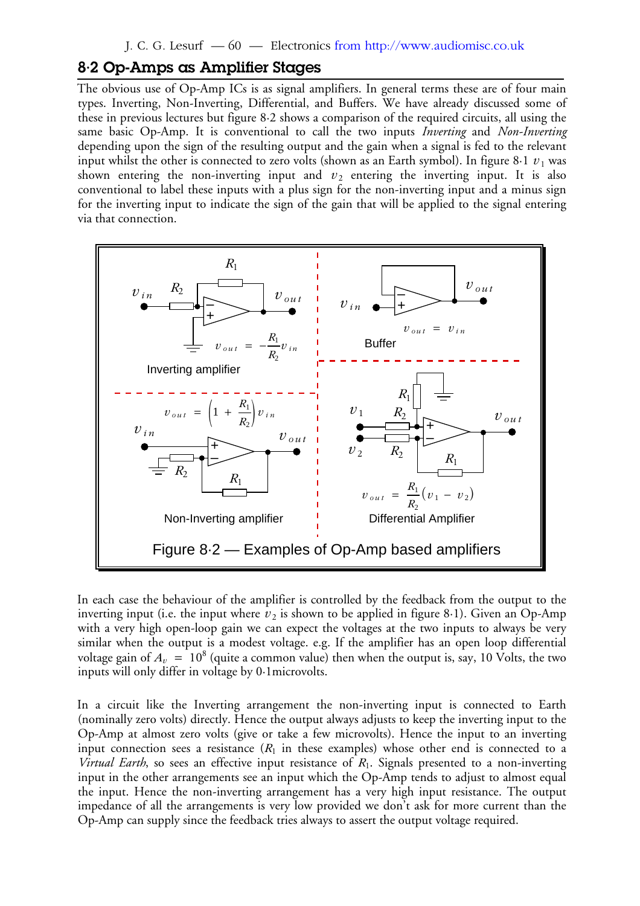## 8·2 Op-Amps as Amplifier Stages

The obvious use of Op-Amp ICs is as signal amplifiers. In general terms these are of four main types. Inverting, Non-Inverting, Differential, and Buffers. We have already discussed some of these in previous lectures but figure 8·2 shows a comparison of the required circuits, all using the same basic Op-Amp. It is conventional to call the two inputs *Inverting* and *Non-Inverting* depending upon the sign of the resulting output and the gain when a signal is fed to the relevant input whilst the other is connected to zero volts (shown as an Earth symbol). In figure 8·1 $v_1$ was shown entering the non-inverting input and $v_2$ entering the inverting input. It is also conventional to label these inputs with a plus sign for the non-inverting input and a minus sign for the inverting input to indicate the sign of the gain that will be applied to the signal entering via that connection.

Inverting amplifier: $v_{out} = -\frac{R_1}{R_2} v_{in}$

Buffer: $v_{out} = v_{in}$

Non-Inverting amplifier: $v_{out} = \left(1 + \frac{R_1}{R_2}\right) v_{in}$

Differential Amplifier: $v_{out} = \frac{R_1}{R_2}(v_1 - v_2)$

Figure 8·2 — Examples of Op-Amp based amplifiers

In each case the behaviour of the amplifier is controlled by the feedback from the output to the inverting input (i.e. the input where $v_2$ is shown to be applied in figure 8·1). Given an Op-Amp with a very high open-loop gain we can expect the voltages at the two inputs to always be very similar when the output is a modest voltage. e.g. If the amplifier has an open loop differential voltage gain of $A_v = 10^8$ (quite a common value) then when the output is, say, 10 Volts, the two inputs will only differ in voltage by 0·1microvolts.

In a circuit like the Inverting arrangement the non-inverting input is connected to Earth (nominally zero volts) directly. Hence the output always adjusts to keep the inverting input to the Op-Amp at almost zero volts (give or take a few microvolts). Hence the input to an inverting input connection sees a resistance ($R_1$ in these examples) whose other end is connected to a *Virtual Earth*, so sees an effective input resistance of $R_1$. Signals presented to a non-inverting input in the other arrangements see an input which the Op-Amp tends to adjust to almost equal the input. Hence the non-inverting arrangement has a very high input resistance. The output impedance of all the arrangements is very low provided we don't ask for more current than the Op-Amp can supply since the feedback tries always to assert the output voltage required.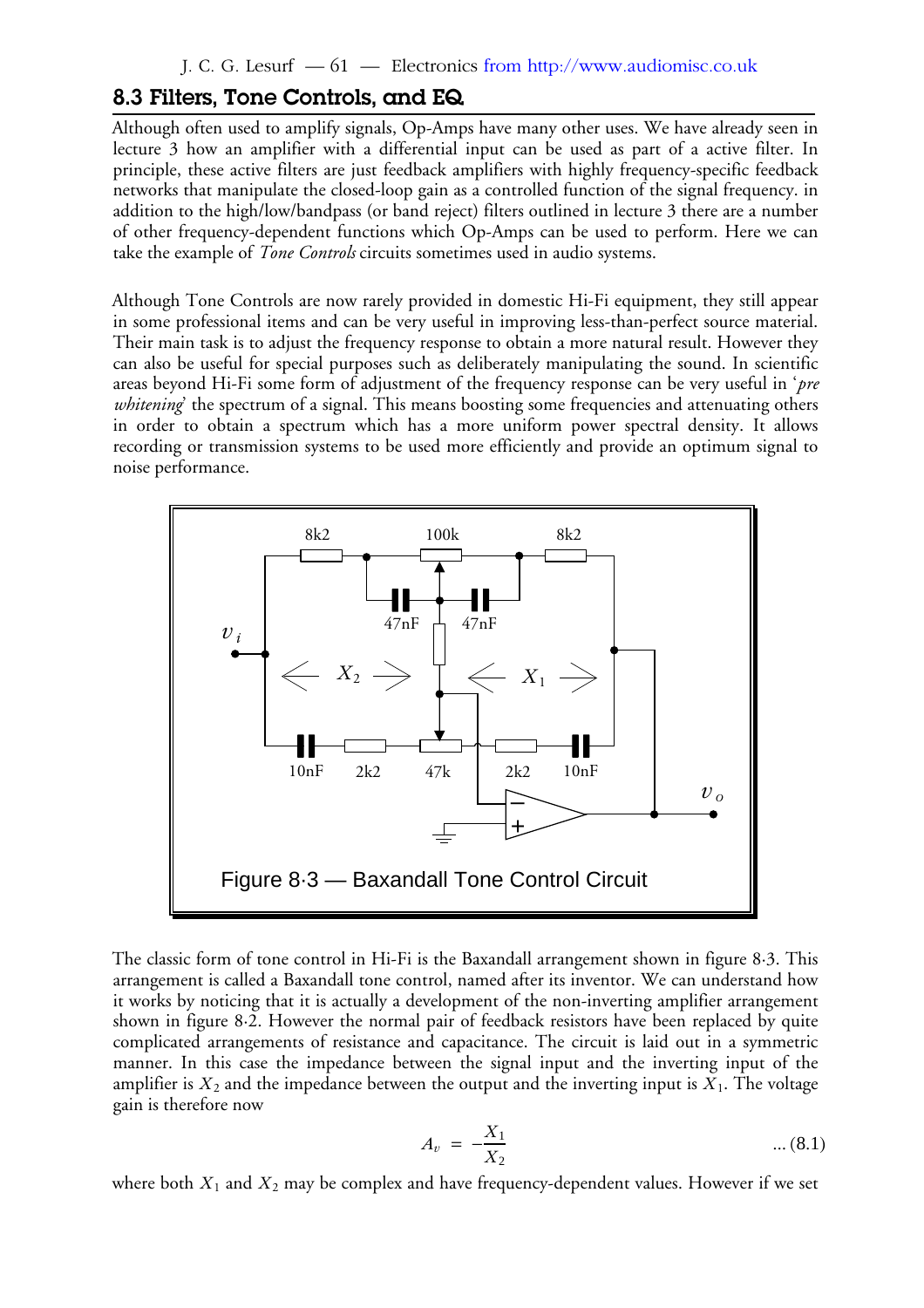## 8.3 Filters, Tone Controls, and EQ

Although often used to amplify signals, Op-Amps have many other uses. We have already seen in lecture 3 how an amplifier with a differential input can be used as part of a active filter. In principle, these active filters are just feedback amplifiers with highly frequency-specific feedback networks that manipulate the closed-loop gain as a controlled function of the signal frequency. in addition to the high/low/bandpass (or band reject) filters outlined in lecture 3 there are a number of other frequency-dependent functions which Op-Amps can be used to perform. Here we can take the example of *Tone Controls* circuits sometimes used in audio systems.

Although Tone Controls are now rarely provided in domestic Hi-Fi equipment, they still appear in some professional items and can be very useful in improving less-than-perfect source material. Their main task is to adjust the frequency response to obtain a more natural result. However they can also be useful for special purposes such as deliberately manipulating the sound. In scientific areas beyond Hi-Fi some form of adjustment of the frequency response can be very useful in '*pre whitening*' the spectrum of a signal. This means boosting some frequencies and attenuating others in order to obtain a spectrum which has a more uniform power spectral density. It allows recording or transmission systems to be used more efficiently and provide an optimum signal to noise performance.

Figure 8·3 — Baxandall Tone Control Circuit

The classic form of tone control in Hi-Fi is the Baxandall arrangement shown in figure 8·3. This arrangement is called a Baxandall tone control, named after its inventor. We can understand how it works by noticing that it is actually a development of the non-inverting amplifier arrangement shown in figure 8·2. However the normal pair of feedback resistors have been replaced by quite complicated arrangements of resistance and capacitance. The circuit is laid out in a symmetric manner. In this case the impedance between the signal input and the inverting input of the amplifier is $X_2$ and the impedance between the output and the inverting input is $X_1$. The voltage gain is therefore now

$$A_v = -\frac{X_1}{X_2} \qquad \text{... (8.1)}$$

where both $X_1$ and $X_2$ may be complex and have frequency-dependent values. However if we set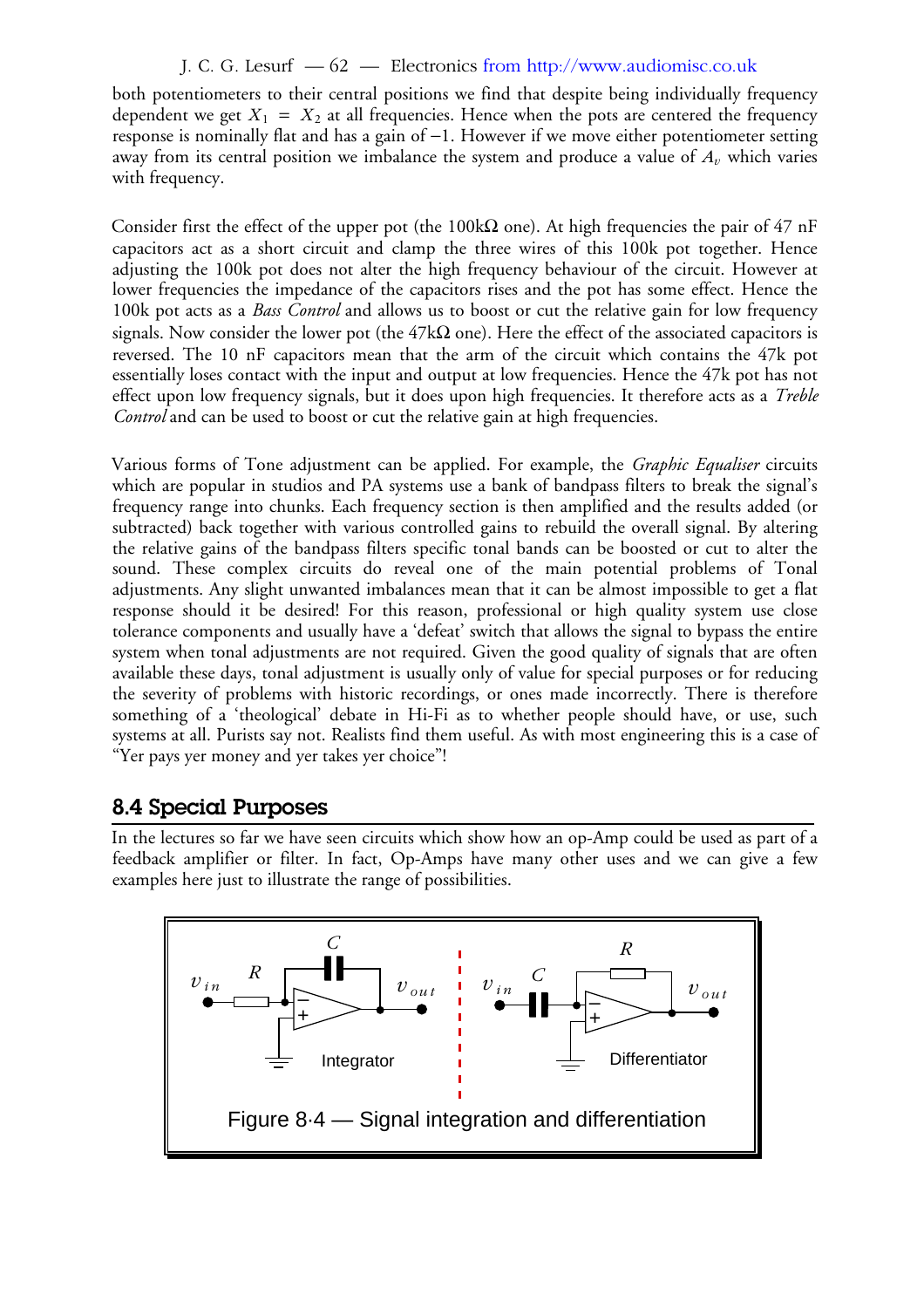both potentiometers to their central positions we find that despite being individually frequency dependent we get $X_1 = X_2$ at all frequencies. Hence when the pots are centered the frequency response is nominally flat and has a gain of $-1$. However if we move either potentiometer setting away from its central position we imbalance the system and produce a value of $A_v$ which varies with frequency.

Consider first the effect of the upper pot (the 100kΩ one). At high frequencies the pair of 47 nF capacitors act as a short circuit and clamp the three wires of this 100k pot together. Hence adjusting the 100k pot does not alter the high frequency behaviour of the circuit. However at lower frequencies the impedance of the capacitors rises and the pot has some effect. Hence the 100k pot acts as a *Bass Control* and allows us to boost or cut the relative gain for low frequency signals. Now consider the lower pot (the 47kΩ one). Here the effect of the associated capacitors is reversed. The 10 nF capacitors mean that the arm of the circuit which contains the 47k pot essentially loses contact with the input and output at low frequencies. Hence the 47k pot has not effect upon low frequency signals, but it does upon high frequencies. It therefore acts as a *Treble Control* and can be used to boost or cut the relative gain at high frequencies.

Various forms of Tone adjustment can be applied. For example, the *Graphic Equaliser* circuits which are popular in studios and PA systems use a bank of bandpass filters to break the signal's frequency range into chunks. Each frequency section is then amplified and the results added (or subtracted) back together with various controlled gains to rebuild the overall signal. By altering the relative gains of the bandpass filters specific tonal bands can be boosted or cut to alter the sound. These complex circuits do reveal one of the main potential problems of Tonal adjustments. Any slight unwanted imbalances mean that it can be almost impossible to get a flat response should it be desired! For this reason, professional or high quality system use close tolerance components and usually have a 'defeat' switch that allows the signal to bypass the entire system when tonal adjustments are not required. Given the good quality of signals that are often available these days, tonal adjustment is usually only of value for special purposes or for reducing the severity of problems with historic recordings, or ones made incorrectly. There is therefore something of a 'theological' debate in Hi-Fi as to whether people should have, or use, such systems at all. Purists say not. Realists find them useful. As with most engineering this is a case of "Yer pays yer money and yer takes yer choice"!

## 8.4 Special Purposes

In the lectures so far we have seen circuits which show how an op-Amp could be used as part of a feedback amplifier or filter. In fact, Op-Amps have many other uses and we can give a few examples here just to illustrate the range of possibilities.

Figure 8·4 — Signal integration and differentiation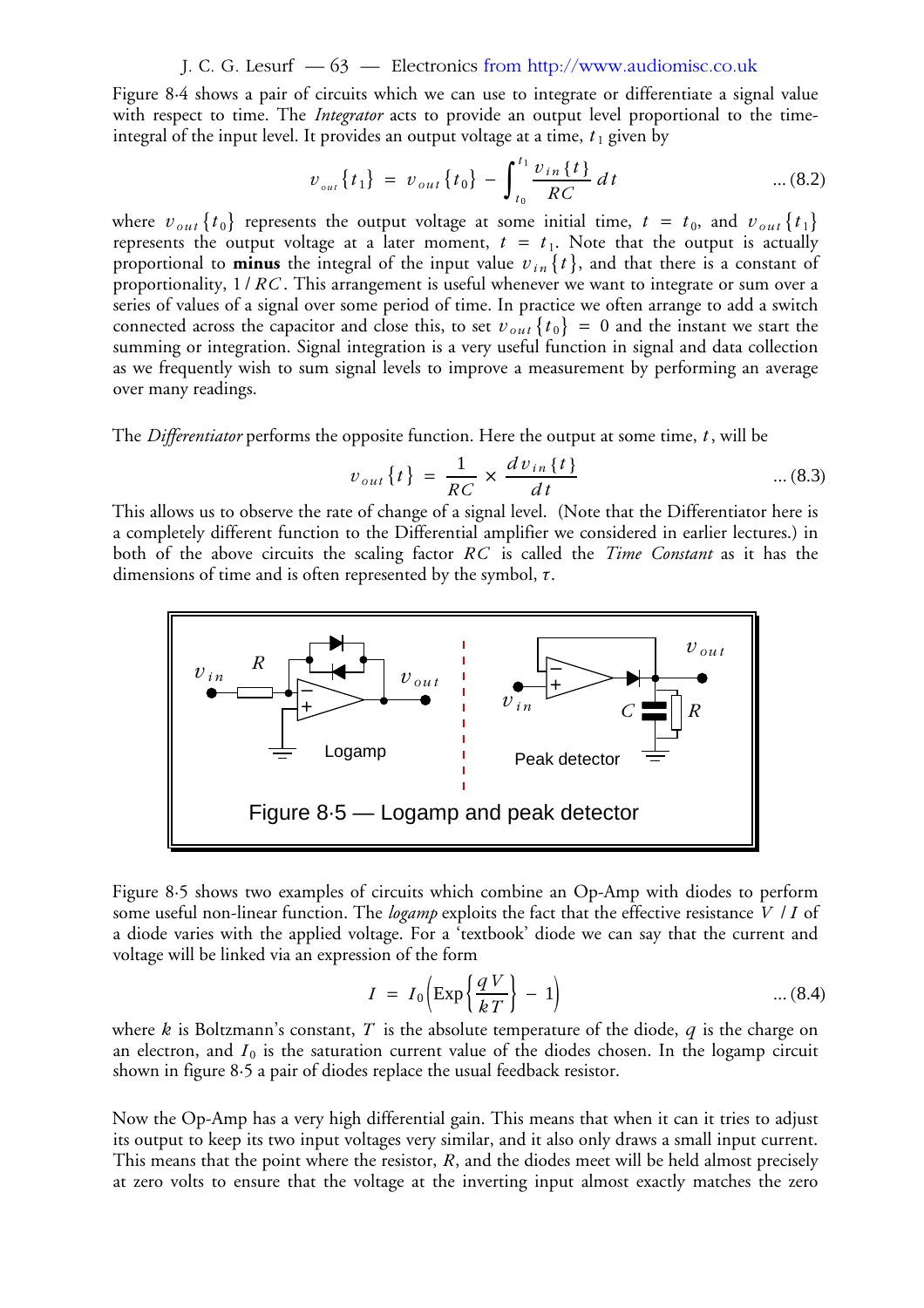Figure 8·4 shows a pair of circuits which we can use to integrate or differentiate a signal value with respect to time. The *Integrator* acts to provide an output level proportional to the time-integral of the input level. It provides an output voltage at a time, $t_1$ given by

$$v_{out}\{t_1\} = v_{out}\{t_0\} - \int_{t_0}^{t_1} \frac{v_{in}\{t\}}{RC}\, dt \qquad \text{... (8.2)}$$

where $v_{out}\{t_0\}$ represents the output voltage at some initial time, $t = t_0$, and $v_{out}\{t_1\}$ represents the output voltage at a later moment, $t = t_1$. Note that the output is actually proportional to **minus** the integral of the input value $v_{in}\{t\}$, and that there is a constant of proportionality, $1 / RC$. This arrangement is useful whenever we want to integrate or sum over a series of values of a signal over some period of time. In practice we often arrange to add a switch connected across the capacitor and close this, to set $v_{out}\{t_0\} = 0$ and the instant we start the summing or integration. Signal integration is a very useful function in signal and data collection as we frequently wish to sum signal levels to improve a measurement by performing an average over many readings.

The *Differentiator* performs the opposite function. Here the output at some time, $t$, will be

$$v_{out}\{t\} = \frac{1}{RC} \times \frac{d v_{in}\{t\}}{dt} \qquad \text{... (8.3)}$$

This allows us to observe the rate of change of a signal level. (Note that the Differentiator here is a completely different function to the Differential amplifier we considered in earlier lectures.) in both of the above circuits the scaling factor $RC$ is called the *Time Constant* as it has the dimensions of time and is often represented by the symbol, $\tau$.

Figure 8·5 — Logamp and peak detector

Figure 8·5 shows two examples of circuits which combine an Op-Amp with diodes to perform some useful non-linear function. The *logamp* exploits the fact that the effective resistance $V / I$ of a diode varies with the applied voltage. For a 'textbook' diode we can say that the current and voltage will be linked via an expression of the form

$$I = I_0 \left( \mathrm{Exp}\left\{ \frac{qV}{kT} \right\} - 1 \right) \qquad \text{... (8.4)}$$

where $k$ is Boltzmann's constant, $T$ is the absolute temperature of the diode, $q$ is the charge on an electron, and $I_0$ is the saturation current value of the diodes chosen. In the logamp circuit shown in figure 8·5 a pair of diodes replace the usual feedback resistor.

Now the Op-Amp has a very high differential gain. This means that when it can it tries to adjust its output to keep its two input voltages very similar, and it also only draws a small input current. This means that the point where the resistor, $R$, and the diodes meet will be held almost precisely at zero volts to ensure that the voltage at the inverting input almost exactly matches the zero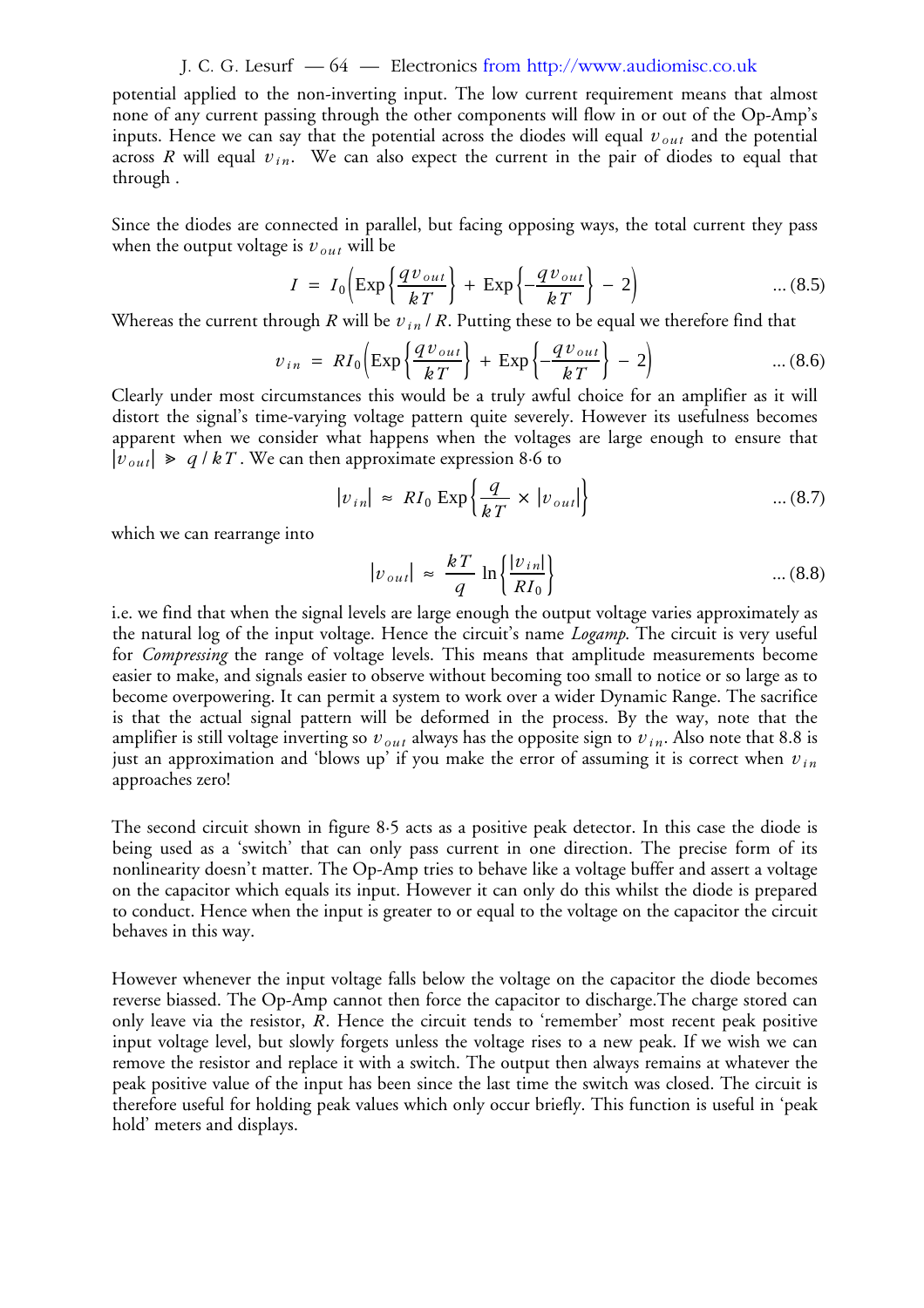potential applied to the non-inverting input. The low current requirement means that almost none of any current passing through the other components will flow in or out of the Op-Amp's inputs. Hence we can say that the potential across the diodes will equal $v_{out}$ and the potential across $R$ will equal $v_{in}$. We can also expect the current in the pair of diodes to equal that through .

Since the diodes are connected in parallel, but facing opposing ways, the total current they pass when the output voltage is $v_{out}$ will be

$$I = I_0 \left( \text{Exp}\left\{ \frac{q v_{out}}{kT} \right\} + \text{Exp}\left\{ -\frac{q v_{out}}{kT} \right\} - 2 \right) \quad \text{... (8.5)}$$

Whereas the current through $R$ will be $v_{in} / R$. Putting these to be equal we therefore find that

$$v_{in} = R I_0 \left( \text{Exp}\left\{ \frac{q v_{out}}{kT} \right\} + \text{Exp}\left\{ -\frac{q v_{out}}{kT} \right\} - 2 \right) \quad \text{... (8.6)}$$

Clearly under most circumstances this would be a truly awful choice for an amplifier as it will distort the signal's time-varying voltage pattern quite severely. However its usefulness becomes apparent when we consider what happens when the voltages are large enough to ensure that $|v_{out}| \gg q / kT$. We can then approximate expression 8·6 to

$$|v_{in}| \approx R I_0 \, \text{Exp}\left\{ \frac{q}{kT} \times |v_{out}| \right\} \quad \text{... (8.7)}$$

which we can rearrange into

$$|v_{out}| \approx \frac{kT}{q} \ln\left\{ \frac{|v_{in}|}{R I_0} \right\} \quad \text{... (8.8)}$$

i.e. we find that when the signal levels are large enough the output voltage varies approximately as the natural log of the input voltage. Hence the circuit's name *Logamp*. The circuit is very useful for *Compressing* the range of voltage levels. This means that amplitude measurements become easier to make, and signals easier to observe without becoming too small to notice or so large as to become overpowering. It can permit a system to work over a wider Dynamic Range. The sacrifice is that the actual signal pattern will be deformed in the process. By the way, note that the amplifier is still voltage inverting so $v_{out}$ always has the opposite sign to $v_{in}$. Also note that 8.8 is just an approximation and 'blows up' if you make the error of assuming it is correct when $v_{in}$ approaches zero!

The second circuit shown in figure 8·5 acts as a positive peak detector. In this case the diode is being used as a 'switch' that can only pass current in one direction. The precise form of its nonlinearity doesn't matter. The Op-Amp tries to behave like a voltage buffer and assert a voltage on the capacitor which equals its input. However it can only do this whilst the diode is prepared to conduct. Hence when the input is greater to or equal to the voltage on the capacitor the circuit behaves in this way.

However whenever the input voltage falls below the voltage on the capacitor the diode becomes reverse biassed. The Op-Amp cannot then force the capacitor to discharge.The charge stored can only leave via the resistor, $R$. Hence the circuit tends to 'remember' most recent peak positive input voltage level, but slowly forgets unless the voltage rises to a new peak. If we wish we can remove the resistor and replace it with a switch. The output then always remains at whatever the peak positive value of the input has been since the last time the switch was closed. The circuit is therefore useful for holding peak values which only occur briefly. This function is useful in 'peak hold' meters and displays.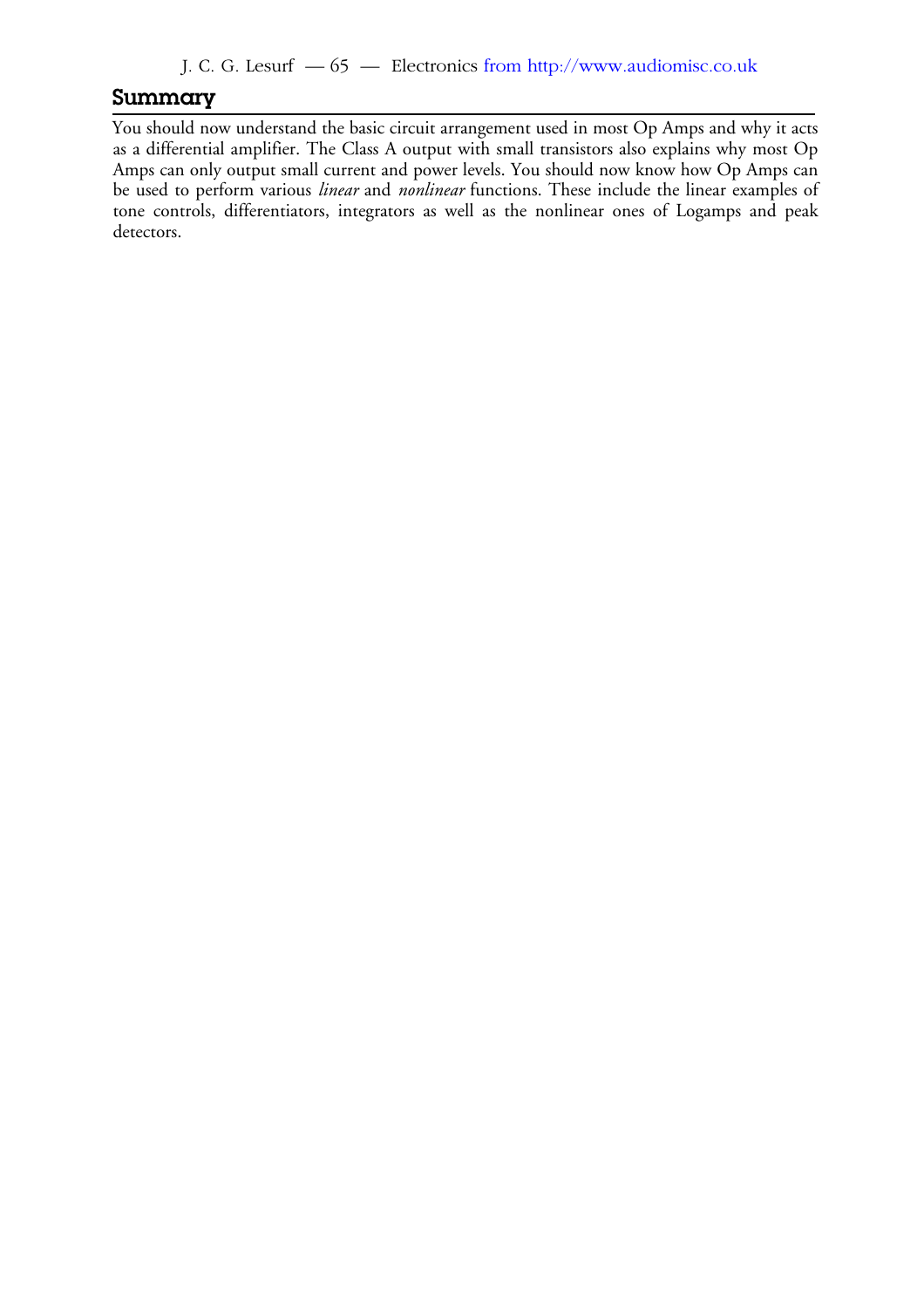## Summary

You should now understand the basic circuit arrangement used in most Op Amps and why it acts as a differential amplifier. The Class A output with small transistors also explains why most Op Amps can only output small current and power levels. You should now know how Op Amps can be used to perform various *linear* and *nonlinear* functions. These include the linear examples of tone controls, differentiators, integrators as well as the nonlinear ones of Logamps and peak detectors.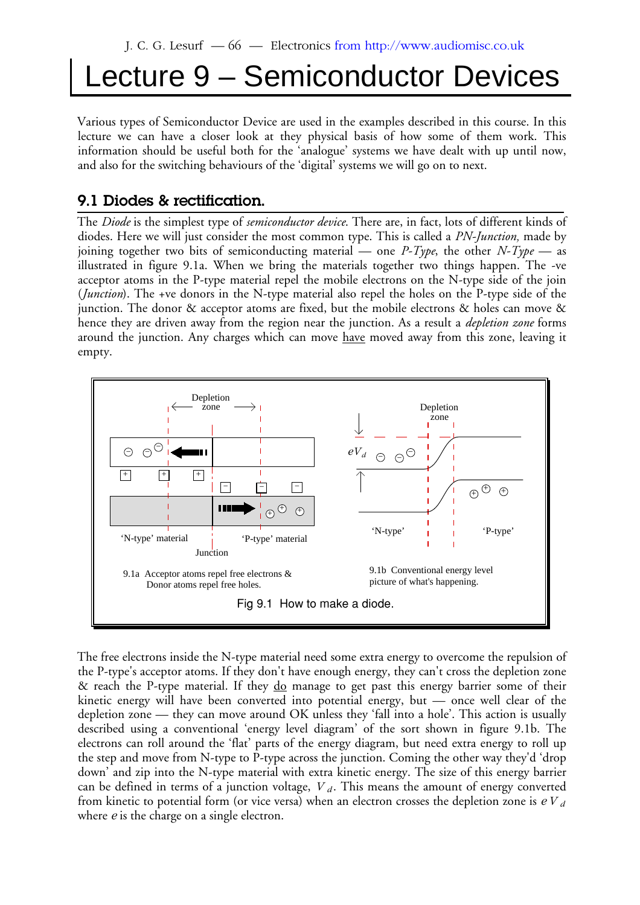# Lecture 9 – Semiconductor Devices

Various types of Semiconductor Device are used in the examples described in this course. In this lecture we can have a closer look at they physical basis of how some of them work. This information should be useful both for the 'analogue' systems we have dealt with up until now, and also for the switching behaviours of the 'digital' systems we will go on to next.

## 9.1 Diodes & rectification.

The *Diode* is the simplest type of *semiconductor device*. There are, in fact, lots of different kinds of diodes. Here we will just consider the most common type. This is called a *PN-Junction,* made by joining together two bits of semiconducting material — one *P-Type*, the other *N-Type* — as illustrated in figure 9.1a. When we bring the materials together two things happen. The -ve acceptor atoms in the P-type material repel the mobile electrons on the N-type side of the join (*Junction*). The +ve donors in the N-type material also repel the holes on the P-type side of the junction. The donor & acceptor atoms are fixed, but the mobile electrons & holes can move & hence they are driven away from the region near the junction. As a result a *depletion zone* forms around the junction. Any charges which can move have moved away from this zone, leaving it empty.

9.1a Acceptor atoms repel free electrons & Donor atoms repel free holes.

9.1b Conventional energy level picture of what's happening.

Fig 9.1 How to make a diode.

The free electrons inside the N-type material need some extra energy to overcome the repulsion of the P-type's acceptor atoms. If they don't have enough energy, they can't cross the depletion zone & reach the P-type material. If they do manage to get past this energy barrier some of their kinetic energy will have been converted into potential energy, but — once well clear of the depletion zone — they can move around OK unless they 'fall into a hole'. This action is usually described using a conventional 'energy level diagram' of the sort shown in figure 9.1b. The electrons can roll around the 'flat' parts of the energy diagram, but need extra energy to roll up the step and move from N-type to P-type across the junction. Coming the other way they'd 'drop down' and zip into the N-type material with extra kinetic energy. The size of this energy barrier can be defined in terms of a junction voltage, $V_d$. This means the amount of energy converted from kinetic to potential form (or vice versa) when an electron crosses the depletion zone is $eV_d$ where $e$ is the charge on a single electron.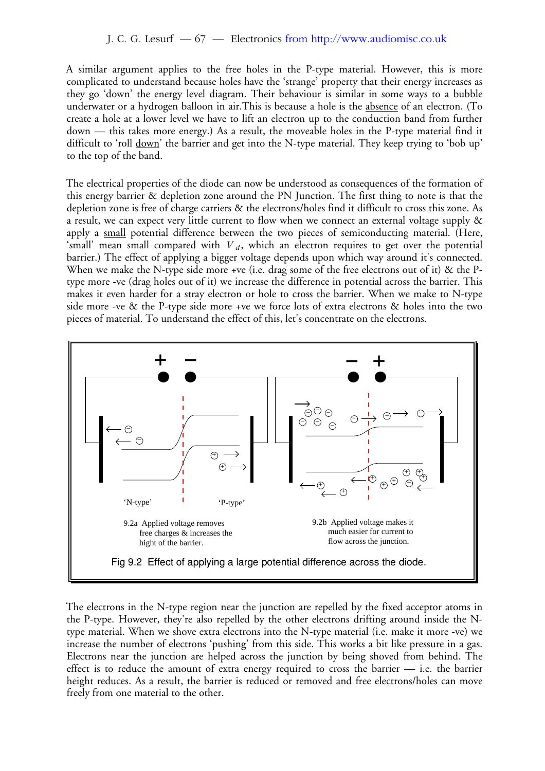A similar argument applies to the free holes in the P-type material. However, this is more complicated to understand because holes have the 'strange' property that their energy increases as they go 'down' the energy level diagram. Their behaviour is similar in some ways to a bubble underwater or a hydrogen balloon in air.This is because a hole is the absence of an electron. (To create a hole at a lower level we have to lift an electron up to the conduction band from further down — this takes more energy.) As a result, the moveable holes in the P-type material find it difficult to 'roll down' the barrier and get into the N-type material. They keep trying to 'bob up' to the top of the band.

The electrical properties of the diode can now be understood as consequences of the formation of this energy barrier & depletion zone around the PN Junction. The first thing to note is that the depletion zone is free of charge carriers & the electrons/holes find it difficult to cross this zone. As a result, we can expect very little current to flow when we connect an external voltage supply & apply a small potential difference between the two pieces of semiconducting material. (Here, 'small' mean small compared with $V_d$, which an electron requires to get over the potential barrier.) The effect of applying a bigger voltage depends upon which way around it's connected. When we make the N-type side more +ve (i.e. drag some of the free electrons out of it) & the P-type more -ve (drag holes out of it) we increase the difference in potential across the barrier. This makes it even harder for a stray electron or hole to cross the barrier. When we make to N-type side more -ve & the P-type side more +ve we force lots of extra electrons & holes into the two pieces of material. To understand the effect of this, let's concentrate on the electrons.

'N-type' 'P-type'

9.2a Applied voltage removes free charges & increases the hight of the barrier.

9.2b Applied voltage makes it much easier for current to flow across the junction.

Fig 9.2 Effect of applying a large potential difference across the diode.

The electrons in the N-type region near the junction are repelled by the fixed acceptor atoms in the P-type. However, they're also repelled by the other electrons drifting around inside the N-type material. When we shove extra electrons into the N-type material (i.e. make it more -ve) we increase the number of electrons 'pushing' from this side. This works a bit like pressure in a gas. Electrons near the junction are helped across the junction by being shoved from behind. The effect is to reduce the amount of extra energy required to cross the barrier — i.e. the barrier height reduces. As a result, the barrier is reduced or removed and free electrons/holes can move freely from one material to the other.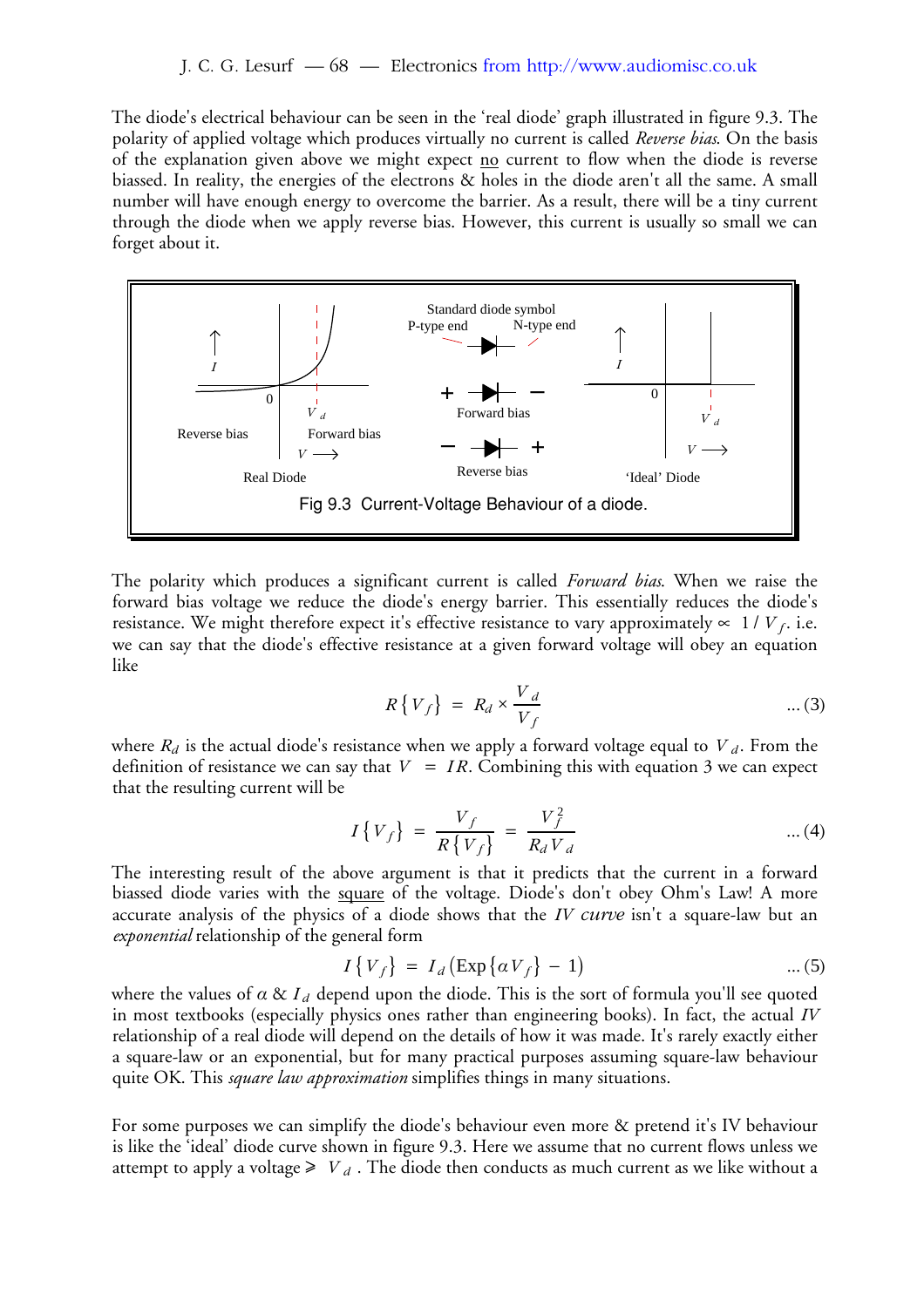The diode's electrical behaviour can be seen in the 'real diode' graph illustrated in figure 9.3. The polarity of applied voltage which produces virtually no current is called *Reverse bias*. On the basis of the explanation given above we might expect no current to flow when the diode is reverse biassed. In reality, the energies of the electrons & holes in the diode aren't all the same. A small number will have enough energy to overcome the barrier. As a result, there will be a tiny current through the diode when we apply reverse bias. However, this current is usually so small we can forget about it.

Fig 9.3 Current-Voltage Behaviour of a diode.

The polarity which produces a significant current is called *Forward bias*. When we raise the forward bias voltage we reduce the diode's energy barrier. This essentially reduces the diode's resistance. We might therefore expect it's effective resistance to vary approximately $\propto 1 / V_f$. i.e. we can say that the diode's effective resistance at a given forward voltage will obey an equation like

$$R\{V_f\} = R_d \times \frac{V_d}{V_f} \qquad \dots (3)$$

where $R_d$ is the actual diode's resistance when we apply a forward voltage equal to $V_d$. From the definition of resistance we can say that $V = IR$. Combining this with equation 3 we can expect that the resulting current will be

$$I\{V_f\} = \frac{V_f}{R\{V_f\}} = \frac{V_f^2}{R_d V_d} \qquad \dots (4)$$

The interesting result of the above argument is that it predicts that the current in a forward biassed diode varies with the square of the voltage. Diode's don't obey Ohm's Law! A more accurate analysis of the physics of a diode shows that the *IV curve* isn't a square-law but an *exponential* relationship of the general form

$$I\{V_f\} = I_d\left(\mathrm{Exp}\{\alpha V_f\} - 1\right) \qquad \dots (5)$$

where the values of $\alpha$ & $I_d$ depend upon the diode. This is the sort of formula you'll see quoted in most textbooks (especially physics ones rather than engineering books). In fact, the actual *IV* relationship of a real diode will depend on the details of how it was made. It's rarely exactly either a square-law or an exponential, but for many practical purposes assuming square-law behaviour quite OK. This *square law approximation* simplifies things in many situations.

For some purposes we can simplify the diode's behaviour even more & pretend it's IV behaviour is like the 'ideal' diode curve shown in figure 9.3. Here we assume that no current flows unless we attempt to apply a voltage $\geqslant V_d$. The diode then conducts as much current as we like without a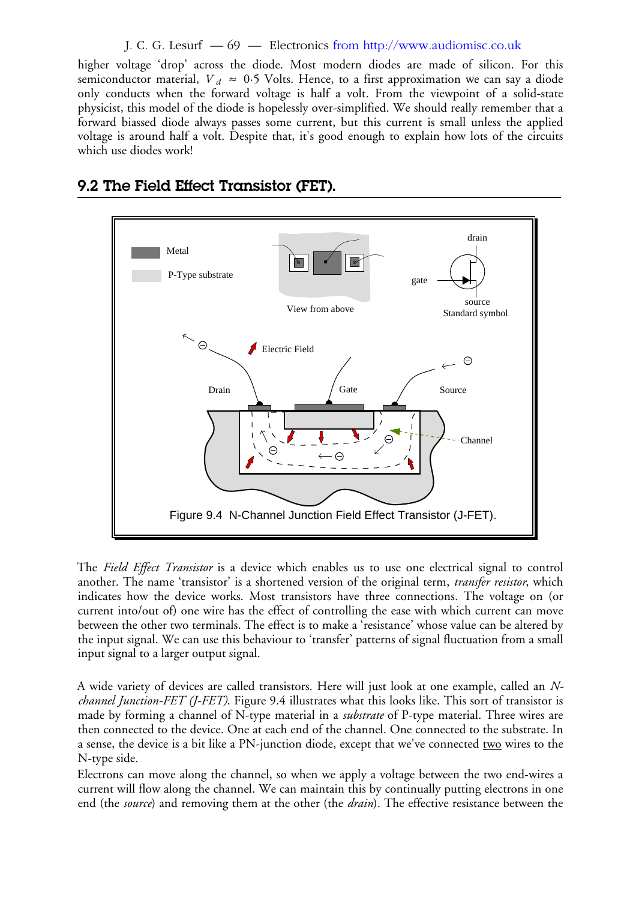higher voltage 'drop' across the diode. Most modern diodes are made of silicon. For this semiconductor material, $V_d \approx 0{\cdot}5$ Volts. Hence, to a first approximation we can say a diode only conducts when the forward voltage is half a volt. From the viewpoint of a solid-state physicist, this model of the diode is hopelessly over-simplified. We should really remember that a forward biassed diode always passes some current, but this current is small unless the applied voltage is around half a volt. Despite that, it's good enough to explain how lots of the circuits which use diodes work!

## 9.2 The Field Effect Transistor (FET).

Figure 9.4 N-Channel Junction Field Effect Transistor (J-FET).

The *Field Effect Transistor* is a device which enables us to use one electrical signal to control another. The name 'transistor' is a shortened version of the original term, *transfer resistor*, which indicates how the device works. Most transistors have three connections. The voltage on (or current into/out of) one wire has the effect of controlling the ease with which current can move between the other two terminals. The effect is to make a 'resistance' whose value can be altered by the input signal. We can use this behaviour to 'transfer' patterns of signal fluctuation from a small input signal to a larger output signal.

A wide variety of devices are called transistors. Here will just look at one example, called an *N-channel Junction-FET (J-FET)*. Figure 9.4 illustrates what this looks like. This sort of transistor is made by forming a channel of N-type material in a *substrate* of P-type material. Three wires are then connected to the device. One at each end of the channel. One connected to the substrate. In a sense, the device is a bit like a PN-junction diode, except that we've connected two wires to the N-type side.

Electrons can move along the channel, so when we apply a voltage between the two end-wires a current will flow along the channel. We can maintain this by continually putting electrons in one end (the *source*) and removing them at the other (the *drain*). The effective resistance between the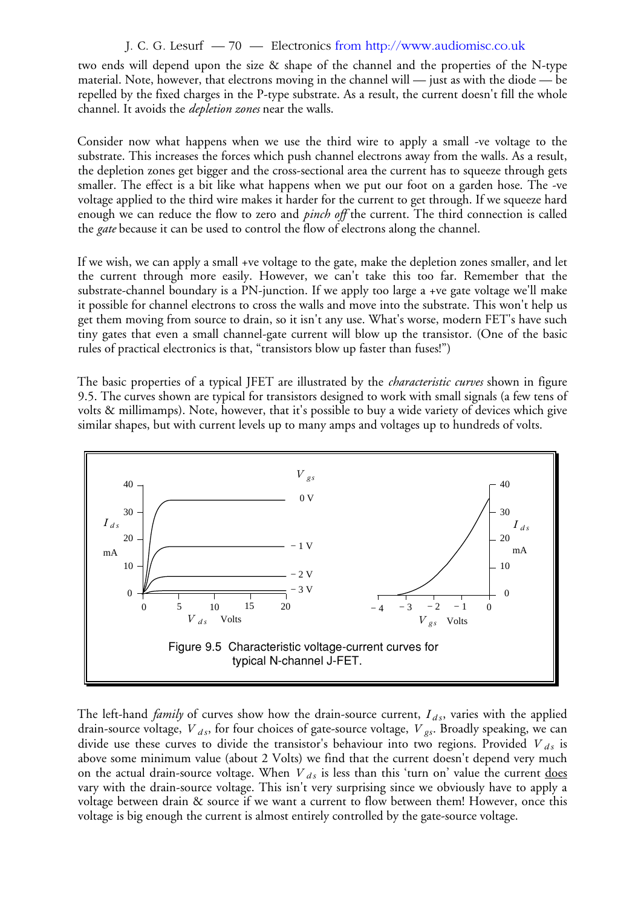two ends will depend upon the size & shape of the channel and the properties of the N-type material. Note, however, that electrons moving in the channel will — just as with the diode — be repelled by the fixed charges in the P-type substrate. As a result, the current doesn't fill the whole channel. It avoids the *depletion zones* near the walls.

Consider now what happens when we use the third wire to apply a small -ve voltage to the substrate. This increases the forces which push channel electrons away from the walls. As a result, the depletion zones get bigger and the cross-sectional area the current has to squeeze through gets smaller. The effect is a bit like what happens when we put our foot on a garden hose. The -ve voltage applied to the third wire makes it harder for the current to get through. If we squeeze hard enough we can reduce the flow to zero and *pinch off* the current. The third connection is called the *gate* because it can be used to control the flow of electrons along the channel.

If we wish, we can apply a small +ve voltage to the gate, make the depletion zones smaller, and let the current through more easily. However, we can't take this too far. Remember that the substrate-channel boundary is a PN-junction. If we apply too large a +ve gate voltage we'll make it possible for channel electrons to cross the walls and move into the substrate. This won't help us get them moving from source to drain, so it isn't any use. What's worse, modern FET's have such tiny gates that even a small channel-gate current will blow up the transistor. (One of the basic rules of practical electronics is that, "transistors blow up faster than fuses!")

The basic properties of a typical JFET are illustrated by the *characteristic curves* shown in figure 9.5. The curves shown are typical for transistors designed to work with small signals (a few tens of volts & millimamps). Note, however, that it's possible to buy a wide variety of devices which give similar shapes, but with current levels up to many amps and voltages up to hundreds of volts.

Figure 9.5 Characteristic voltage-current curves for typical N-channel J-FET.

The left-hand *family* of curves show how the drain-source current, $I_{ds}$, varies with the applied drain-source voltage, $V_{ds}$, for four choices of gate-source voltage, $V_{gs}$. Broadly speaking, we can divide use these curves to divide the transistor's behaviour into two regions. Provided $V_{ds}$ is above some minimum value (about 2 Volts) we find that the current doesn't depend very much on the actual drain-source voltage. When $V_{ds}$ is less than this 'turn on' value the current does vary with the drain-source voltage. This isn't very surprising since we obviously have to apply a voltage between drain & source if we want a current to flow between them! However, once this voltage is big enough the current is almost entirely controlled by the gate-source voltage.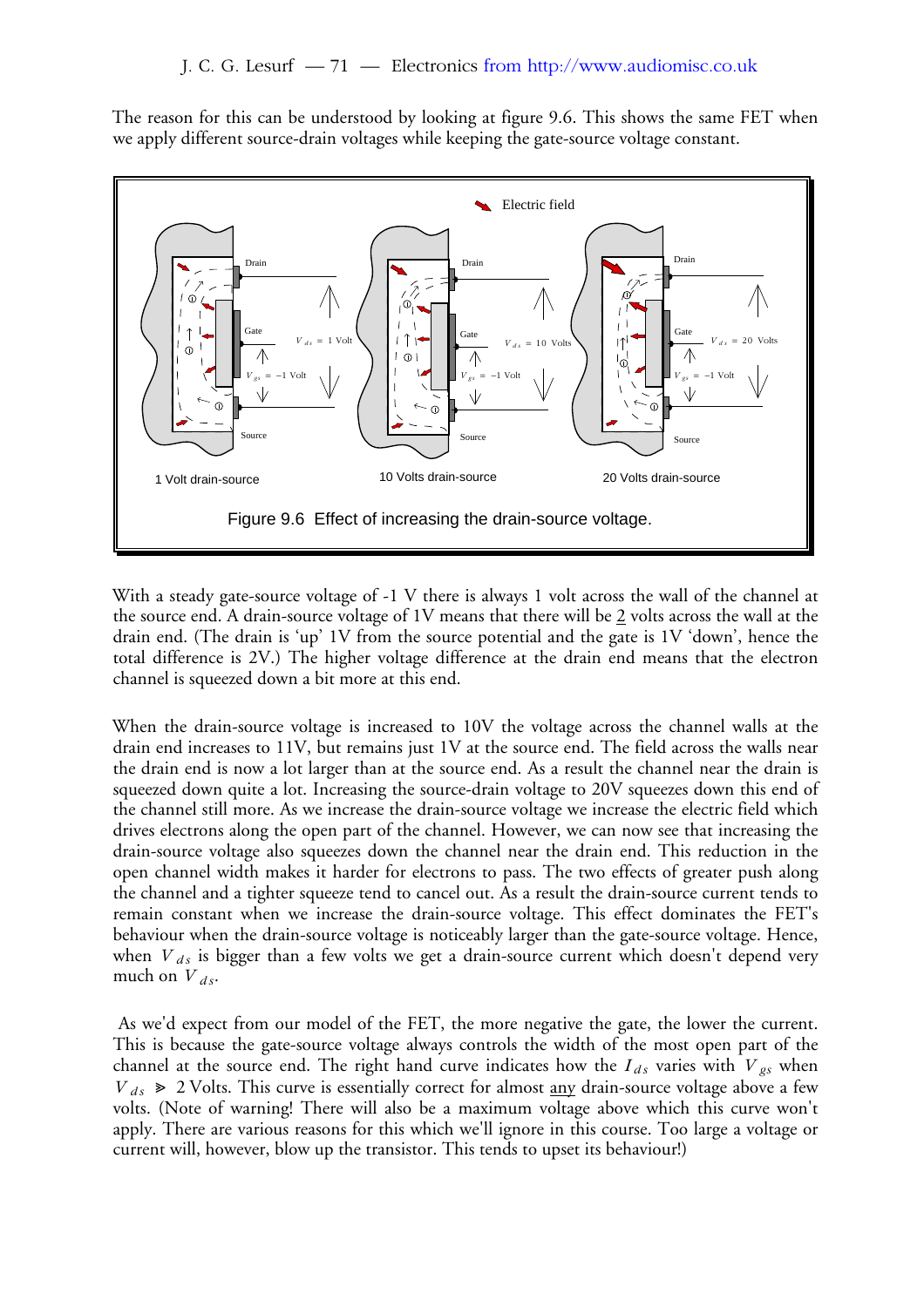The reason for this can be understood by looking at figure 9.6. This shows the same FET when we apply different source-drain voltages while keeping the gate-source voltage constant.

Figure 9.6 Effect of increasing the drain-source voltage.

With a steady gate-source voltage of -1 V there is always 1 volt across the wall of the channel at the source end. A drain-source voltage of 1V means that there will be 2 volts across the wall at the drain end. (The drain is 'up' 1V from the source potential and the gate is 1V 'down', hence the total difference is 2V.) The higher voltage difference at the drain end means that the electron channel is squeezed down a bit more at this end.

When the drain-source voltage is increased to 10V the voltage across the channel walls at the drain end increases to 11V, but remains just 1V at the source end. The field across the walls near the drain end is now a lot larger than at the source end. As a result the channel near the drain is squeezed down quite a lot. Increasing the source-drain voltage to 20V squeezes down this end of the channel still more. As we increase the drain-source voltage we increase the electric field which drives electrons along the open part of the channel. However, we can now see that increasing the drain-source voltage also squeezes down the channel near the drain end. This reduction in the open channel width makes it harder for electrons to pass. The two effects of greater push along the channel and a tighter squeeze tend to cancel out. As a result the drain-source current tends to remain constant when we increase the drain-source voltage. This effect dominates the FET's behaviour when the drain-source voltage is noticeably larger than the gate-source voltage. Hence, when $V_{ds}$ is bigger than a few volts we get a drain-source current which doesn't depend very much on $V_{ds}$.

As we'd expect from our model of the FET, the more negative the gate, the lower the current. This is because the gate-source voltage always controls the width of the most open part of the channel at the source end. The right hand curve indicates how the $I_{ds}$ varies with $V_{gs}$ when $V_{ds} \gg 2$ Volts. This curve is essentially correct for almost any drain-source voltage above a few volts. (Note of warning! There will also be a maximum voltage above which this curve won't apply. There are various reasons for this which we'll ignore in this course. Too large a voltage or current will, however, blow up the transistor. This tends to upset its behaviour!)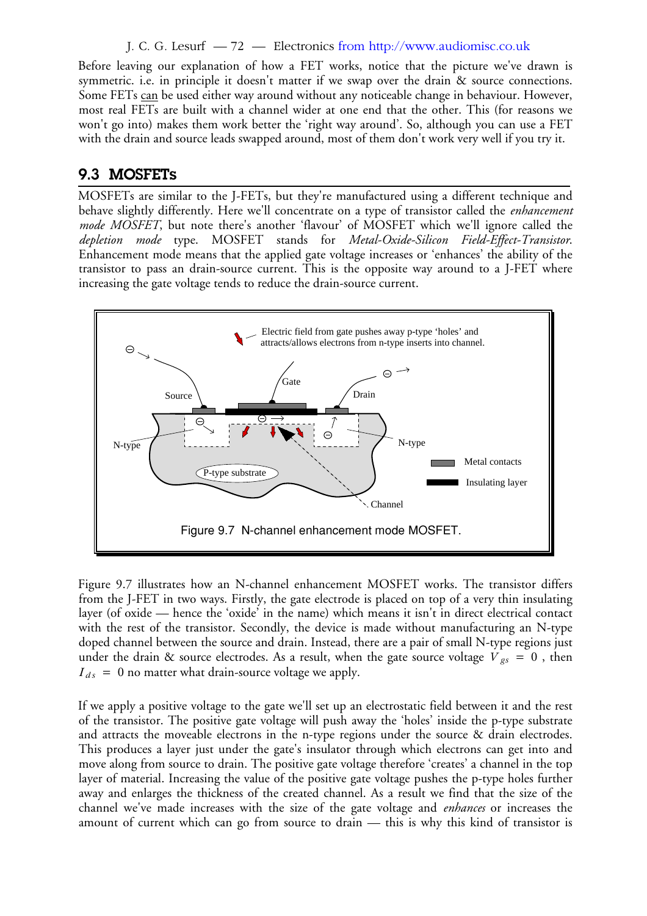Before leaving our explanation of how a FET works, notice that the picture we've drawn is symmetric. i.e. in principle it doesn't matter if we swap over the drain & source connections. Some FETs can be used either way around without any noticeable change in behaviour. However, most real FETs are built with a channel wider at one end that the other. This (for reasons we won't go into) makes them work better the 'right way around'. So, although you can use a FET with the drain and source leads swapped around, most of them don't work very well if you try it.

## 9.3 MOSFETs

MOSFETs are similar to the J-FETs, but they're manufactured using a different technique and behave slightly differently. Here we'll concentrate on a type of transistor called the *enhancement mode MOSFET*, but note there's another 'flavour' of MOSFET which we'll ignore called the *depletion mode* type. MOSFET stands for *Metal-Oxide-Silicon Field-Effect-Transistor*. Enhancement mode means that the applied gate voltage increases or 'enhances' the ability of the transistor to pass an drain-source current. This is the opposite way around to a J-FET where increasing the gate voltage tends to reduce the drain-source current.

Figure 9.7 N-channel enhancement mode MOSFET.

Figure 9.7 illustrates how an N-channel enhancement MOSFET works. The transistor differs from the J-FET in two ways. Firstly, the gate electrode is placed on top of a very thin insulating layer (of oxide — hence the 'oxide' in the name) which means it isn't in direct electrical contact with the rest of the transistor. Secondly, the device is made without manufacturing an N-type doped channel between the source and drain. Instead, there are a pair of small N-type regions just under the drain & source electrodes. As a result, when the gate source voltage $V_{gs} = 0$, then $I_{ds} = 0$ no matter what drain-source voltage we apply.

If we apply a positive voltage to the gate we'll set up an electrostatic field between it and the rest of the transistor. The positive gate voltage will push away the 'holes' inside the p-type substrate and attracts the moveable electrons in the n-type regions under the source & drain electrodes. This produces a layer just under the gate's insulator through which electrons can get into and move along from source to drain. The positive gate voltage therefore 'creates' a channel in the top layer of material. Increasing the value of the positive gate voltage pushes the p-type holes further away and enlarges the thickness of the created channel. As a result we find that the size of the channel we've made increases with the size of the gate voltage and *enhances* or increases the amount of current which can go from source to drain — this is why this kind of transistor is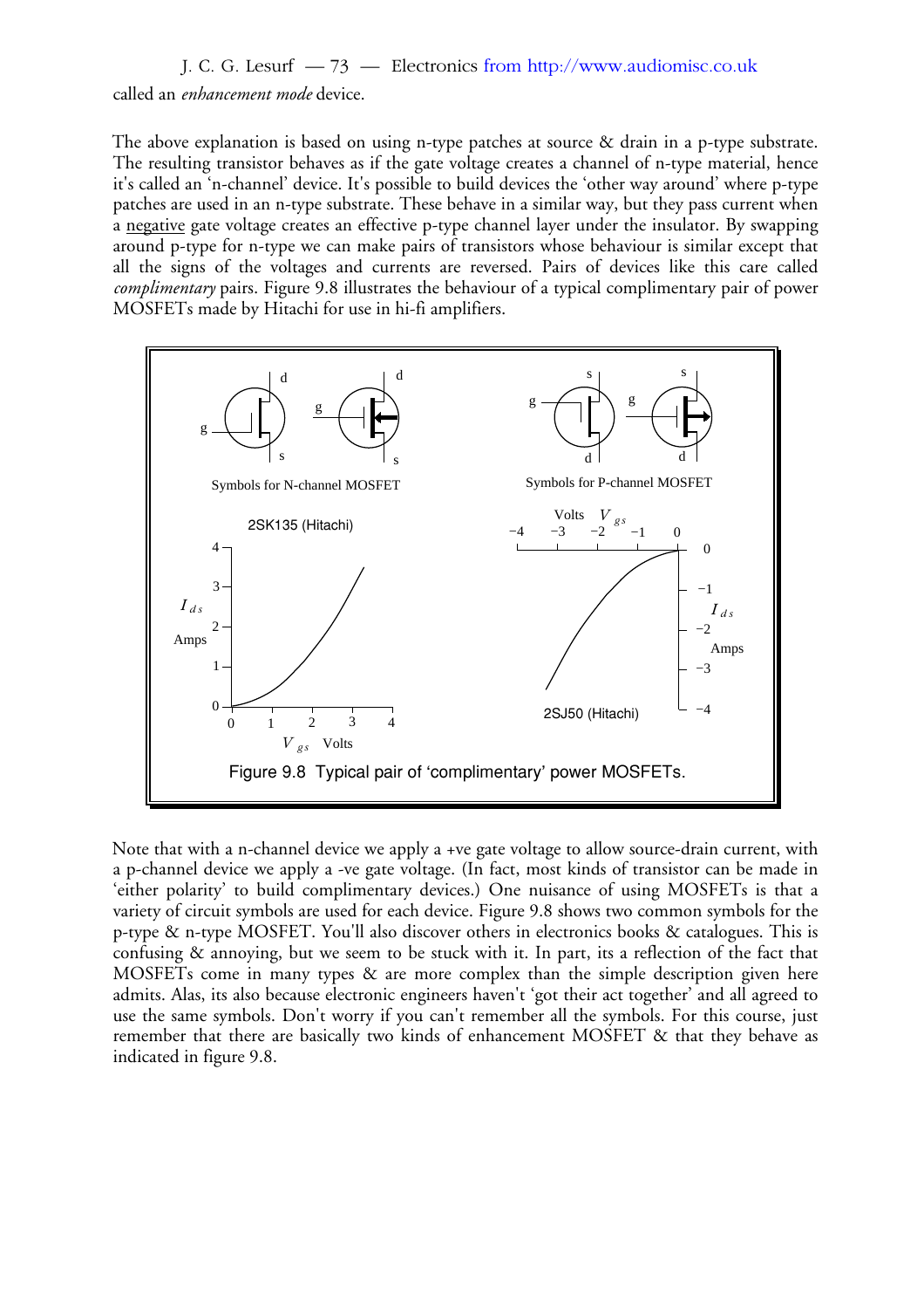called an *enhancement mode* device.

The above explanation is based on using n-type patches at source & drain in a p-type substrate. The resulting transistor behaves as if the gate voltage creates a channel of n-type material, hence it's called an 'n-channel' device. It's possible to build devices the 'other way around' where p-type patches are used in an n-type substrate. These behave in a similar way, but they pass current when a negative gate voltage creates an effective p-type channel layer under the insulator. By swapping around p-type for n-type we can make pairs of transistors whose behaviour is similar except that all the signs of the voltages and currents are reversed. Pairs of devices like this care called *complimentary* pairs. Figure 9.8 illustrates the behaviour of a typical complimentary pair of power MOSFETs made by Hitachi for use in hi-fi amplifiers.

Figure 9.8 Typical pair of 'complimentary' power MOSFETs.

Note that with a n-channel device we apply a +ve gate voltage to allow source-drain current, with a p-channel device we apply a -ve gate voltage. (In fact, most kinds of transistor can be made in 'either polarity' to build complimentary devices.) One nuisance of using MOSFETs is that a variety of circuit symbols are used for each device. Figure 9.8 shows two common symbols for the p-type & n-type MOSFET. You'll also discover others in electronics books & catalogues. This is confusing & annoying, but we seem to be stuck with it. In part, its a reflection of the fact that MOSFETs come in many types & are more complex than the simple description given here admits. Alas, its also because electronic engineers haven't 'got their act together' and all agreed to use the same symbols. Don't worry if you can't remember all the symbols. For this course, just remember that there are basically two kinds of enhancement MOSFET & that they behave as indicated in figure 9.8.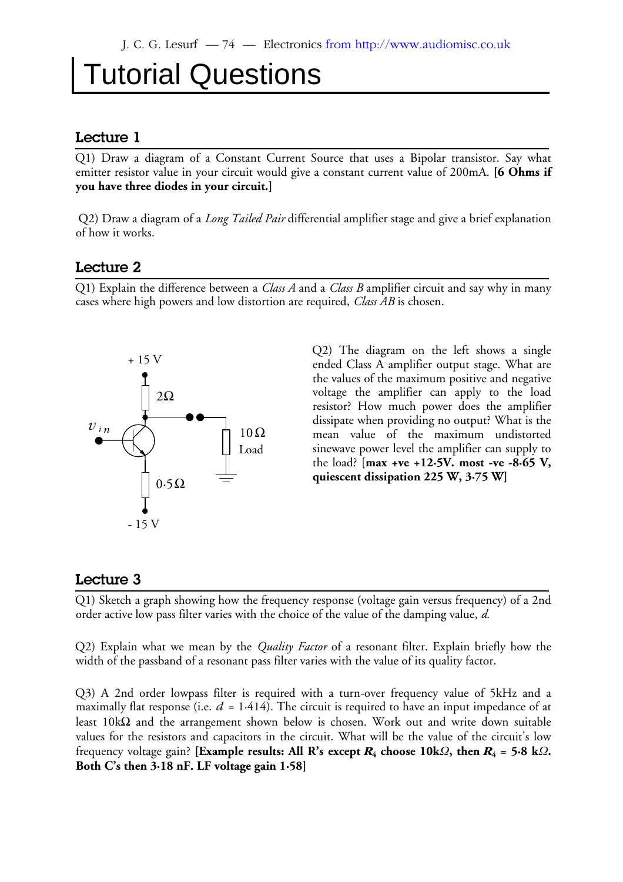# Tutorial Questions

## Lecture 1

Q1) Draw a diagram of a Constant Current Source that uses a Bipolar transistor. Say what emitter resistor value in your circuit would give a constant current value of 200mA. **[6 Ohms if you have three diodes in your circuit.]**

Q2) Draw a diagram of a *Long Tailed Pair* differential amplifier stage and give a brief explanation of how it works.

## Lecture 2

Q1) Explain the difference between a *Class A* and a *Class B* amplifier circuit and say why in many cases where high powers and low distortion are required, *Class AB* is chosen.

+ 15 V

2Ω

$v_{in}$

10 Ω Load

0·5Ω

- 15 V

Q2) The diagram on the left shows a single ended Class A amplifier output stage. What are the values of the maximum positive and negative voltage the amplifier can apply to the load resistor? How much power does the amplifier dissipate when providing no output? What is the mean value of the maximum undistorted sinewave power level the amplifier can supply to the load? [**max +ve +12·5V. most -ve -8·65 V, quiescent dissipation 225 W, 3·75 W]**

## Lecture 3

Q1) Sketch a graph showing how the frequency response (voltage gain versus frequency) of a 2nd order active low pass filter varies with the choice of the value of the damping value, *d*.

Q2) Explain what we mean by the *Quality Factor* of a resonant filter. Explain briefly how the width of the passband of a resonant pass filter varies with the value of its quality factor.

Q3) A 2nd order lowpass filter is required with a turn-over frequency value of 5kHz and a maximally flat response (i.e. $d$ = 1·414). The circuit is required to have an input impedance of at least 10kΩ and the arrangement shown below is chosen. Work out and write down suitable values for the resistors and capacitors in the circuit. What will be the value of the circuit's low frequency voltage gain? **[Example results: All R's except $R_4$ choose 10kΩ, then $R_4$ = 5·8 kΩ. Both C's then 3·18 nF. LF voltage gain 1·58]**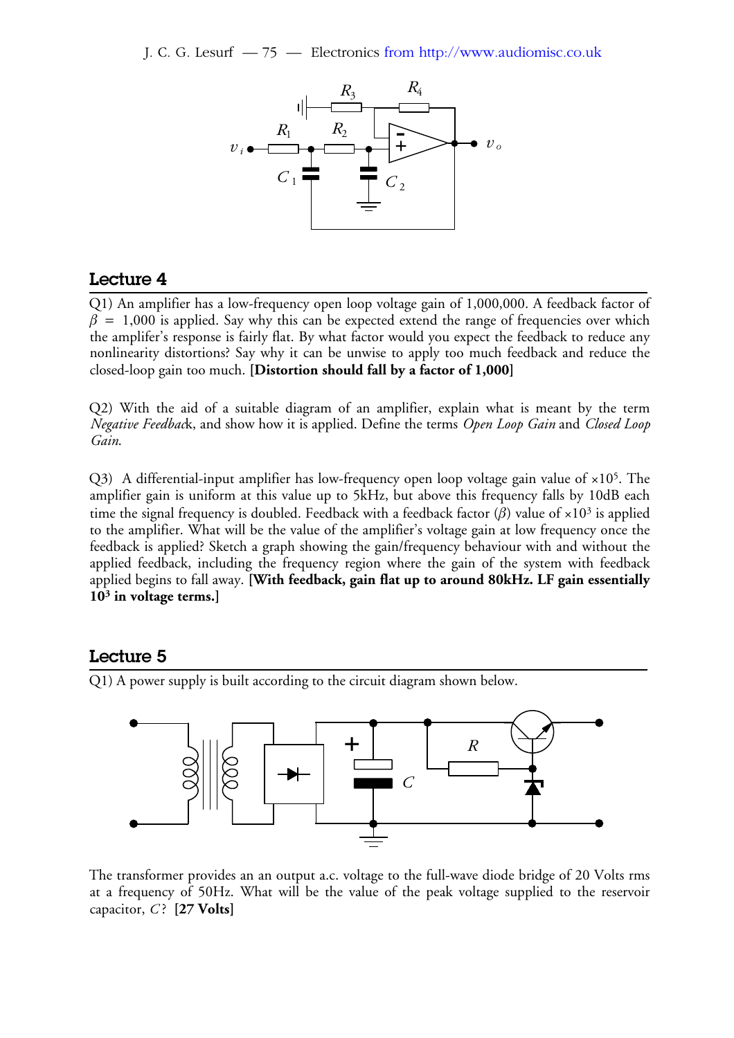## Lecture 4

Q1) An amplifier has a low-frequency open loop voltage gain of 1,000,000. A feedback factor of $\beta = 1{,}000$ is applied. Say why this can be expected extend the range of frequencies over which the amplifer's response is fairly flat. By what factor would you expect the feedback to reduce any nonlinearity distortions? Say why it can be unwise to apply too much feedback and reduce the closed-loop gain too much. **[Distortion should fall by a factor of 1,000]**

Q2) With the aid of a suitable diagram of an amplifier, explain what is meant by the term *Negative Feedback*, and show how it is applied. Define the terms *Open Loop Gain* and *Closed Loop Gain*.

Q3) A differential-input amplifier has low-frequency open loop voltage gain value of $\times 10^5$. The amplifier gain is uniform at this value up to 5kHz, but above this frequency falls by 10dB each time the signal frequency is doubled. Feedback with a feedback factor ($\beta$) value of $\times 10^3$ is applied to the amplifier. What will be the value of the amplifier's voltage gain at low frequency once the feedback is applied? Sketch a graph showing the gain/frequency behaviour with and without the applied feedback, including the frequency region where the gain of the system with feedback applied begins to fall away. **[With feedback, gain flat up to around 80kHz. LF gain essentially $10^3$ in voltage terms.]**

## Lecture 5

Q1) A power supply is built according to the circuit diagram shown below.

The transformer provides an an output a.c. voltage to the full-wave diode bridge of 20 Volts rms at a frequency of 50Hz. What will be the value of the peak voltage supplied to the reservoir capacitor, $C$? **[27 Volts]**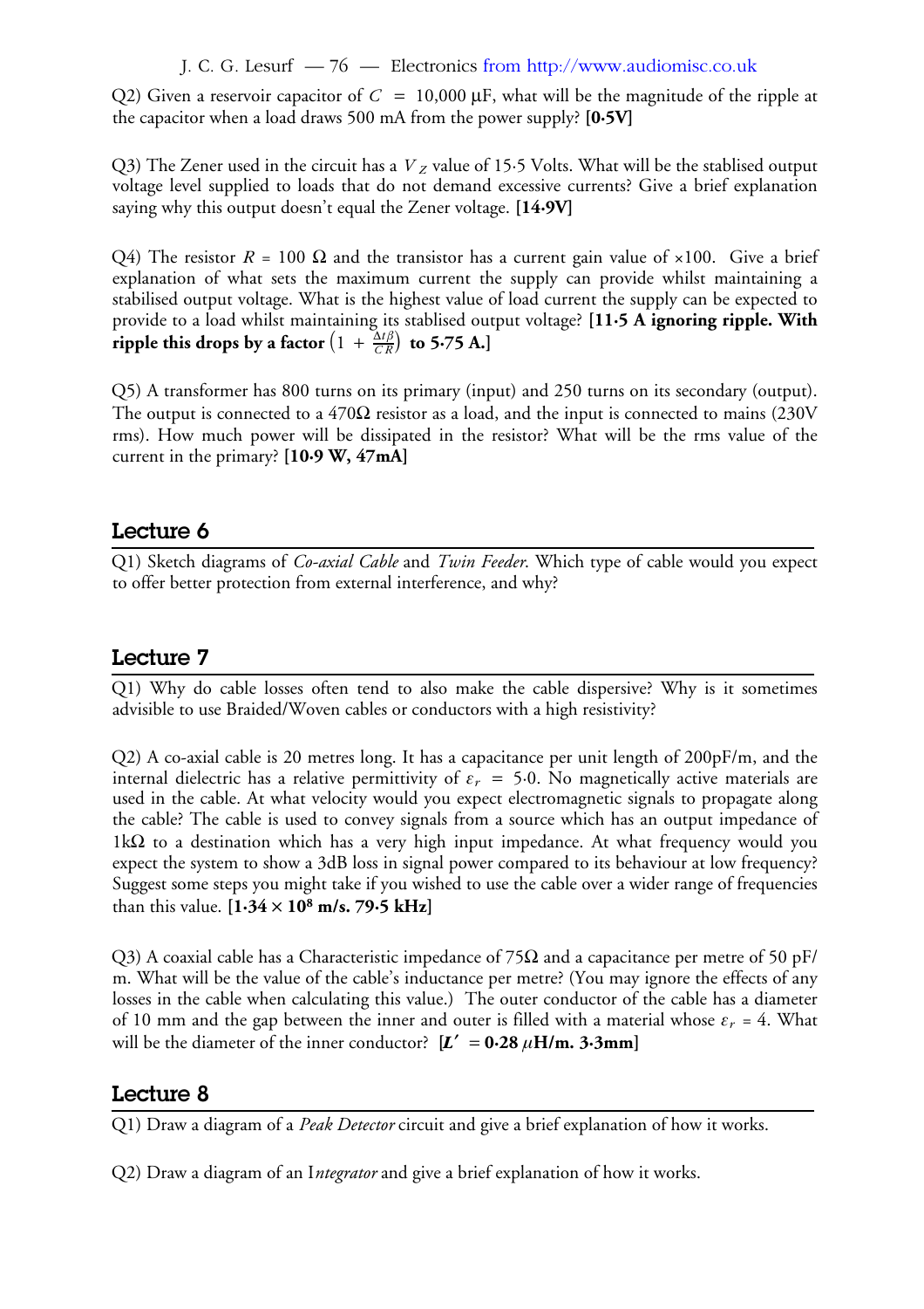Q2) Given a reservoir capacitor of $C = 10{,}000\ \mu\text{F}$, what will be the magnitude of the ripple at the capacitor when a load draws 500 mA from the power supply? **[0·5V]**

Q3) The Zener used in the circuit has a $V_Z$ value of 15·5 Volts. What will be the stablised output voltage level supplied to loads that do not demand excessive currents? Give a brief explanation saying why this output doesn't equal the Zener voltage. **[14·9V]**

Q4) The resistor $R = 100\ \Omega$ and the transistor has a current gain value of ×100. Give a brief explanation of what sets the maximum current the supply can provide whilst maintaining a stabilised output voltage. What is the highest value of load current the supply can be expected to provide to a load whilst maintaining its stablised output voltage? **[11·5 A ignoring ripple. With ripple this drops by a factor $\left(1 + \frac{\Delta t \beta}{CR}\right)$ to 5·75 A.]**

Q5) A transformer has 800 turns on its primary (input) and 250 turns on its secondary (output). The output is connected to a 470Ω resistor as a load, and the input is connected to mains (230V rms). How much power will be dissipated in the resistor? What will be the rms value of the current in the primary? **[10·9 W, 47mA]**

## Lecture 6

Q1) Sketch diagrams of *Co-axial Cable* and *Twin Feeder*. Which type of cable would you expect to offer better protection from external interference, and why?

## Lecture 7

Q1) Why do cable losses often tend to also make the cable dispersive? Why is it sometimes advisible to use Braided/Woven cables or conductors with a high resistivity?

Q2) A co-axial cable is 20 metres long. It has a capacitance per unit length of 200pF/m, and the internal dielectric has a relative permittivity of $\varepsilon_r = 5{\cdot}0$. No magnetically active materials are used in the cable. At what velocity would you expect electromagnetic signals to propagate along the cable? The cable is used to convey signals from a source which has an output impedance of 1kΩ to a destination which has a very high input impedance. At what frequency would you expect the system to show a 3dB loss in signal power compared to its behaviour at low frequency? Suggest some steps you might take if you wished to use the cable over a wider range of frequencies than this value. **[$1{\cdot}34 \times 10^8$ m/s. 79·5 kHz]**

Q3) A coaxial cable has a Characteristic impedance of 75Ω and a capacitance per metre of 50 pF/m. What will be the value of the cable's inductance per metre? (You may ignore the effects of any losses in the cable when calculating this value.) The outer conductor of the cable has a diameter of 10 mm and the gap between the inner and outer is filled with a material whose $\varepsilon_r = 4$. What will be the diameter of the inner conductor? **[$L' = 0{\cdot}28\ \mu$H/m. 3·3mm]**

## Lecture 8

Q1) Draw a diagram of a *Peak Detector* circuit and give a brief explanation of how it works.

Q2) Draw a diagram of an I*ntegrator* and give a brief explanation of how it works.